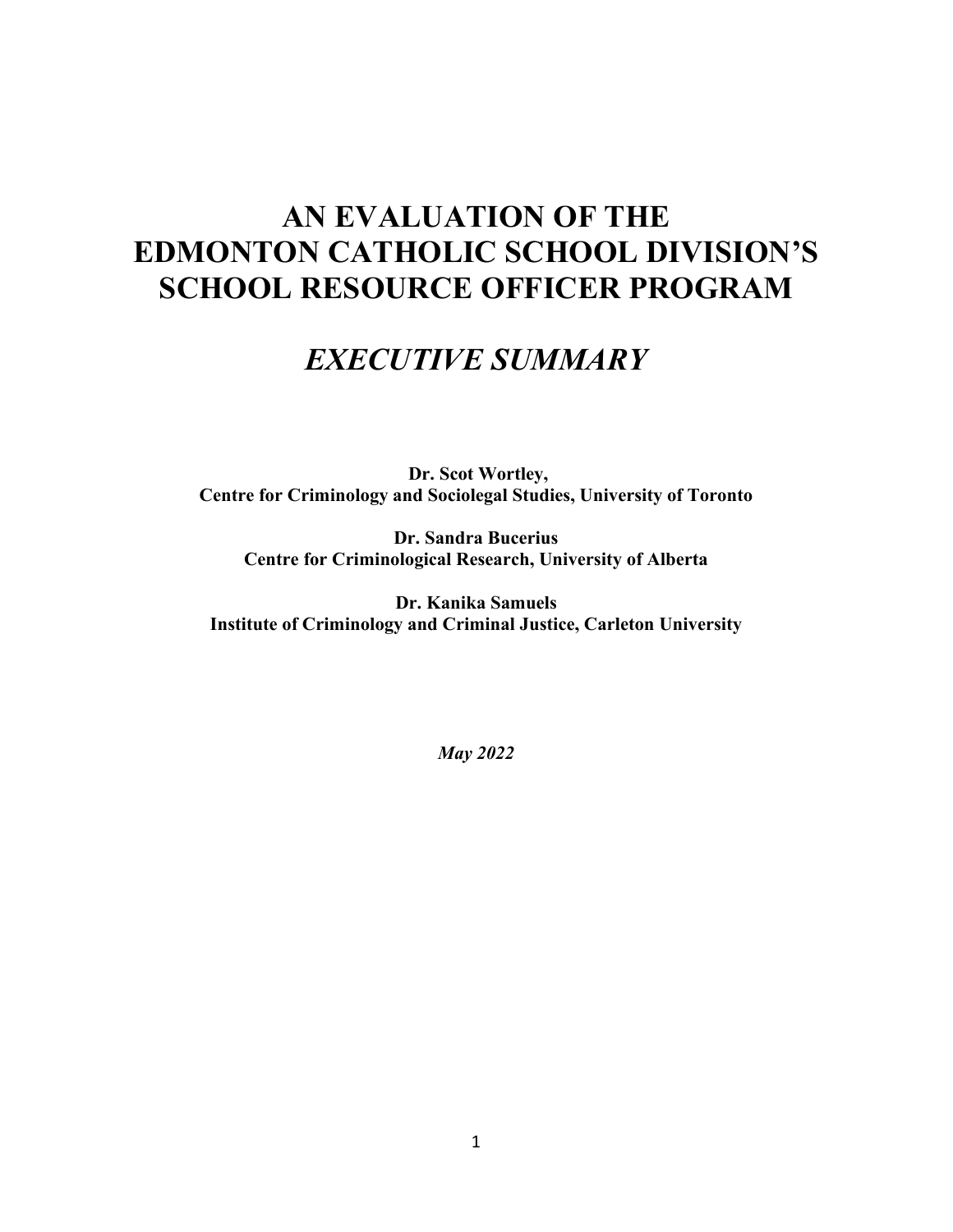# AN EVALUATION OF THE EDMONTON CATHOLIC SCHOOL DIVISION'S SCHOOL RESOURCE OFFICER PROGRAM

## *EXECUTIVE SUMMARY*

**Dr. Scot Wortley,**
**Centre for Criminology and Sociolegal Studies, University of Toronto**

**Dr. Sandra Bucerius**
**Centre for Criminological Research, University of Alberta**

**Dr. Kanika Samuels**
**Institute of Criminology and Criminal Justice, Carleton University**

***May 2022***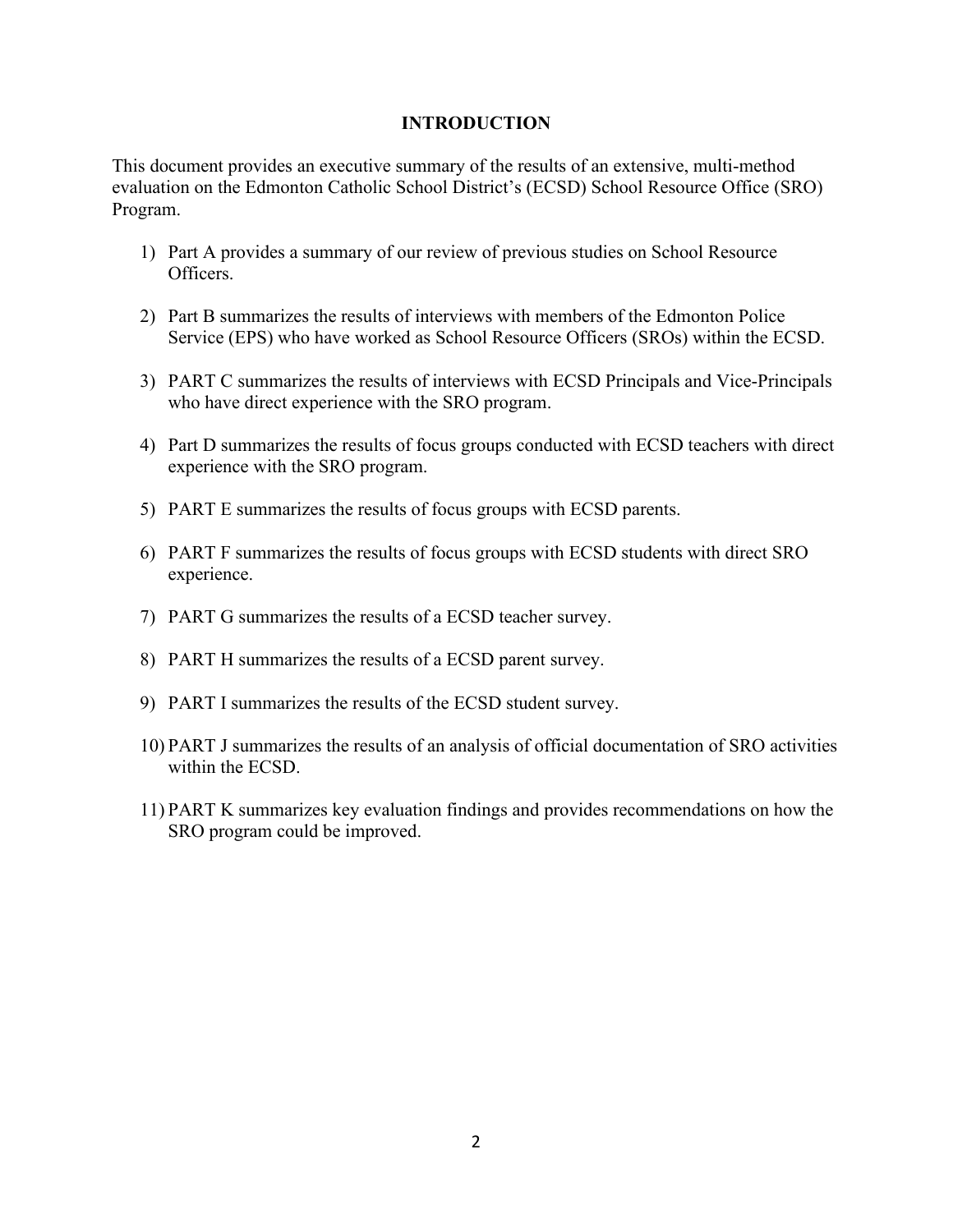## INTRODUCTION

This document provides an executive summary of the results of an extensive, multi-method evaluation on the Edmonton Catholic School District's (ECSD) School Resource Office (SRO) Program.

1) Part A provides a summary of our review of previous studies on School Resource Officers.

2) Part B summarizes the results of interviews with members of the Edmonton Police Service (EPS) who have worked as School Resource Officers (SROs) within the ECSD.

3) PART C summarizes the results of interviews with ECSD Principals and Vice-Principals who have direct experience with the SRO program.

4) Part D summarizes the results of focus groups conducted with ECSD teachers with direct experience with the SRO program.

5) PART E summarizes the results of focus groups with ECSD parents.

6) PART F summarizes the results of focus groups with ECSD students with direct SRO experience.

7) PART G summarizes the results of a ECSD teacher survey.

8) PART H summarizes the results of a ECSD parent survey.

9) PART I summarizes the results of the ECSD student survey.

10) PART J summarizes the results of an analysis of official documentation of SRO activities within the ECSD.

11) PART K summarizes key evaluation findings and provides recommendations on how the SRO program could be improved.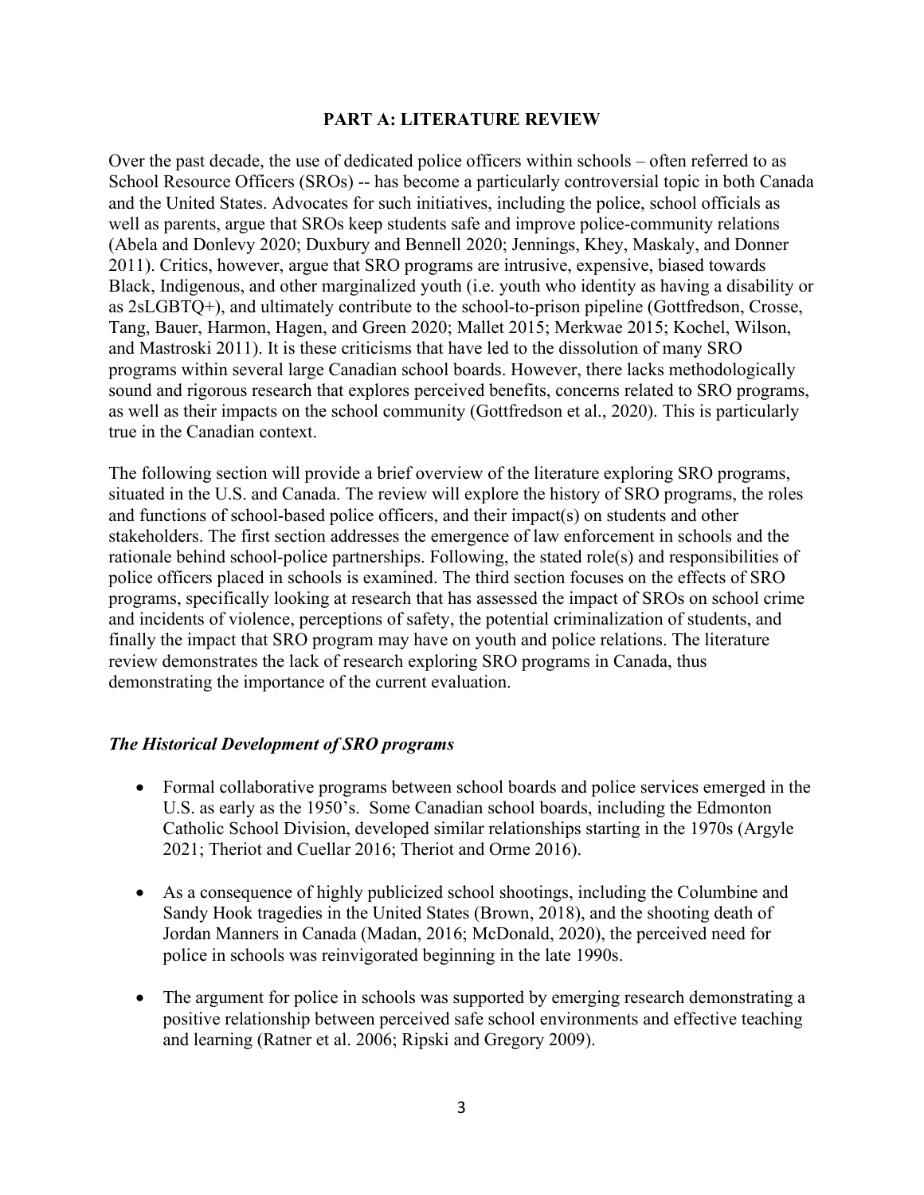## PART A: LITERATURE REVIEW

Over the past decade, the use of dedicated police officers within schools – often referred to as School Resource Officers (SROs) -- has become a particularly controversial topic in both Canada and the United States. Advocates for such initiatives, including the police, school officials as well as parents, argue that SROs keep students safe and improve police-community relations (Abela and Donlevy 2020; Duxbury and Bennell 2020; Jennings, Khey, Maskaly, and Donner 2011). Critics, however, argue that SRO programs are intrusive, expensive, biased towards Black, Indigenous, and other marginalized youth (i.e. youth who identity as having a disability or as 2sLGBTQ+), and ultimately contribute to the school-to-prison pipeline (Gottfredson, Crosse, Tang, Bauer, Harmon, Hagen, and Green 2020; Mallet 2015; Merkwae 2015; Kochel, Wilson, and Mastroski 2011). It is these criticisms that have led to the dissolution of many SRO programs within several large Canadian school boards. However, there lacks methodologically sound and rigorous research that explores perceived benefits, concerns related to SRO programs, as well as their impacts on the school community (Gottfredson et al., 2020). This is particularly true in the Canadian context.

The following section will provide a brief overview of the literature exploring SRO programs, situated in the U.S. and Canada. The review will explore the history of SRO programs, the roles and functions of school-based police officers, and their impact(s) on students and other stakeholders. The first section addresses the emergence of law enforcement in schools and the rationale behind school-police partnerships. Following, the stated role(s) and responsibilities of police officers placed in schools is examined. The third section focuses on the effects of SRO programs, specifically looking at research that has assessed the impact of SROs on school crime and incidents of violence, perceptions of safety, the potential criminalization of students, and finally the impact that SRO program may have on youth and police relations. The literature review demonstrates the lack of research exploring SRO programs in Canada, thus demonstrating the importance of the current evaluation.

### *The Historical Development of SRO programs*

- Formal collaborative programs between school boards and police services emerged in the U.S. as early as the 1950's. Some Canadian school boards, including the Edmonton Catholic School Division, developed similar relationships starting in the 1970s (Argyle 2021; Theriot and Cuellar 2016; Theriot and Orme 2016).
- As a consequence of highly publicized school shootings, including the Columbine and Sandy Hook tragedies in the United States (Brown, 2018), and the shooting death of Jordan Manners in Canada (Madan, 2016; McDonald, 2020), the perceived need for police in schools was reinvigorated beginning in the late 1990s.
- The argument for police in schools was supported by emerging research demonstrating a positive relationship between perceived safe school environments and effective teaching and learning (Ratner et al. 2006; Ripski and Gregory 2009).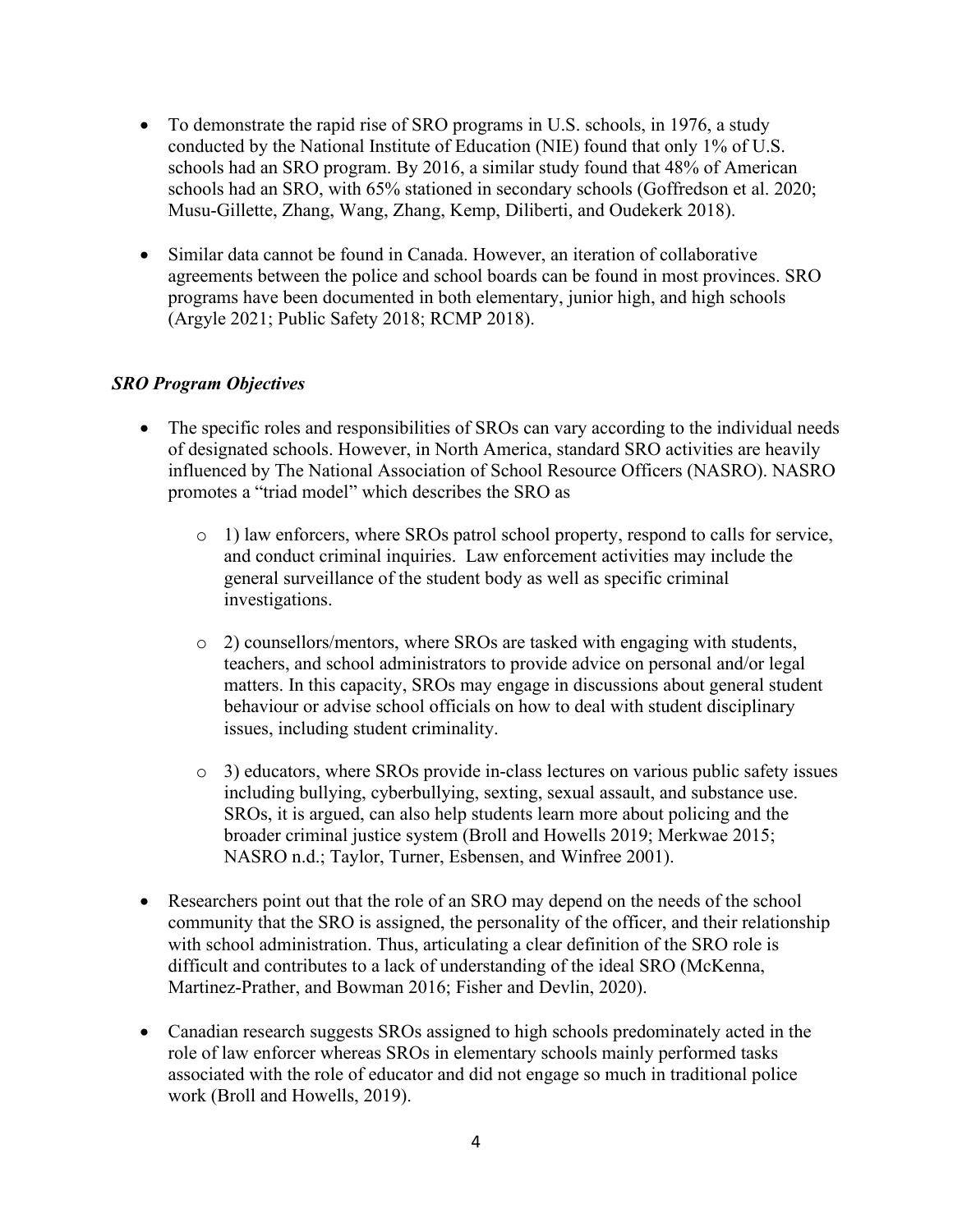- To demonstrate the rapid rise of SRO programs in U.S. schools, in 1976, a study conducted by the National Institute of Education (NIE) found that only 1% of U.S. schools had an SRO program. By 2016, a similar study found that 48% of American schools had an SRO, with 65% stationed in secondary schools (Goffredson et al. 2020; Musu-Gillette, Zhang, Wang, Zhang, Kemp, Diliberti, and Oudekerk 2018).

- Similar data cannot be found in Canada. However, an iteration of collaborative agreements between the police and school boards can be found in most provinces. SRO programs have been documented in both elementary, junior high, and high schools (Argyle 2021; Public Safety 2018; RCMP 2018).

### *SRO Program Objectives*

- The specific roles and responsibilities of SROs can vary according to the individual needs of designated schools. However, in North America, standard SRO activities are heavily influenced by The National Association of School Resource Officers (NASRO). NASRO promotes a "triad model" which describes the SRO as

  - 1) law enforcers, where SROs patrol school property, respond to calls for service, and conduct criminal inquiries. Law enforcement activities may include the general surveillance of the student body as well as specific criminal investigations.

  - 2) counsellors/mentors, where SROs are tasked with engaging with students, teachers, and school administrators to provide advice on personal and/or legal matters. In this capacity, SROs may engage in discussions about general student behaviour or advise school officials on how to deal with student disciplinary issues, including student criminality.

  - 3) educators, where SROs provide in-class lectures on various public safety issues including bullying, cyberbullying, sexting, sexual assault, and substance use. SROs, it is argued, can also help students learn more about policing and the broader criminal justice system (Broll and Howells 2019; Merkwae 2015; NASRO n.d.; Taylor, Turner, Esbensen, and Winfree 2001).

- Researchers point out that the role of an SRO may depend on the needs of the school community that the SRO is assigned, the personality of the officer, and their relationship with school administration. Thus, articulating a clear definition of the SRO role is difficult and contributes to a lack of understanding of the ideal SRO (McKenna, Martinez-Prather, and Bowman 2016; Fisher and Devlin, 2020).

- Canadian research suggests SROs assigned to high schools predominately acted in the role of law enforcer whereas SROs in elementary schools mainly performed tasks associated with the role of educator and did not engage so much in traditional police work (Broll and Howells, 2019).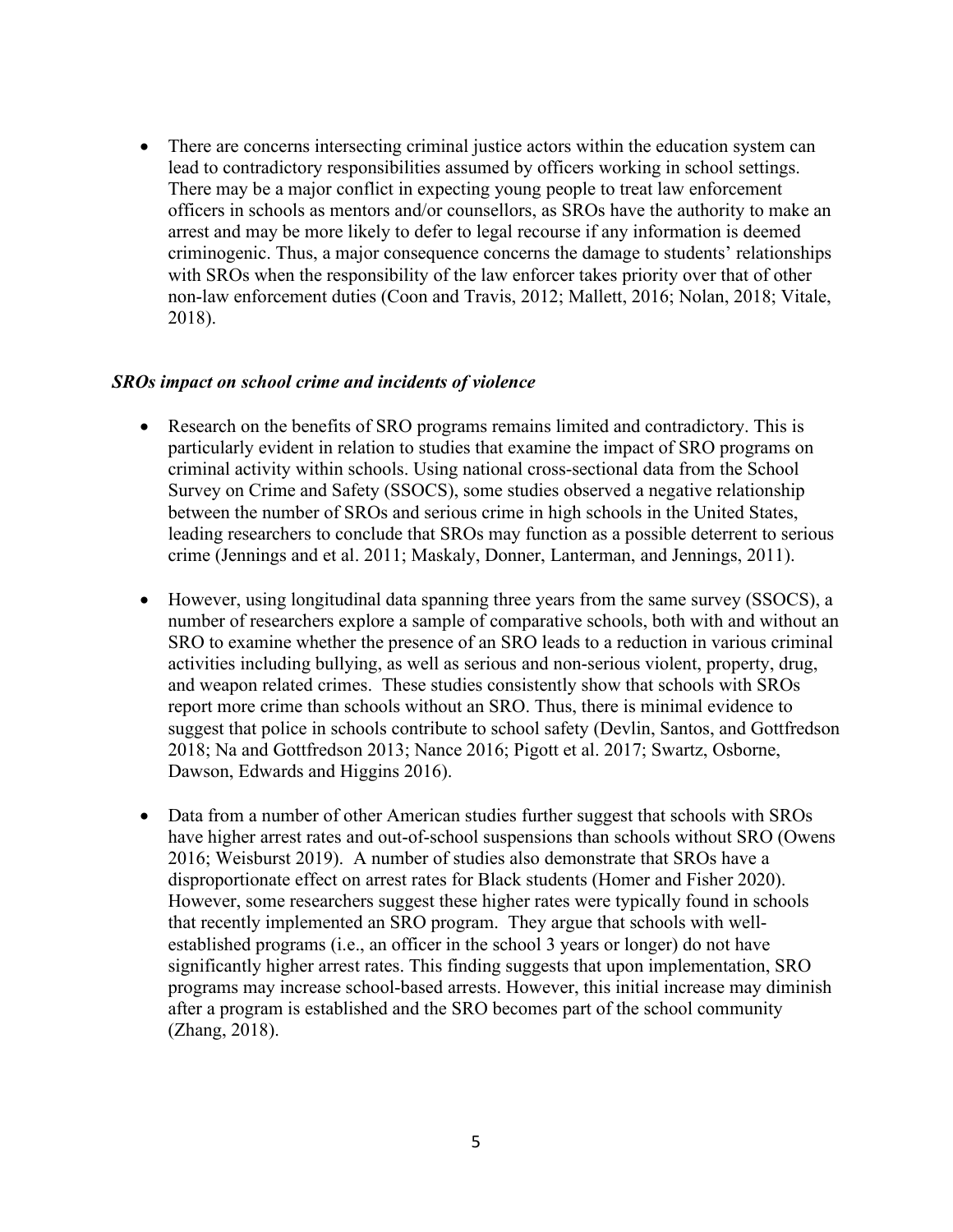- There are concerns intersecting criminal justice actors within the education system can lead to contradictory responsibilities assumed by officers working in school settings. There may be a major conflict in expecting young people to treat law enforcement officers in schools as mentors and/or counsellors, as SROs have the authority to make an arrest and may be more likely to defer to legal recourse if any information is deemed criminogenic. Thus, a major consequence concerns the damage to students' relationships with SROs when the responsibility of the law enforcer takes priority over that of other non-law enforcement duties (Coon and Travis, 2012; Mallett, 2016; Nolan, 2018; Vitale, 2018).

***SROs impact on school crime and incidents of violence***

- Research on the benefits of SRO programs remains limited and contradictory. This is particularly evident in relation to studies that examine the impact of SRO programs on criminal activity within schools. Using national cross-sectional data from the School Survey on Crime and Safety (SSOCS), some studies observed a negative relationship between the number of SROs and serious crime in high schools in the United States, leading researchers to conclude that SROs may function as a possible deterrent to serious crime (Jennings and et al. 2011; Maskaly, Donner, Lanterman, and Jennings, 2011).

- However, using longitudinal data spanning three years from the same survey (SSOCS), a number of researchers explore a sample of comparative schools, both with and without an SRO to examine whether the presence of an SRO leads to a reduction in various criminal activities including bullying, as well as serious and non-serious violent, property, drug, and weapon related crimes. These studies consistently show that schools with SROs report more crime than schools without an SRO. Thus, there is minimal evidence to suggest that police in schools contribute to school safety (Devlin, Santos, and Gottfredson 2018; Na and Gottfredson 2013; Nance 2016; Pigott et al. 2017; Swartz, Osborne, Dawson, Edwards and Higgins 2016).

- Data from a number of other American studies further suggest that schools with SROs have higher arrest rates and out-of-school suspensions than schools without SRO (Owens 2016; Weisburst 2019). A number of studies also demonstrate that SROs have a disproportionate effect on arrest rates for Black students (Homer and Fisher 2020). However, some researchers suggest these higher rates were typically found in schools that recently implemented an SRO program. They argue that schools with well-established programs (i.e., an officer in the school 3 years or longer) do not have significantly higher arrest rates. This finding suggests that upon implementation, SRO programs may increase school-based arrests. However, this initial increase may diminish after a program is established and the SRO becomes part of the school community (Zhang, 2018).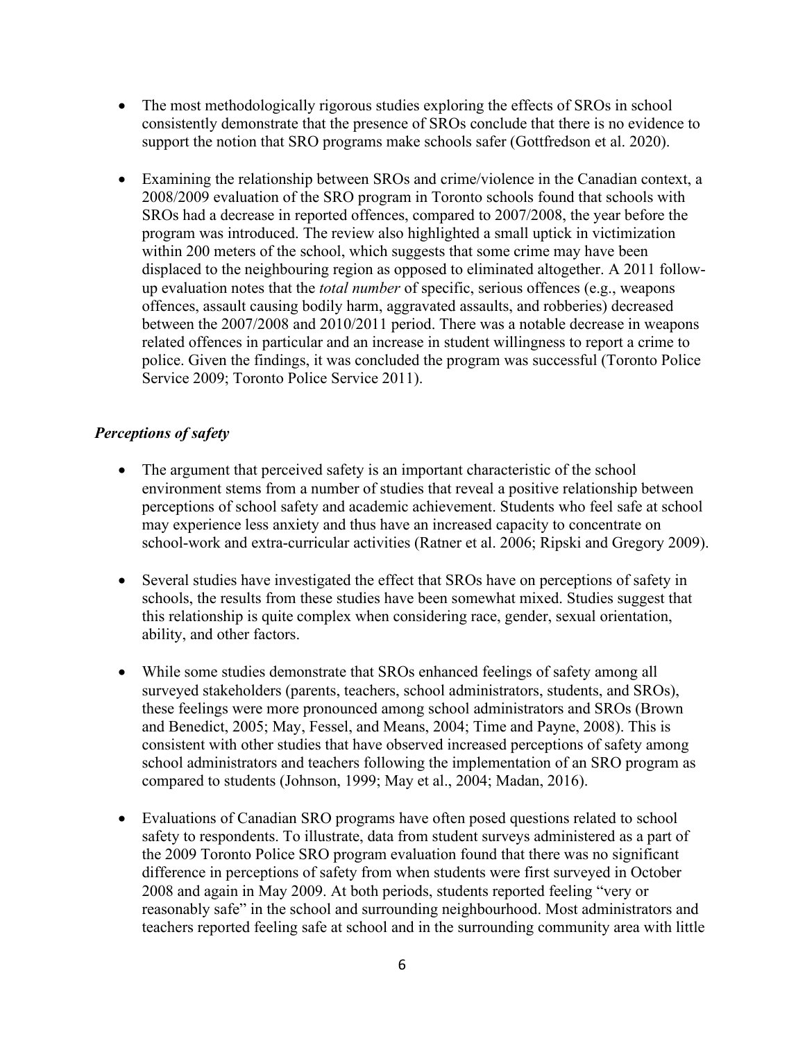- The most methodologically rigorous studies exploring the effects of SROs in school consistently demonstrate that the presence of SROs conclude that there is no evidence to support the notion that SRO programs make schools safer (Gottfredson et al. 2020).

- Examining the relationship between SROs and crime/violence in the Canadian context, a 2008/2009 evaluation of the SRO program in Toronto schools found that schools with SROs had a decrease in reported offences, compared to 2007/2008, the year before the program was introduced. The review also highlighted a small uptick in victimization within 200 meters of the school, which suggests that some crime may have been displaced to the neighbouring region as opposed to eliminated altogether. A 2011 follow-up evaluation notes that the *total number* of specific, serious offences (e.g., weapons offences, assault causing bodily harm, aggravated assaults, and robberies) decreased between the 2007/2008 and 2010/2011 period. There was a notable decrease in weapons related offences in particular and an increase in student willingness to report a crime to police. Given the findings, it was concluded the program was successful (Toronto Police Service 2009; Toronto Police Service 2011).

### *Perceptions of safety*

- The argument that perceived safety is an important characteristic of the school environment stems from a number of studies that reveal a positive relationship between perceptions of school safety and academic achievement. Students who feel safe at school may experience less anxiety and thus have an increased capacity to concentrate on school-work and extra-curricular activities (Ratner et al. 2006; Ripski and Gregory 2009).

- Several studies have investigated the effect that SROs have on perceptions of safety in schools, the results from these studies have been somewhat mixed. Studies suggest that this relationship is quite complex when considering race, gender, sexual orientation, ability, and other factors.

- While some studies demonstrate that SROs enhanced feelings of safety among all surveyed stakeholders (parents, teachers, school administrators, students, and SROs), these feelings were more pronounced among school administrators and SROs (Brown and Benedict, 2005; May, Fessel, and Means, 2004; Time and Payne, 2008). This is consistent with other studies that have observed increased perceptions of safety among school administrators and teachers following the implementation of an SRO program as compared to students (Johnson, 1999; May et al., 2004; Madan, 2016).

- Evaluations of Canadian SRO programs have often posed questions related to school safety to respondents. To illustrate, data from student surveys administered as a part of the 2009 Toronto Police SRO program evaluation found that there was no significant difference in perceptions of safety from when students were first surveyed in October 2008 and again in May 2009. At both periods, students reported feeling "very or reasonably safe" in the school and surrounding neighbourhood. Most administrators and teachers reported feeling safe at school and in the surrounding community area with little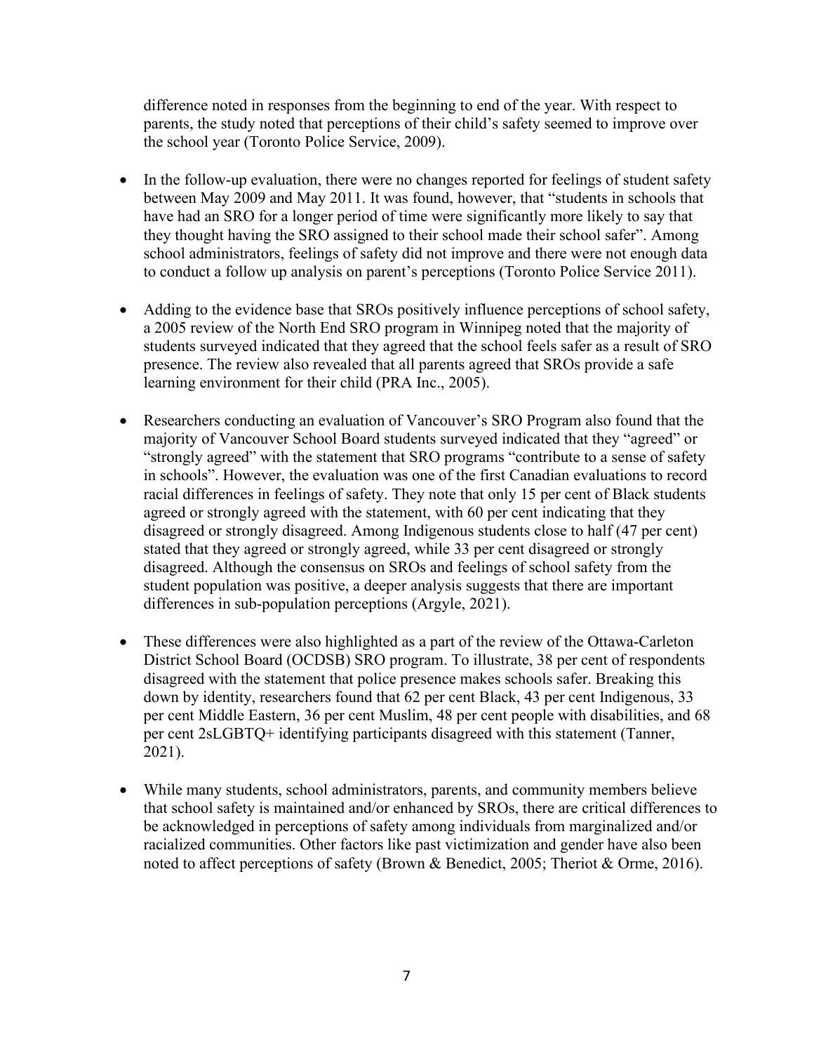difference noted in responses from the beginning to end of the year. With respect to parents, the study noted that perceptions of their child's safety seemed to improve over the school year (Toronto Police Service, 2009).

- In the follow-up evaluation, there were no changes reported for feelings of student safety between May 2009 and May 2011. It was found, however, that "students in schools that have had an SRO for a longer period of time were significantly more likely to say that they thought having the SRO assigned to their school made their school safer". Among school administrators, feelings of safety did not improve and there were not enough data to conduct a follow up analysis on parent's perceptions (Toronto Police Service 2011).

- Adding to the evidence base that SROs positively influence perceptions of school safety, a 2005 review of the North End SRO program in Winnipeg noted that the majority of students surveyed indicated that they agreed that the school feels safer as a result of SRO presence. The review also revealed that all parents agreed that SROs provide a safe learning environment for their child (PRA Inc., 2005).

- Researchers conducting an evaluation of Vancouver's SRO Program also found that the majority of Vancouver School Board students surveyed indicated that they "agreed" or "strongly agreed" with the statement that SRO programs "contribute to a sense of safety in schools". However, the evaluation was one of the first Canadian evaluations to record racial differences in feelings of safety. They note that only 15 per cent of Black students agreed or strongly agreed with the statement, with 60 per cent indicating that they disagreed or strongly disagreed. Among Indigenous students close to half (47 per cent) stated that they agreed or strongly agreed, while 33 per cent disagreed or strongly disagreed. Although the consensus on SROs and feelings of school safety from the student population was positive, a deeper analysis suggests that there are important differences in sub-population perceptions (Argyle, 2021).

- These differences were also highlighted as a part of the review of the Ottawa-Carleton District School Board (OCDSB) SRO program. To illustrate, 38 per cent of respondents disagreed with the statement that police presence makes schools safer. Breaking this down by identity, researchers found that 62 per cent Black, 43 per cent Indigenous, 33 per cent Middle Eastern, 36 per cent Muslim, 48 per cent people with disabilities, and 68 per cent 2sLGBTQ+ identifying participants disagreed with this statement (Tanner, 2021).

- While many students, school administrators, parents, and community members believe that school safety is maintained and/or enhanced by SROs, there are critical differences to be acknowledged in perceptions of safety among individuals from marginalized and/or racialized communities. Other factors like past victimization and gender have also been noted to affect perceptions of safety (Brown & Benedict, 2005; Theriot & Orme, 2016).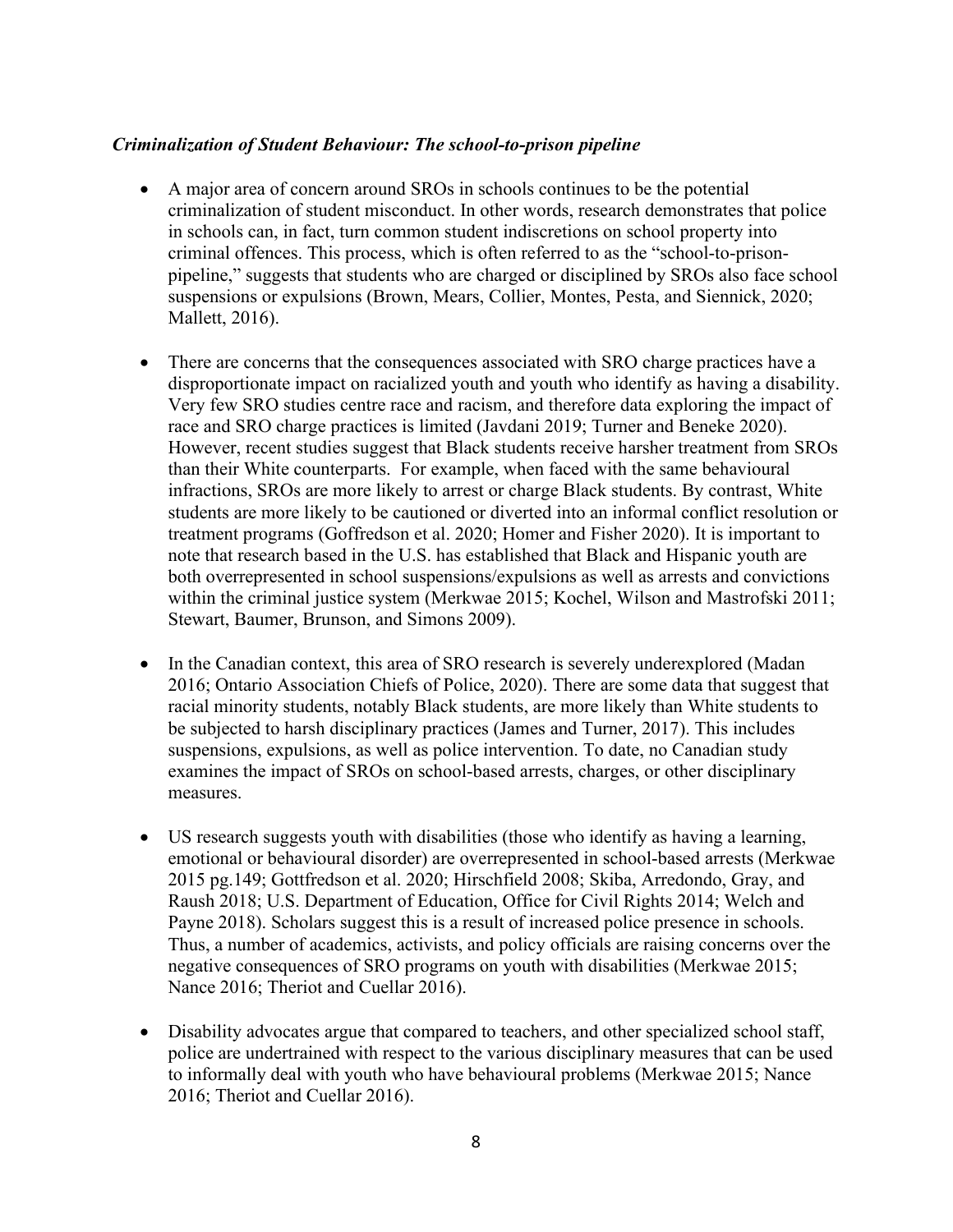***Criminalization of Student Behaviour: The school-to-prison pipeline***

- A major area of concern around SROs in schools continues to be the potential criminalization of student misconduct. In other words, research demonstrates that police in schools can, in fact, turn common student indiscretions on school property into criminal offences. This process, which is often referred to as the "school-to-prison-pipeline," suggests that students who are charged or disciplined by SROs also face school suspensions or expulsions (Brown, Mears, Collier, Montes, Pesta, and Siennick, 2020; Mallett, 2016).

- There are concerns that the consequences associated with SRO charge practices have a disproportionate impact on racialized youth and youth who identify as having a disability. Very few SRO studies centre race and racism, and therefore data exploring the impact of race and SRO charge practices is limited (Javdani 2019; Turner and Beneke 2020). However, recent studies suggest that Black students receive harsher treatment from SROs than their White counterparts. For example, when faced with the same behavioural infractions, SROs are more likely to arrest or charge Black students. By contrast, White students are more likely to be cautioned or diverted into an informal conflict resolution or treatment programs (Goffredson et al. 2020; Homer and Fisher 2020). It is important to note that research based in the U.S. has established that Black and Hispanic youth are both overrepresented in school suspensions/expulsions as well as arrests and convictions within the criminal justice system (Merkwae 2015; Kochel, Wilson and Mastrofski 2011; Stewart, Baumer, Brunson, and Simons 2009).

- In the Canadian context, this area of SRO research is severely underexplored (Madan 2016; Ontario Association Chiefs of Police, 2020). There are some data that suggest that racial minority students, notably Black students, are more likely than White students to be subjected to harsh disciplinary practices (James and Turner, 2017). This includes suspensions, expulsions, as well as police intervention. To date, no Canadian study examines the impact of SROs on school-based arrests, charges, or other disciplinary measures.

- US research suggests youth with disabilities (those who identify as having a learning, emotional or behavioural disorder) are overrepresented in school-based arrests (Merkwae 2015 pg.149; Gottfredson et al. 2020; Hirschfield 2008; Skiba, Arredondo, Gray, and Raush 2018; U.S. Department of Education, Office for Civil Rights 2014; Welch and Payne 2018). Scholars suggest this is a result of increased police presence in schools. Thus, a number of academics, activists, and policy officials are raising concerns over the negative consequences of SRO programs on youth with disabilities (Merkwae 2015; Nance 2016; Theriot and Cuellar 2016).

- Disability advocates argue that compared to teachers, and other specialized school staff, police are undertrained with respect to the various disciplinary measures that can be used to informally deal with youth who have behavioural problems (Merkwae 2015; Nance 2016; Theriot and Cuellar 2016).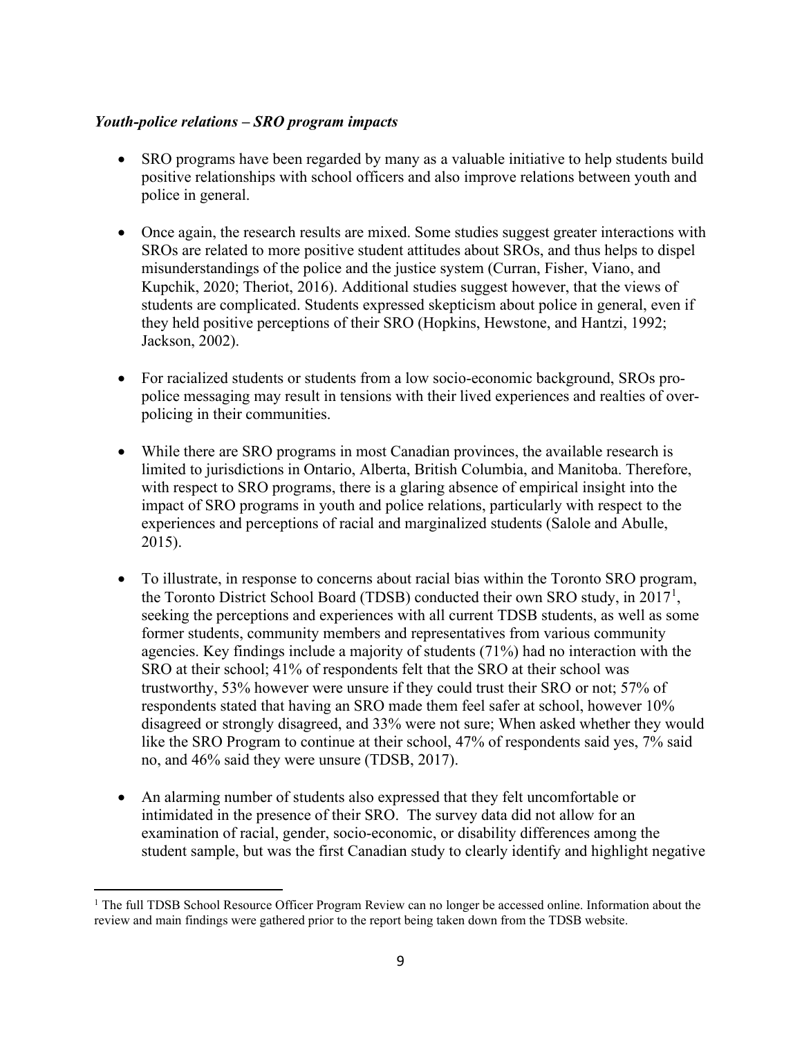***Youth-police relations – SRO program impacts***

- SRO programs have been regarded by many as a valuable initiative to help students build positive relationships with school officers and also improve relations between youth and police in general.

- Once again, the research results are mixed. Some studies suggest greater interactions with SROs are related to more positive student attitudes about SROs, and thus helps to dispel misunderstandings of the police and the justice system (Curran, Fisher, Viano, and Kupchik, 2020; Theriot, 2016). Additional studies suggest however, that the views of students are complicated. Students expressed skepticism about police in general, even if they held positive perceptions of their SRO (Hopkins, Hewstone, and Hantzi, 1992; Jackson, 2002).

- For racialized students or students from a low socio-economic background, SROs pro-police messaging may result in tensions with their lived experiences and realties of over-policing in their communities.

- While there are SRO programs in most Canadian provinces, the available research is limited to jurisdictions in Ontario, Alberta, British Columbia, and Manitoba. Therefore, with respect to SRO programs, there is a glaring absence of empirical insight into the impact of SRO programs in youth and police relations, particularly with respect to the experiences and perceptions of racial and marginalized students (Salole and Abulle, 2015).

- To illustrate, in response to concerns about racial bias within the Toronto SRO program, the Toronto District School Board (TDSB) conducted their own SRO study, in 2017[1], seeking the perceptions and experiences with all current TDSB students, as well as some former students, community members and representatives from various community agencies. Key findings include a majority of students (71%) had no interaction with the SRO at their school; 41% of respondents felt that the SRO at their school was trustworthy, 53% however were unsure if they could trust their SRO or not; 57% of respondents stated that having an SRO made them feel safer at school, however 10% disagreed or strongly disagreed, and 33% were not sure; When asked whether they would like the SRO Program to continue at their school, 47% of respondents said yes, 7% said no, and 46% said they were unsure (TDSB, 2017).

- An alarming number of students also expressed that they felt uncomfortable or intimidated in the presence of their SRO. The survey data did not allow for an examination of racial, gender, socio-economic, or disability differences among the student sample, but was the first Canadian study to clearly identify and highlight negative

[1] The full TDSB School Resource Officer Program Review can no longer be accessed online. Information about the review and main findings were gathered prior to the report being taken down from the TDSB website.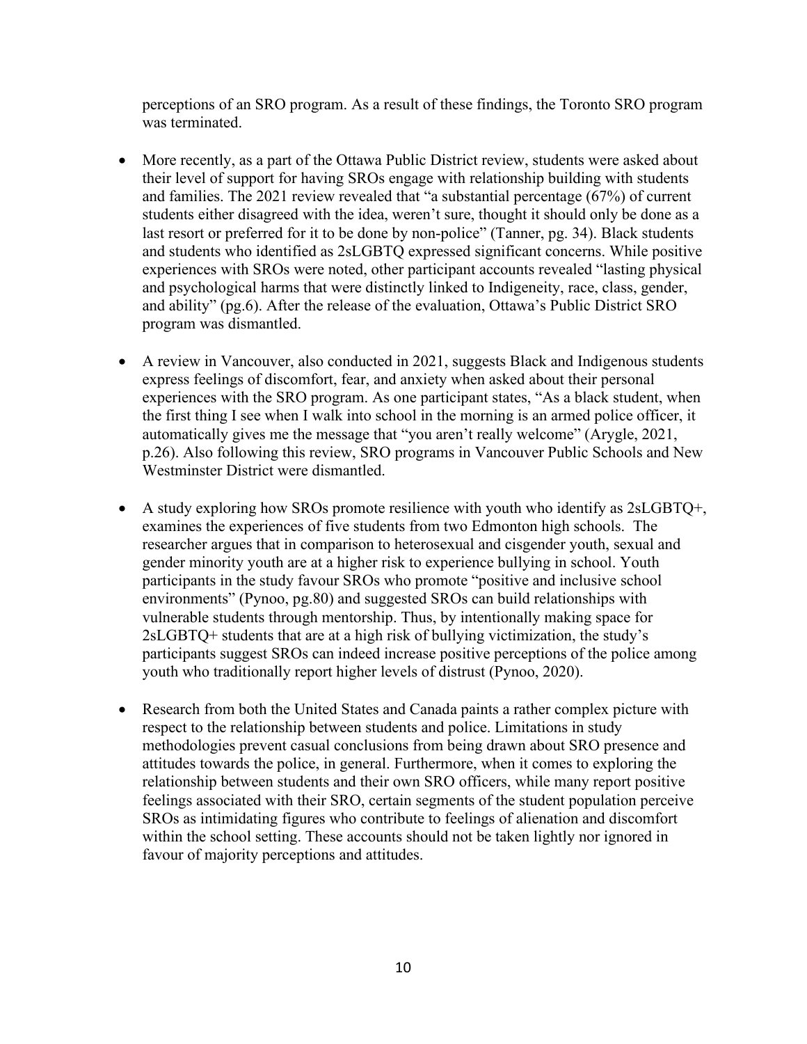perceptions of an SRO program. As a result of these findings, the Toronto SRO program was terminated.

- More recently, as a part of the Ottawa Public District review, students were asked about their level of support for having SROs engage with relationship building with students and families. The 2021 review revealed that "a substantial percentage (67%) of current students either disagreed with the idea, weren't sure, thought it should only be done as a last resort or preferred for it to be done by non-police" (Tanner, pg. 34). Black students and students who identified as 2sLGBTQ expressed significant concerns. While positive experiences with SROs were noted, other participant accounts revealed "lasting physical and psychological harms that were distinctly linked to Indigeneity, race, class, gender, and ability" (pg.6). After the release of the evaluation, Ottawa's Public District SRO program was dismantled.

- A review in Vancouver, also conducted in 2021, suggests Black and Indigenous students express feelings of discomfort, fear, and anxiety when asked about their personal experiences with the SRO program. As one participant states, "As a black student, when the first thing I see when I walk into school in the morning is an armed police officer, it automatically gives me the message that "you aren't really welcome" (Arygle, 2021, p.26). Also following this review, SRO programs in Vancouver Public Schools and New Westminster District were dismantled.

- A study exploring how SROs promote resilience with youth who identify as 2sLGBTQ+, examines the experiences of five students from two Edmonton high schools. The researcher argues that in comparison to heterosexual and cisgender youth, sexual and gender minority youth are at a higher risk to experience bullying in school. Youth participants in the study favour SROs who promote "positive and inclusive school environments" (Pynoo, pg.80) and suggested SROs can build relationships with vulnerable students through mentorship. Thus, by intentionally making space for 2sLGBTQ+ students that are at a high risk of bullying victimization, the study's participants suggest SROs can indeed increase positive perceptions of the police among youth who traditionally report higher levels of distrust (Pynoo, 2020).

- Research from both the United States and Canada paints a rather complex picture with respect to the relationship between students and police. Limitations in study methodologies prevent casual conclusions from being drawn about SRO presence and attitudes towards the police, in general. Furthermore, when it comes to exploring the relationship between students and their own SRO officers, while many report positive feelings associated with their SRO, certain segments of the student population perceive SROs as intimidating figures who contribute to feelings of alienation and discomfort within the school setting. These accounts should not be taken lightly nor ignored in favour of majority perceptions and attitudes.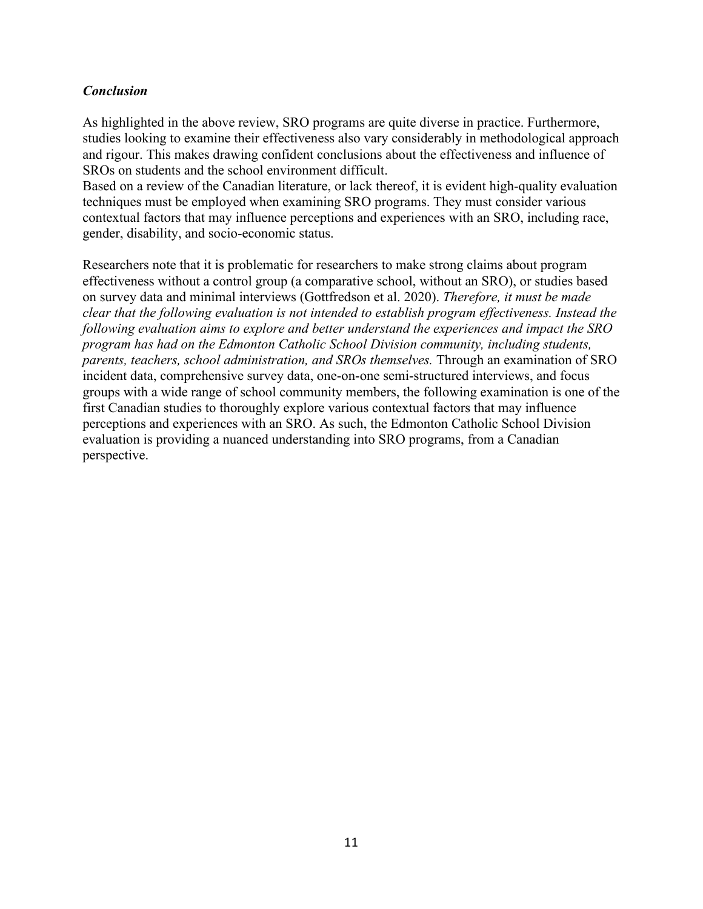### *Conclusion*

As highlighted in the above review, SRO programs are quite diverse in practice. Furthermore, studies looking to examine their effectiveness also vary considerably in methodological approach and rigour. This makes drawing confident conclusions about the effectiveness and influence of SROs on students and the school environment difficult.

Based on a review of the Canadian literature, or lack thereof, it is evident high-quality evaluation techniques must be employed when examining SRO programs. They must consider various contextual factors that may influence perceptions and experiences with an SRO, including race, gender, disability, and socio-economic status.

Researchers note that it is problematic for researchers to make strong claims about program effectiveness without a control group (a comparative school, without an SRO), or studies based on survey data and minimal interviews (Gottfredson et al. 2020). *Therefore, it must be made clear that the following evaluation is not intended to establish program effectiveness. Instead the following evaluation aims to explore and better understand the experiences and impact the SRO program has had on the Edmonton Catholic School Division community, including students, parents, teachers, school administration, and SROs themselves.* Through an examination of SRO incident data, comprehensive survey data, one-on-one semi-structured interviews, and focus groups with a wide range of school community members, the following examination is one of the first Canadian studies to thoroughly explore various contextual factors that may influence perceptions and experiences with an SRO. As such, the Edmonton Catholic School Division evaluation is providing a nuanced understanding into SRO programs, from a Canadian perspective.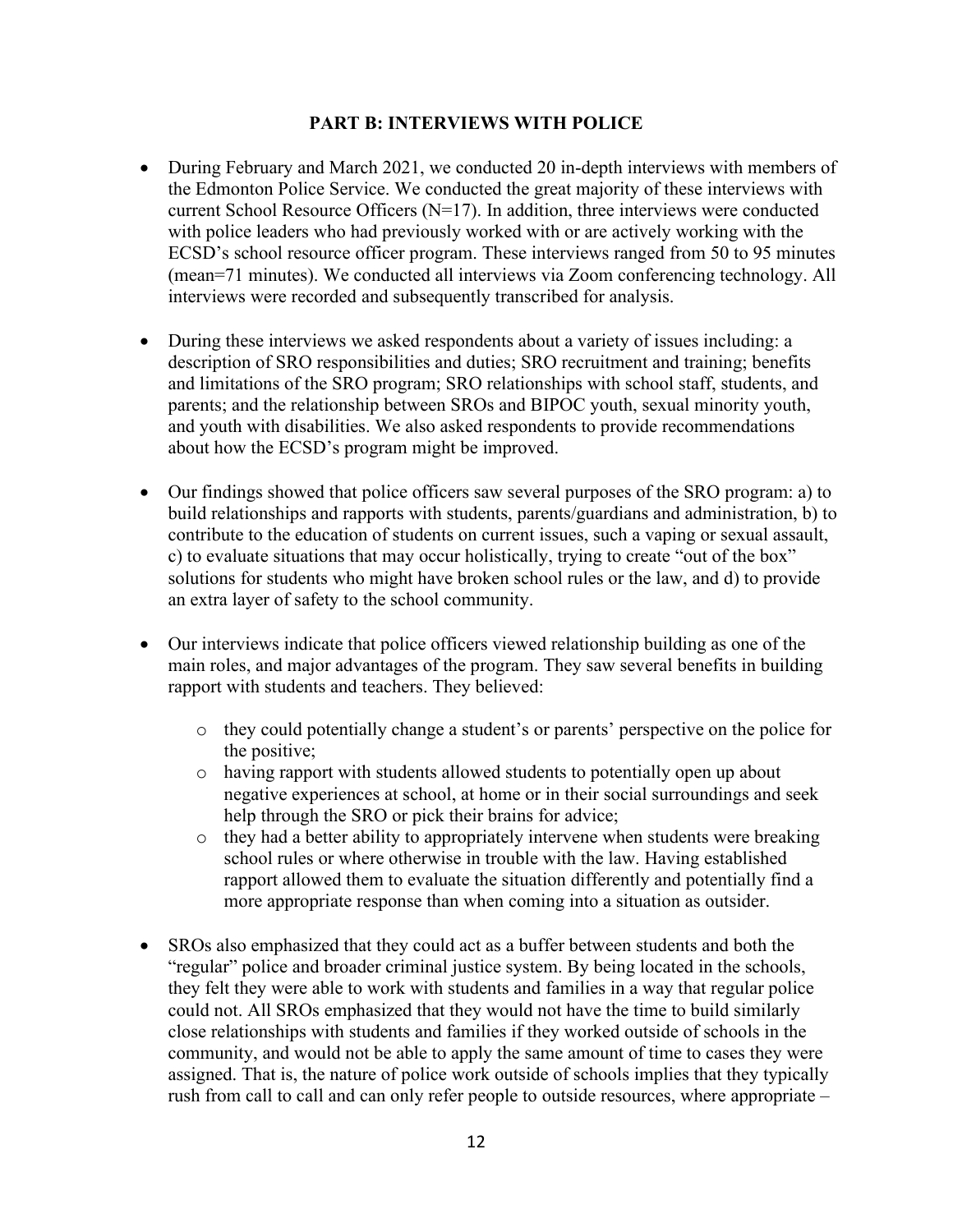## PART B: INTERVIEWS WITH POLICE

- During February and March 2021, we conducted 20 in-depth interviews with members of the Edmonton Police Service. We conducted the great majority of these interviews with current School Resource Officers (N=17). In addition, three interviews were conducted with police leaders who had previously worked with or are actively working with the ECSD's school resource officer program. These interviews ranged from 50 to 95 minutes (mean=71 minutes). We conducted all interviews via Zoom conferencing technology. All interviews were recorded and subsequently transcribed for analysis.
- During these interviews we asked respondents about a variety of issues including: a description of SRO responsibilities and duties; SRO recruitment and training; benefits and limitations of the SRO program; SRO relationships with school staff, students, and parents; and the relationship between SROs and BIPOC youth, sexual minority youth, and youth with disabilities. We also asked respondents to provide recommendations about how the ECSD's program might be improved.
- Our findings showed that police officers saw several purposes of the SRO program: a) to build relationships and rapports with students, parents/guardians and administration, b) to contribute to the education of students on current issues, such a vaping or sexual assault, c) to evaluate situations that may occur holistically, trying to create "out of the box" solutions for students who might have broken school rules or the law, and d) to provide an extra layer of safety to the school community.
- Our interviews indicate that police officers viewed relationship building as one of the main roles, and major advantages of the program. They saw several benefits in building rapport with students and teachers. They believed:
  - they could potentially change a student's or parents' perspective on the police for the positive;
  - having rapport with students allowed students to potentially open up about negative experiences at school, at home or in their social surroundings and seek help through the SRO or pick their brains for advice;
  - they had a better ability to appropriately intervene when students were breaking school rules or where otherwise in trouble with the law. Having established rapport allowed them to evaluate the situation differently and potentially find a more appropriate response than when coming into a situation as outsider.
- SROs also emphasized that they could act as a buffer between students and both the "regular" police and broader criminal justice system. By being located in the schools, they felt they were able to work with students and families in a way that regular police could not. All SROs emphasized that they would not have the time to build similarly close relationships with students and families if they worked outside of schools in the community, and would not be able to apply the same amount of time to cases they were assigned. That is, the nature of police work outside of schools implies that they typically rush from call to call and can only refer people to outside resources, where appropriate –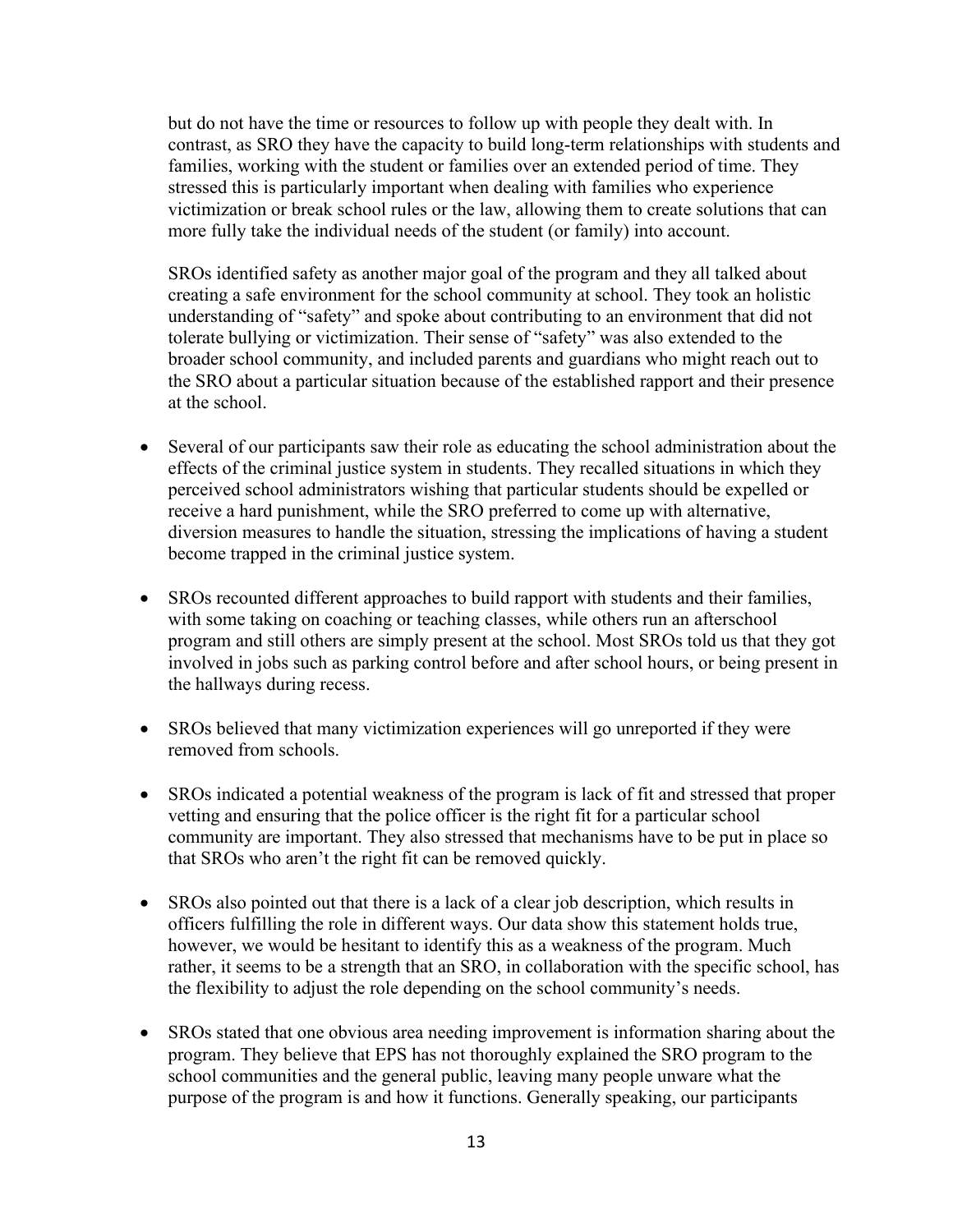but do not have the time or resources to follow up with people they dealt with. In contrast, as SRO they have the capacity to build long-term relationships with students and families, working with the student or families over an extended period of time. They stressed this is particularly important when dealing with families who experience victimization or break school rules or the law, allowing them to create solutions that can more fully take the individual needs of the student (or family) into account.

SROs identified safety as another major goal of the program and they all talked about creating a safe environment for the school community at school. They took an holistic understanding of "safety" and spoke about contributing to an environment that did not tolerate bullying or victimization. Their sense of "safety" was also extended to the broader school community, and included parents and guardians who might reach out to the SRO about a particular situation because of the established rapport and their presence at the school.

- Several of our participants saw their role as educating the school administration about the effects of the criminal justice system in students. They recalled situations in which they perceived school administrators wishing that particular students should be expelled or receive a hard punishment, while the SRO preferred to come up with alternative, diversion measures to handle the situation, stressing the implications of having a student become trapped in the criminal justice system.

- SROs recounted different approaches to build rapport with students and their families, with some taking on coaching or teaching classes, while others run an afterschool program and still others are simply present at the school. Most SROs told us that they got involved in jobs such as parking control before and after school hours, or being present in the hallways during recess.

- SROs believed that many victimization experiences will go unreported if they were removed from schools.

- SROs indicated a potential weakness of the program is lack of fit and stressed that proper vetting and ensuring that the police officer is the right fit for a particular school community are important. They also stressed that mechanisms have to be put in place so that SROs who aren't the right fit can be removed quickly.

- SROs also pointed out that there is a lack of a clear job description, which results in officers fulfilling the role in different ways. Our data show this statement holds true, however, we would be hesitant to identify this as a weakness of the program. Much rather, it seems to be a strength that an SRO, in collaboration with the specific school, has the flexibility to adjust the role depending on the school community's needs.

- SROs stated that one obvious area needing improvement is information sharing about the program. They believe that EPS has not thoroughly explained the SRO program to the school communities and the general public, leaving many people unware what the purpose of the program is and how it functions. Generally speaking, our participants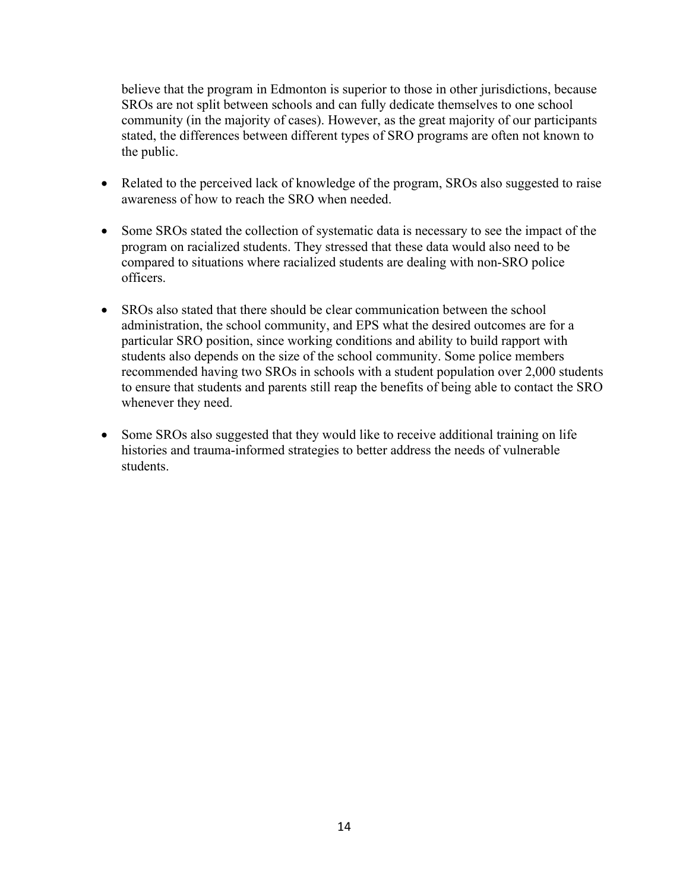believe that the program in Edmonton is superior to those in other jurisdictions, because SROs are not split between schools and can fully dedicate themselves to one school community (in the majority of cases). However, as the great majority of our participants stated, the differences between different types of SRO programs are often not known to the public.

- Related to the perceived lack of knowledge of the program, SROs also suggested to raise awareness of how to reach the SRO when needed.

- Some SROs stated the collection of systematic data is necessary to see the impact of the program on racialized students. They stressed that these data would also need to be compared to situations where racialized students are dealing with non-SRO police officers.

- SROs also stated that there should be clear communication between the school administration, the school community, and EPS what the desired outcomes are for a particular SRO position, since working conditions and ability to build rapport with students also depends on the size of the school community. Some police members recommended having two SROs in schools with a student population over 2,000 students to ensure that students and parents still reap the benefits of being able to contact the SRO whenever they need.

- Some SROs also suggested that they would like to receive additional training on life histories and trauma-informed strategies to better address the needs of vulnerable students.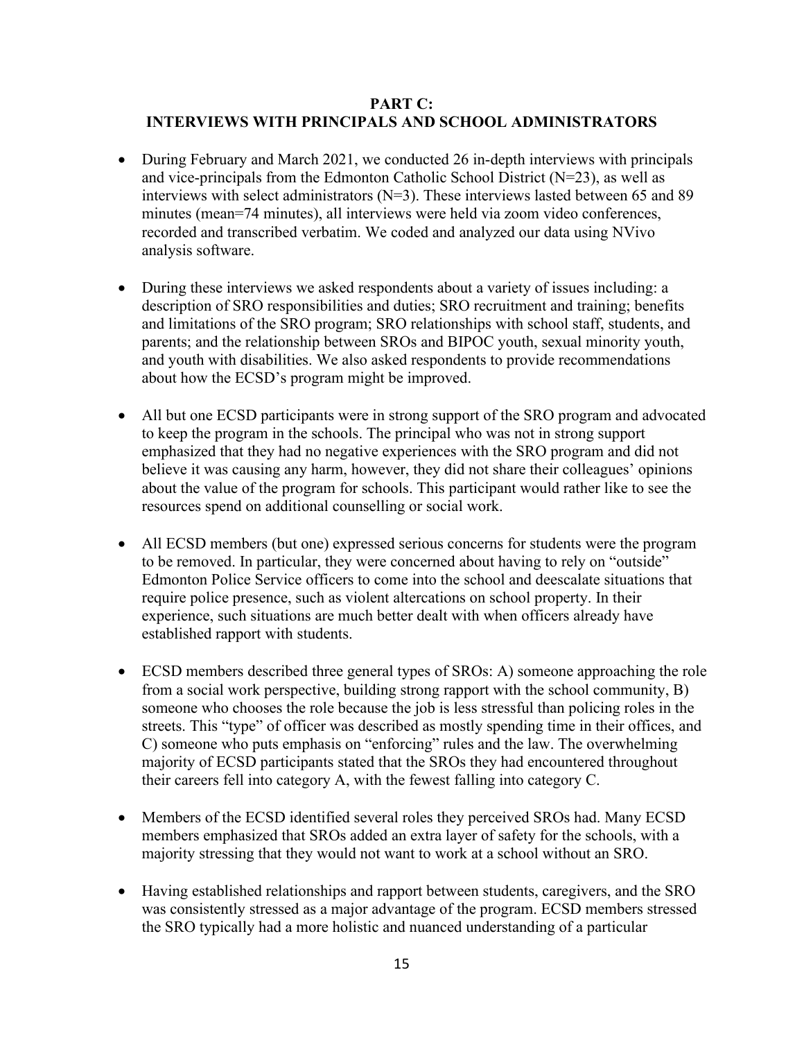## PART C:
## INTERVIEWS WITH PRINCIPALS AND SCHOOL ADMINISTRATORS

- During February and March 2021, we conducted 26 in-depth interviews with principals and vice-principals from the Edmonton Catholic School District (N=23), as well as interviews with select administrators (N=3). These interviews lasted between 65 and 89 minutes (mean=74 minutes), all interviews were held via zoom video conferences, recorded and transcribed verbatim. We coded and analyzed our data using NVivo analysis software.

- During these interviews we asked respondents about a variety of issues including: a description of SRO responsibilities and duties; SRO recruitment and training; benefits and limitations of the SRO program; SRO relationships with school staff, students, and parents; and the relationship between SROs and BIPOC youth, sexual minority youth, and youth with disabilities. We also asked respondents to provide recommendations about how the ECSD's program might be improved.

- All but one ECSD participants were in strong support of the SRO program and advocated to keep the program in the schools. The principal who was not in strong support emphasized that they had no negative experiences with the SRO program and did not believe it was causing any harm, however, they did not share their colleagues' opinions about the value of the program for schools. This participant would rather like to see the resources spend on additional counselling or social work.

- All ECSD members (but one) expressed serious concerns for students were the program to be removed. In particular, they were concerned about having to rely on "outside" Edmonton Police Service officers to come into the school and deescalate situations that require police presence, such as violent altercations on school property. In their experience, such situations are much better dealt with when officers already have established rapport with students.

- ECSD members described three general types of SROs: A) someone approaching the role from a social work perspective, building strong rapport with the school community, B) someone who chooses the role because the job is less stressful than policing roles in the streets. This "type" of officer was described as mostly spending time in their offices, and C) someone who puts emphasis on "enforcing" rules and the law. The overwhelming majority of ECSD participants stated that the SROs they had encountered throughout their careers fell into category A, with the fewest falling into category C.

- Members of the ECSD identified several roles they perceived SROs had. Many ECSD members emphasized that SROs added an extra layer of safety for the schools, with a majority stressing that they would not want to work at a school without an SRO.

- Having established relationships and rapport between students, caregivers, and the SRO was consistently stressed as a major advantage of the program. ECSD members stressed the SRO typically had a more holistic and nuanced understanding of a particular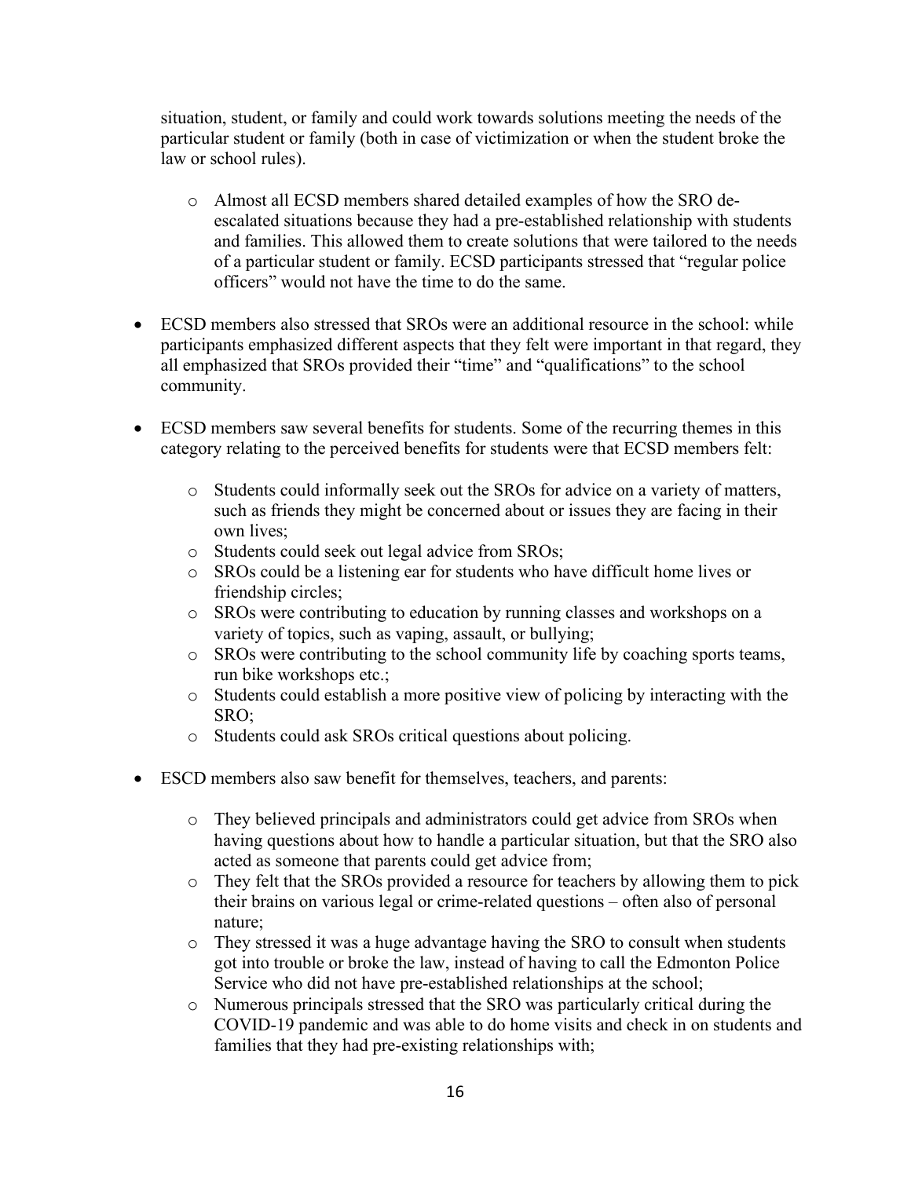situation, student, or family and could work towards solutions meeting the needs of the particular student or family (both in case of victimization or when the student broke the law or school rules).

  - Almost all ECSD members shared detailed examples of how the SRO de-escalated situations because they had a pre-established relationship with students and families. This allowed them to create solutions that were tailored to the needs of a particular student or family. ECSD participants stressed that "regular police officers" would not have the time to do the same.

- ECSD members also stressed that SROs were an additional resource in the school: while participants emphasized different aspects that they felt were important in that regard, they all emphasized that SROs provided their "time" and "qualifications" to the school community.

- ECSD members saw several benefits for students. Some of the recurring themes in this category relating to the perceived benefits for students were that ECSD members felt:

  - Students could informally seek out the SROs for advice on a variety of matters, such as friends they might be concerned about or issues they are facing in their own lives;
  - Students could seek out legal advice from SROs;
  - SROs could be a listening ear for students who have difficult home lives or friendship circles;
  - SROs were contributing to education by running classes and workshops on a variety of topics, such as vaping, assault, or bullying;
  - SROs were contributing to the school community life by coaching sports teams, run bike workshops etc.;
  - Students could establish a more positive view of policing by interacting with the SRO;
  - Students could ask SROs critical questions about policing.

- ESCD members also saw benefit for themselves, teachers, and parents:

  - They believed principals and administrators could get advice from SROs when having questions about how to handle a particular situation, but that the SRO also acted as someone that parents could get advice from;
  - They felt that the SROs provided a resource for teachers by allowing them to pick their brains on various legal or crime-related questions – often also of personal nature;
  - They stressed it was a huge advantage having the SRO to consult when students got into trouble or broke the law, instead of having to call the Edmonton Police Service who did not have pre-established relationships at the school;
  - Numerous principals stressed that the SRO was particularly critical during the COVID-19 pandemic and was able to do home visits and check in on students and families that they had pre-existing relationships with;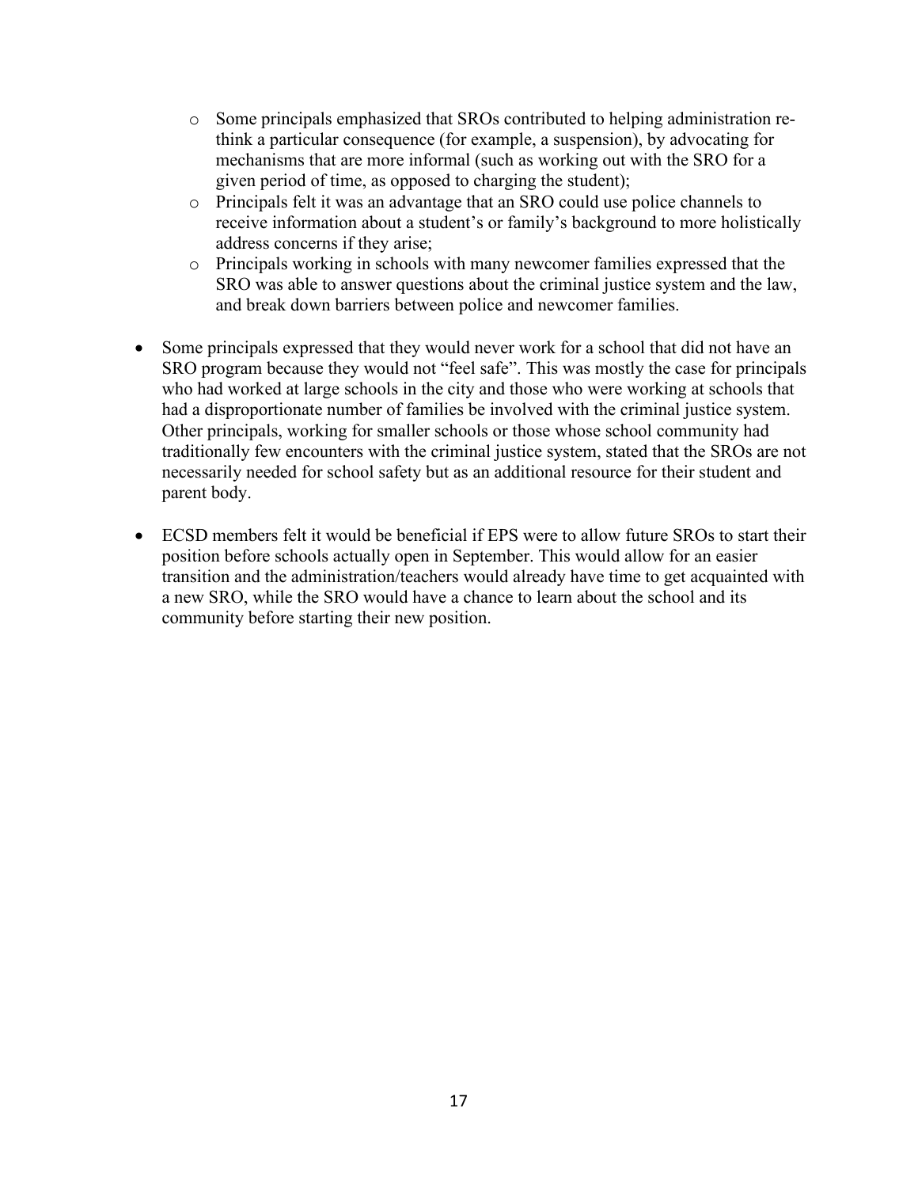- Some principals emphasized that SROs contributed to helping administration re-think a particular consequence (for example, a suspension), by advocating for mechanisms that are more informal (such as working out with the SRO for a given period of time, as opposed to charging the student);
  - Principals felt it was an advantage that an SRO could use police channels to receive information about a student's or family's background to more holistically address concerns if they arise;
  - Principals working in schools with many newcomer families expressed that the SRO was able to answer questions about the criminal justice system and the law, and break down barriers between police and newcomer families.

- Some principals expressed that they would never work for a school that did not have an SRO program because they would not "feel safe". This was mostly the case for principals who had worked at large schools in the city and those who were working at schools that had a disproportionate number of families be involved with the criminal justice system. Other principals, working for smaller schools or those whose school community had traditionally few encounters with the criminal justice system, stated that the SROs are not necessarily needed for school safety but as an additional resource for their student and parent body.

- ECSD members felt it would be beneficial if EPS were to allow future SROs to start their position before schools actually open in September. This would allow for an easier transition and the administration/teachers would already have time to get acquainted with a new SRO, while the SRO would have a chance to learn about the school and its community before starting their new position.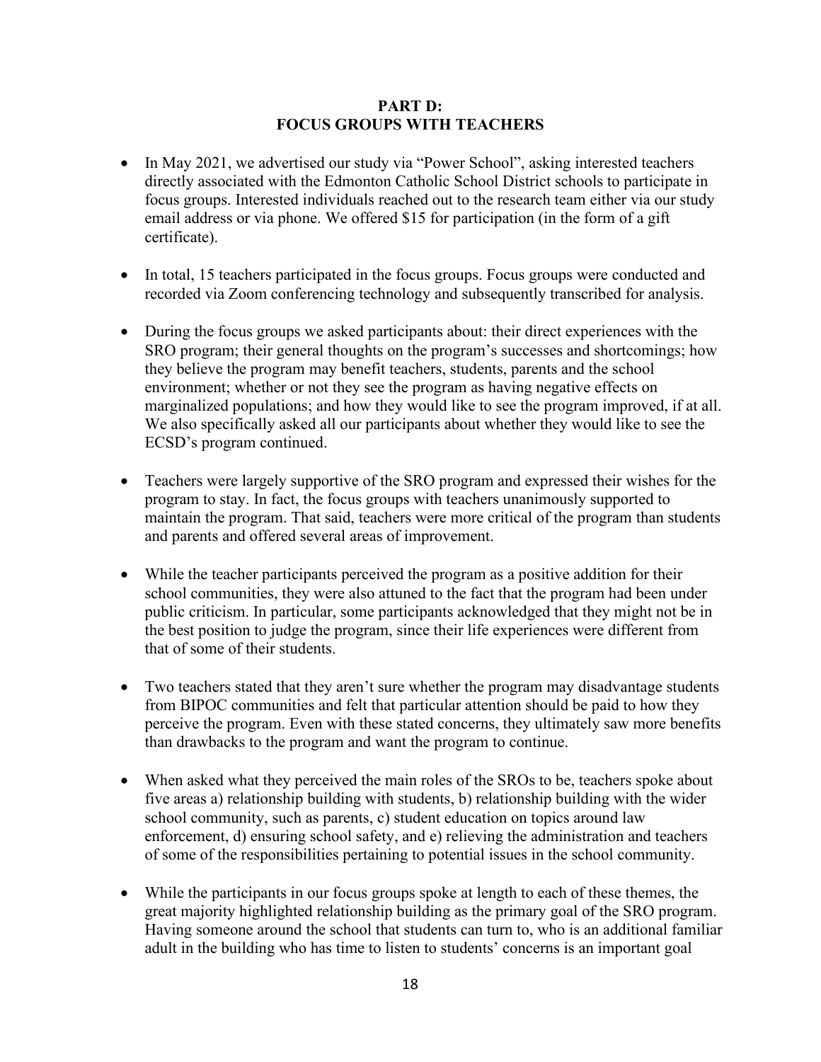# PART D:
# FOCUS GROUPS WITH TEACHERS

- In May 2021, we advertised our study via "Power School", asking interested teachers directly associated with the Edmonton Catholic School District schools to participate in focus groups. Interested individuals reached out to the research team either via our study email address or via phone. We offered $15 for participation (in the form of a gift certificate).

- In total, 15 teachers participated in the focus groups. Focus groups were conducted and recorded via Zoom conferencing technology and subsequently transcribed for analysis.

- During the focus groups we asked participants about: their direct experiences with the SRO program; their general thoughts on the program's successes and shortcomings; how they believe the program may benefit teachers, students, parents and the school environment; whether or not they see the program as having negative effects on marginalized populations; and how they would like to see the program improved, if at all. We also specifically asked all our participants about whether they would like to see the ECSD's program continued.

- Teachers were largely supportive of the SRO program and expressed their wishes for the program to stay. In fact, the focus groups with teachers unanimously supported to maintain the program. That said, teachers were more critical of the program than students and parents and offered several areas of improvement.

- While the teacher participants perceived the program as a positive addition for their school communities, they were also attuned to the fact that the program had been under public criticism. In particular, some participants acknowledged that they might not be in the best position to judge the program, since their life experiences were different from that of some of their students.

- Two teachers stated that they aren't sure whether the program may disadvantage students from BIPOC communities and felt that particular attention should be paid to how they perceive the program. Even with these stated concerns, they ultimately saw more benefits than drawbacks to the program and want the program to continue.

- When asked what they perceived the main roles of the SROs to be, teachers spoke about five areas a) relationship building with students, b) relationship building with the wider school community, such as parents, c) student education on topics around law enforcement, d) ensuring school safety, and e) relieving the administration and teachers of some of the responsibilities pertaining to potential issues in the school community.

- While the participants in our focus groups spoke at length to each of these themes, the great majority highlighted relationship building as the primary goal of the SRO program. Having someone around the school that students can turn to, who is an additional familiar adult in the building who has time to listen to students' concerns is an important goal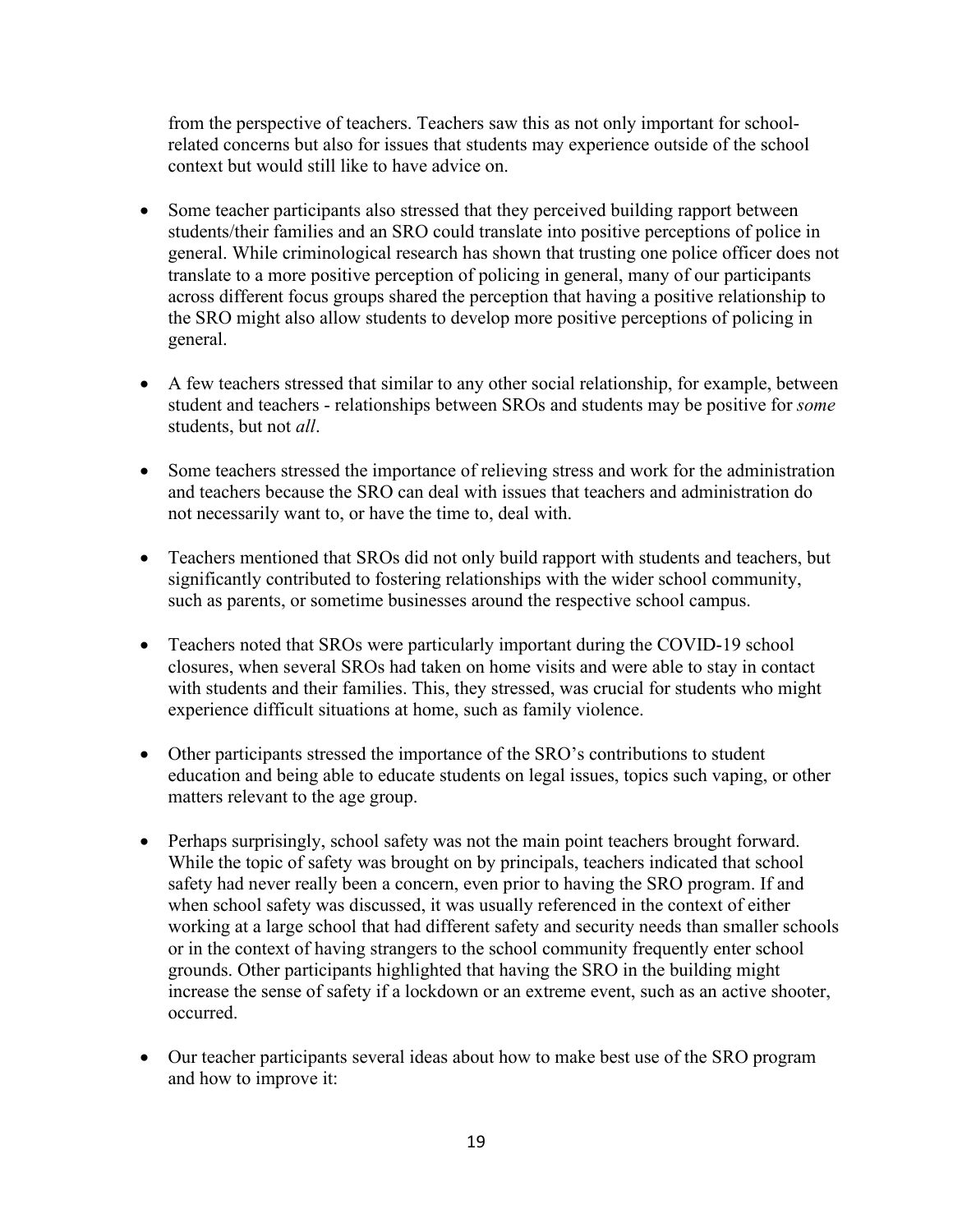from the perspective of teachers. Teachers saw this as not only important for school-related concerns but also for issues that students may experience outside of the school context but would still like to have advice on.

- Some teacher participants also stressed that they perceived building rapport between students/their families and an SRO could translate into positive perceptions of police in general. While criminological research has shown that trusting one police officer does not translate to a more positive perception of policing in general, many of our participants across different focus groups shared the perception that having a positive relationship to the SRO might also allow students to develop more positive perceptions of policing in general.

- A few teachers stressed that similar to any other social relationship, for example, between student and teachers - relationships between SROs and students may be positive for *some* students, but not *all*.

- Some teachers stressed the importance of relieving stress and work for the administration and teachers because the SRO can deal with issues that teachers and administration do not necessarily want to, or have the time to, deal with.

- Teachers mentioned that SROs did not only build rapport with students and teachers, but significantly contributed to fostering relationships with the wider school community, such as parents, or sometime businesses around the respective school campus.

- Teachers noted that SROs were particularly important during the COVID-19 school closures, when several SROs had taken on home visits and were able to stay in contact with students and their families. This, they stressed, was crucial for students who might experience difficult situations at home, such as family violence.

- Other participants stressed the importance of the SRO's contributions to student education and being able to educate students on legal issues, topics such vaping, or other matters relevant to the age group.

- Perhaps surprisingly, school safety was not the main point teachers brought forward. While the topic of safety was brought on by principals, teachers indicated that school safety had never really been a concern, even prior to having the SRO program. If and when school safety was discussed, it was usually referenced in the context of either working at a large school that had different safety and security needs than smaller schools or in the context of having strangers to the school community frequently enter school grounds. Other participants highlighted that having the SRO in the building might increase the sense of safety if a lockdown or an extreme event, such as an active shooter, occurred.

- Our teacher participants several ideas about how to make best use of the SRO program and how to improve it: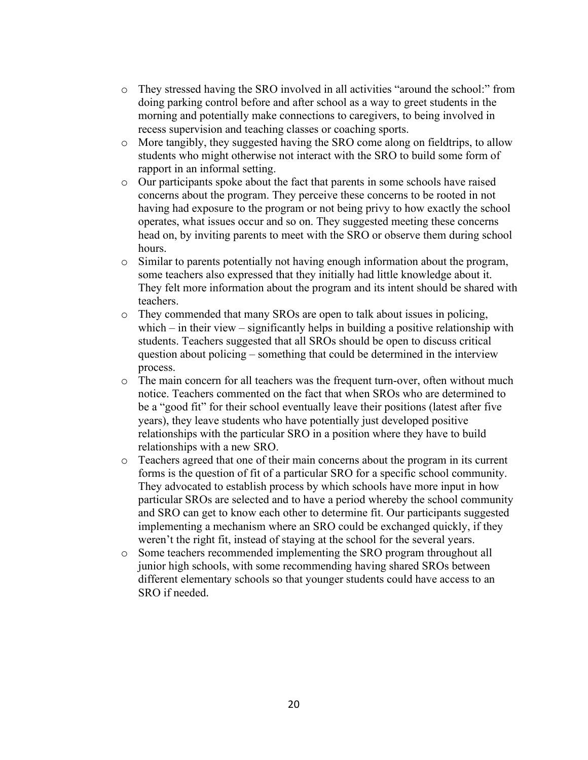- They stressed having the SRO involved in all activities "around the school:" from doing parking control before and after school as a way to greet students in the morning and potentially make connections to caregivers, to being involved in recess supervision and teaching classes or coaching sports.
- More tangibly, they suggested having the SRO come along on fieldtrips, to allow students who might otherwise not interact with the SRO to build some form of rapport in an informal setting.
- Our participants spoke about the fact that parents in some schools have raised concerns about the program. They perceive these concerns to be rooted in not having had exposure to the program or not being privy to how exactly the school operates, what issues occur and so on. They suggested meeting these concerns head on, by inviting parents to meet with the SRO or observe them during school hours.
- Similar to parents potentially not having enough information about the program, some teachers also expressed that they initially had little knowledge about it. They felt more information about the program and its intent should be shared with teachers.
- They commended that many SROs are open to talk about issues in policing, which – in their view – significantly helps in building a positive relationship with students. Teachers suggested that all SROs should be open to discuss critical question about policing – something that could be determined in the interview process.
- The main concern for all teachers was the frequent turn-over, often without much notice. Teachers commented on the fact that when SROs who are determined to be a "good fit" for their school eventually leave their positions (latest after five years), they leave students who have potentially just developed positive relationships with the particular SRO in a position where they have to build relationships with a new SRO.
- Teachers agreed that one of their main concerns about the program in its current forms is the question of fit of a particular SRO for a specific school community. They advocated to establish process by which schools have more input in how particular SROs are selected and to have a period whereby the school community and SRO can get to know each other to determine fit. Our participants suggested implementing a mechanism where an SRO could be exchanged quickly, if they weren't the right fit, instead of staying at the school for the several years.
- Some teachers recommended implementing the SRO program throughout all junior high schools, with some recommending having shared SROs between different elementary schools so that younger students could have access to an SRO if needed.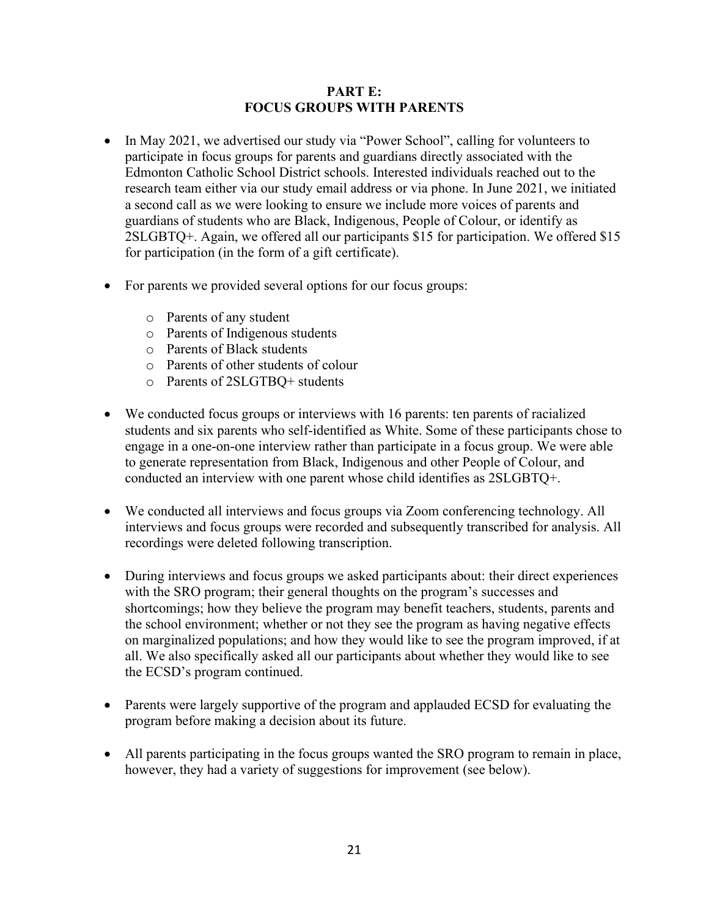# PART E:
# FOCUS GROUPS WITH PARENTS

- In May 2021, we advertised our study via "Power School", calling for volunteers to participate in focus groups for parents and guardians directly associated with the Edmonton Catholic School District schools. Interested individuals reached out to the research team either via our study email address or via phone. In June 2021, we initiated a second call as we were looking to ensure we include more voices of parents and guardians of students who are Black, Indigenous, People of Colour, or identify as 2SLGBTQ+. Again, we offered all our participants $15 for participation. We offered $15 for participation (in the form of a gift certificate).

- For parents we provided several options for our focus groups:
  - Parents of any student
  - Parents of Indigenous students
  - Parents of Black students
  - Parents of other students of colour
  - Parents of 2SLGTBQ+ students

- We conducted focus groups or interviews with 16 parents: ten parents of racialized students and six parents who self-identified as White. Some of these participants chose to engage in a one-on-one interview rather than participate in a focus group. We were able to generate representation from Black, Indigenous and other People of Colour, and conducted an interview with one parent whose child identifies as 2SLGBTQ+.

- We conducted all interviews and focus groups via Zoom conferencing technology. All interviews and focus groups were recorded and subsequently transcribed for analysis. All recordings were deleted following transcription.

- During interviews and focus groups we asked participants about: their direct experiences with the SRO program; their general thoughts on the program's successes and shortcomings; how they believe the program may benefit teachers, students, parents and the school environment; whether or not they see the program as having negative effects on marginalized populations; and how they would like to see the program improved, if at all. We also specifically asked all our participants about whether they would like to see the ECSD's program continued.

- Parents were largely supportive of the program and applauded ECSD for evaluating the program before making a decision about its future.

- All parents participating in the focus groups wanted the SRO program to remain in place, however, they had a variety of suggestions for improvement (see below).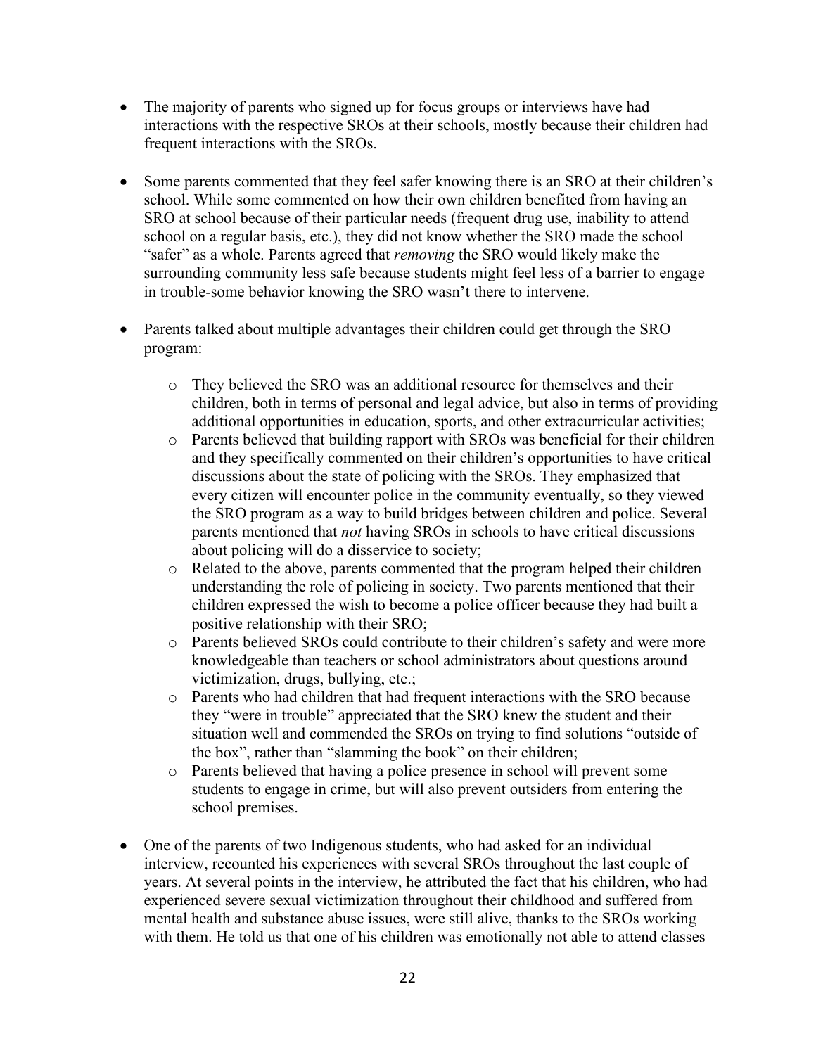- The majority of parents who signed up for focus groups or interviews have had interactions with the respective SROs at their schools, mostly because their children had frequent interactions with the SROs.

- Some parents commented that they feel safer knowing there is an SRO at their children's school. While some commented on how their own children benefited from having an SRO at school because of their particular needs (frequent drug use, inability to attend school on a regular basis, etc.), they did not know whether the SRO made the school "safer" as a whole. Parents agreed that *removing* the SRO would likely make the surrounding community less safe because students might feel less of a barrier to engage in trouble-some behavior knowing the SRO wasn't there to intervene.

- Parents talked about multiple advantages their children could get through the SRO program:

    - They believed the SRO was an additional resource for themselves and their children, both in terms of personal and legal advice, but also in terms of providing additional opportunities in education, sports, and other extracurricular activities;
    - Parents believed that building rapport with SROs was beneficial for their children and they specifically commented on their children's opportunities to have critical discussions about the state of policing with the SROs. They emphasized that every citizen will encounter police in the community eventually, so they viewed the SRO program as a way to build bridges between children and police. Several parents mentioned that *not* having SROs in schools to have critical discussions about policing will do a disservice to society;
    - Related to the above, parents commented that the program helped their children understanding the role of policing in society. Two parents mentioned that their children expressed the wish to become a police officer because they had built a positive relationship with their SRO;
    - Parents believed SROs could contribute to their children's safety and were more knowledgeable than teachers or school administrators about questions around victimization, drugs, bullying, etc.;
    - Parents who had children that had frequent interactions with the SRO because they "were in trouble" appreciated that the SRO knew the student and their situation well and commended the SROs on trying to find solutions "outside of the box", rather than "slamming the book" on their children;
    - Parents believed that having a police presence in school will prevent some students to engage in crime, but will also prevent outsiders from entering the school premises.

- One of the parents of two Indigenous students, who had asked for an individual interview, recounted his experiences with several SROs throughout the last couple of years. At several points in the interview, he attributed the fact that his children, who had experienced severe sexual victimization throughout their childhood and suffered from mental health and substance abuse issues, were still alive, thanks to the SROs working with them. He told us that one of his children was emotionally not able to attend classes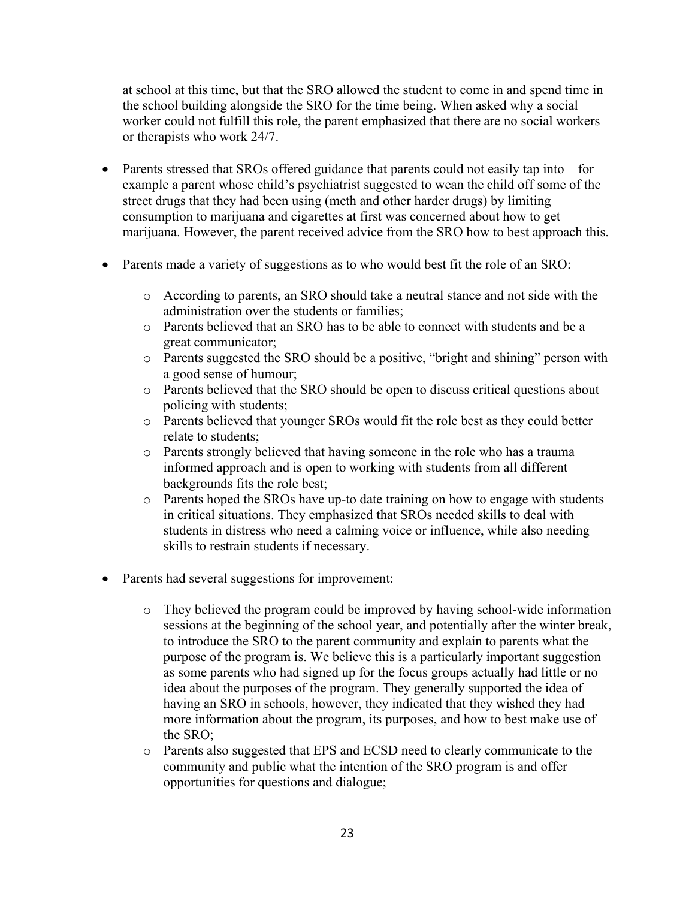at school at this time, but that the SRO allowed the student to come in and spend time in the school building alongside the SRO for the time being. When asked why a social worker could not fulfill this role, the parent emphasized that there are no social workers or therapists who work 24/7.

- Parents stressed that SROs offered guidance that parents could not easily tap into – for example a parent whose child's psychiatrist suggested to wean the child off some of the street drugs that they had been using (meth and other harder drugs) by limiting consumption to marijuana and cigarettes at first was concerned about how to get marijuana. However, the parent received advice from the SRO how to best approach this.

- Parents made a variety of suggestions as to who would best fit the role of an SRO:

    - According to parents, an SRO should take a neutral stance and not side with the administration over the students or families;
    - Parents believed that an SRO has to be able to connect with students and be a great communicator;
    - Parents suggested the SRO should be a positive, "bright and shining" person with a good sense of humour;
    - Parents believed that the SRO should be open to discuss critical questions about policing with students;
    - Parents believed that younger SROs would fit the role best as they could better relate to students;
    - Parents strongly believed that having someone in the role who has a trauma informed approach and is open to working with students from all different backgrounds fits the role best;
    - Parents hoped the SROs have up-to date training on how to engage with students in critical situations. They emphasized that SROs needed skills to deal with students in distress who need a calming voice or influence, while also needing skills to restrain students if necessary.

- Parents had several suggestions for improvement:

    - They believed the program could be improved by having school-wide information sessions at the beginning of the school year, and potentially after the winter break, to introduce the SRO to the parent community and explain to parents what the purpose of the program is. We believe this is a particularly important suggestion as some parents who had signed up for the focus groups actually had little or no idea about the purposes of the program. They generally supported the idea of having an SRO in schools, however, they indicated that they wished they had more information about the program, its purposes, and how to best make use of the SRO;
    - Parents also suggested that EPS and ECSD need to clearly communicate to the community and public what the intention of the SRO program is and offer opportunities for questions and dialogue;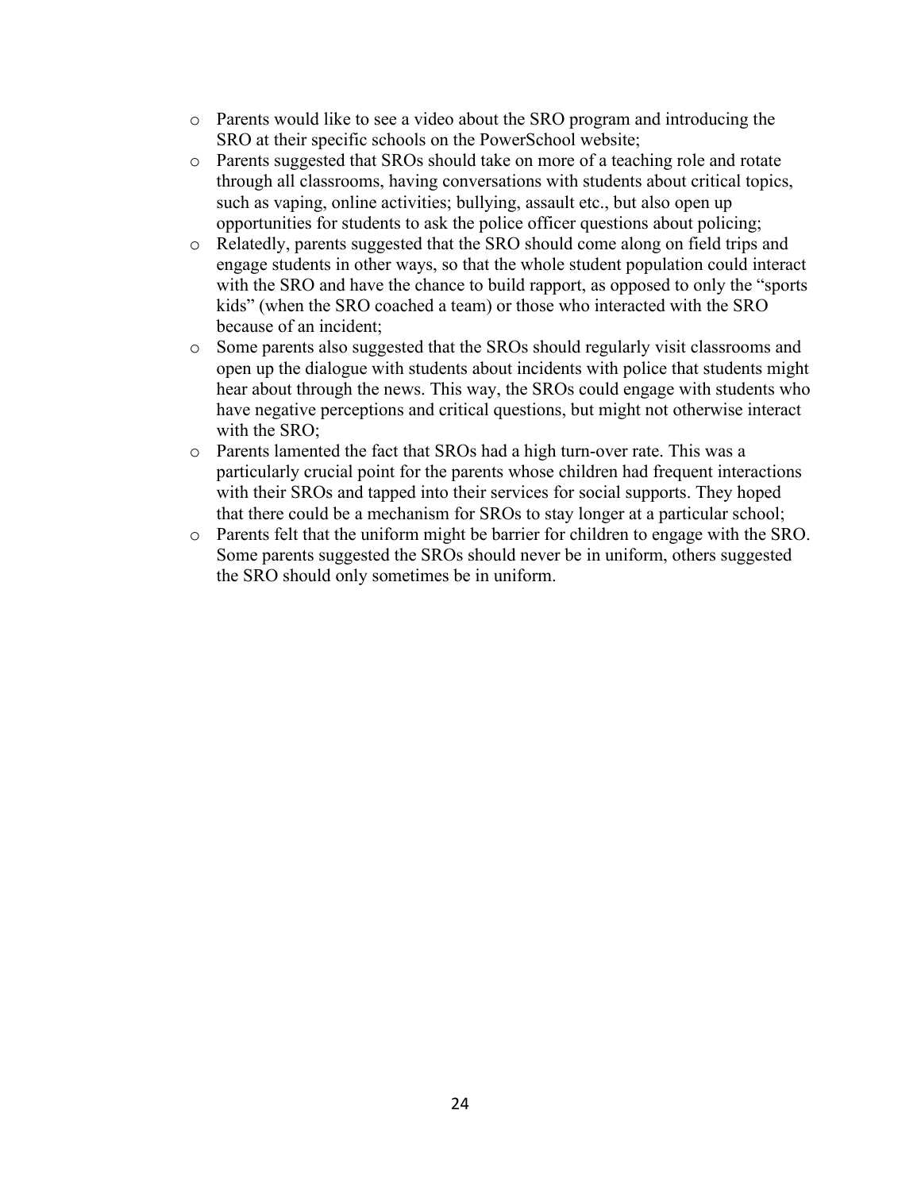- Parents would like to see a video about the SRO program and introducing the SRO at their specific schools on the PowerSchool website;
- Parents suggested that SROs should take on more of a teaching role and rotate through all classrooms, having conversations with students about critical topics, such as vaping, online activities; bullying, assault etc., but also open up opportunities for students to ask the police officer questions about policing;
- Relatedly, parents suggested that the SRO should come along on field trips and engage students in other ways, so that the whole student population could interact with the SRO and have the chance to build rapport, as opposed to only the "sports kids" (when the SRO coached a team) or those who interacted with the SRO because of an incident;
- Some parents also suggested that the SROs should regularly visit classrooms and open up the dialogue with students about incidents with police that students might hear about through the news. This way, the SROs could engage with students who have negative perceptions and critical questions, but might not otherwise interact with the SRO;
- Parents lamented the fact that SROs had a high turn-over rate. This was a particularly crucial point for the parents whose children had frequent interactions with their SROs and tapped into their services for social supports. They hoped that there could be a mechanism for SROs to stay longer at a particular school;
- Parents felt that the uniform might be barrier for children to engage with the SRO. Some parents suggested the SROs should never be in uniform, others suggested the SRO should only sometimes be in uniform.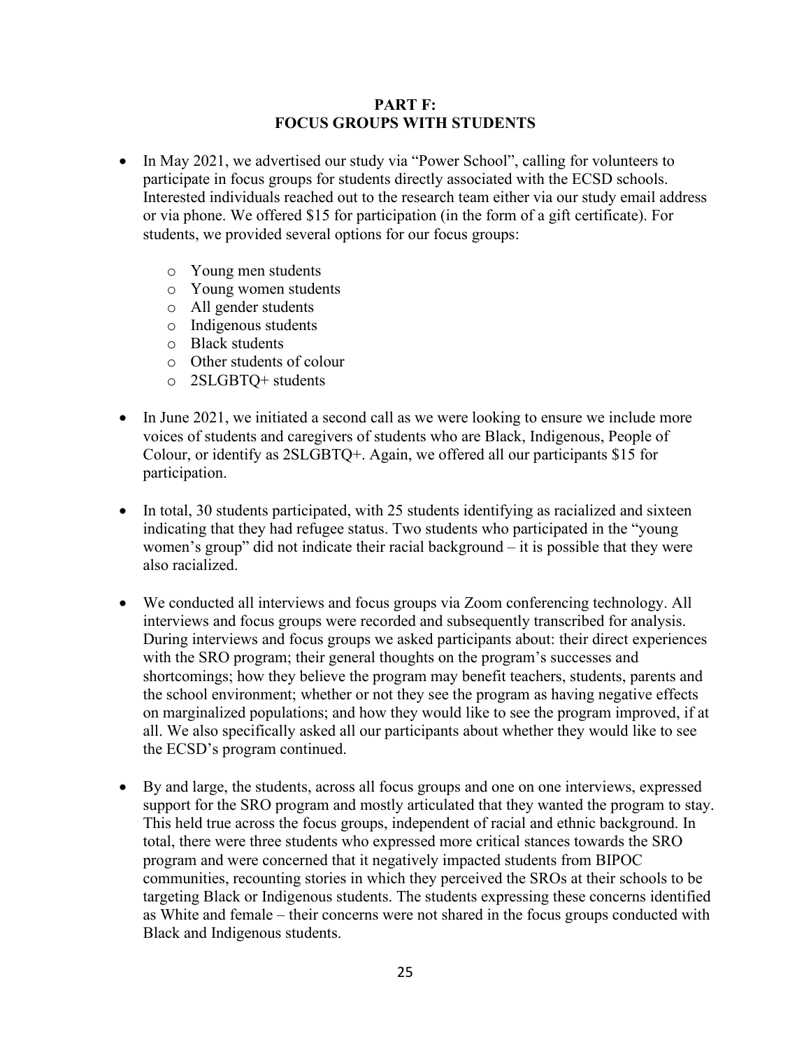## PART F: FOCUS GROUPS WITH STUDENTS

- In May 2021, we advertised our study via "Power School", calling for volunteers to participate in focus groups for students directly associated with the ECSD schools. Interested individuals reached out to the research team either via our study email address or via phone. We offered $15 for participation (in the form of a gift certificate). For students, we provided several options for our focus groups:
  - Young men students
  - Young women students
  - All gender students
  - Indigenous students
  - Black students
  - Other students of colour
  - 2SLGBTQ+ students

- In June 2021, we initiated a second call as we were looking to ensure we include more voices of students and caregivers of students who are Black, Indigenous, People of Colour, or identify as 2SLGBTQ+. Again, we offered all our participants $15 for participation.

- In total, 30 students participated, with 25 students identifying as racialized and sixteen indicating that they had refugee status. Two students who participated in the "young women's group" did not indicate their racial background – it is possible that they were also racialized.

- We conducted all interviews and focus groups via Zoom conferencing technology. All interviews and focus groups were recorded and subsequently transcribed for analysis. During interviews and focus groups we asked participants about: their direct experiences with the SRO program; their general thoughts on the program's successes and shortcomings; how they believe the program may benefit teachers, students, parents and the school environment; whether or not they see the program as having negative effects on marginalized populations; and how they would like to see the program improved, if at all. We also specifically asked all our participants about whether they would like to see the ECSD's program continued.

- By and large, the students, across all focus groups and one on one interviews, expressed support for the SRO program and mostly articulated that they wanted the program to stay. This held true across the focus groups, independent of racial and ethnic background. In total, there were three students who expressed more critical stances towards the SRO program and were concerned that it negatively impacted students from BIPOC communities, recounting stories in which they perceived the SROs at their schools to be targeting Black or Indigenous students. The students expressing these concerns identified as White and female – their concerns were not shared in the focus groups conducted with Black and Indigenous students.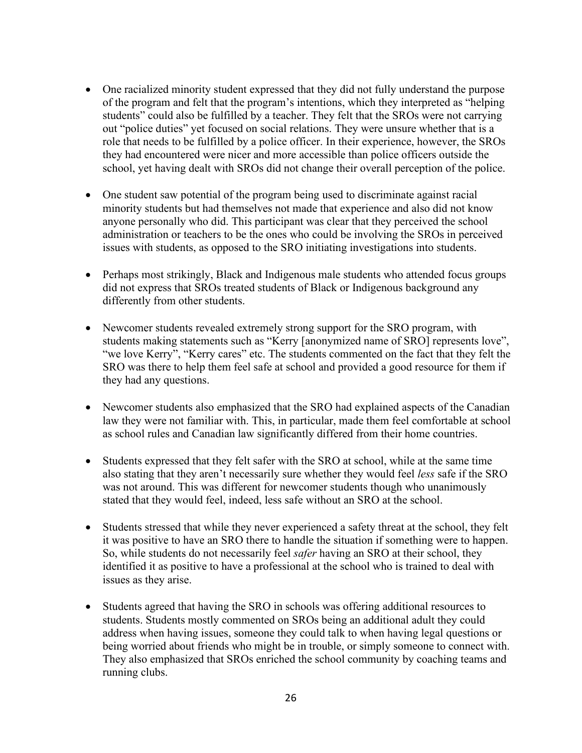- One racialized minority student expressed that they did not fully understand the purpose of the program and felt that the program's intentions, which they interpreted as "helping students" could also be fulfilled by a teacher. They felt that the SROs were not carrying out "police duties" yet focused on social relations. They were unsure whether that is a role that needs to be fulfilled by a police officer. In their experience, however, the SROs they had encountered were nicer and more accessible than police officers outside the school, yet having dealt with SROs did not change their overall perception of the police.

- One student saw potential of the program being used to discriminate against racial minority students but had themselves not made that experience and also did not know anyone personally who did. This participant was clear that they perceived the school administration or teachers to be the ones who could be involving the SROs in perceived issues with students, as opposed to the SRO initiating investigations into students.

- Perhaps most strikingly, Black and Indigenous male students who attended focus groups did not express that SROs treated students of Black or Indigenous background any differently from other students.

- Newcomer students revealed extremely strong support for the SRO program, with students making statements such as "Kerry [anonymized name of SRO] represents love", "we love Kerry", "Kerry cares" etc. The students commented on the fact that they felt the SRO was there to help them feel safe at school and provided a good resource for them if they had any questions.

- Newcomer students also emphasized that the SRO had explained aspects of the Canadian law they were not familiar with. This, in particular, made them feel comfortable at school as school rules and Canadian law significantly differed from their home countries.

- Students expressed that they felt safer with the SRO at school, while at the same time also stating that they aren't necessarily sure whether they would feel *less* safe if the SRO was not around. This was different for newcomer students though who unanimously stated that they would feel, indeed, less safe without an SRO at the school.

- Students stressed that while they never experienced a safety threat at the school, they felt it was positive to have an SRO there to handle the situation if something were to happen. So, while students do not necessarily feel *safer* having an SRO at their school, they identified it as positive to have a professional at the school who is trained to deal with issues as they arise.

- Students agreed that having the SRO in schools was offering additional resources to students. Students mostly commented on SROs being an additional adult they could address when having issues, someone they could talk to when having legal questions or being worried about friends who might be in trouble, or simply someone to connect with. They also emphasized that SROs enriched the school community by coaching teams and running clubs.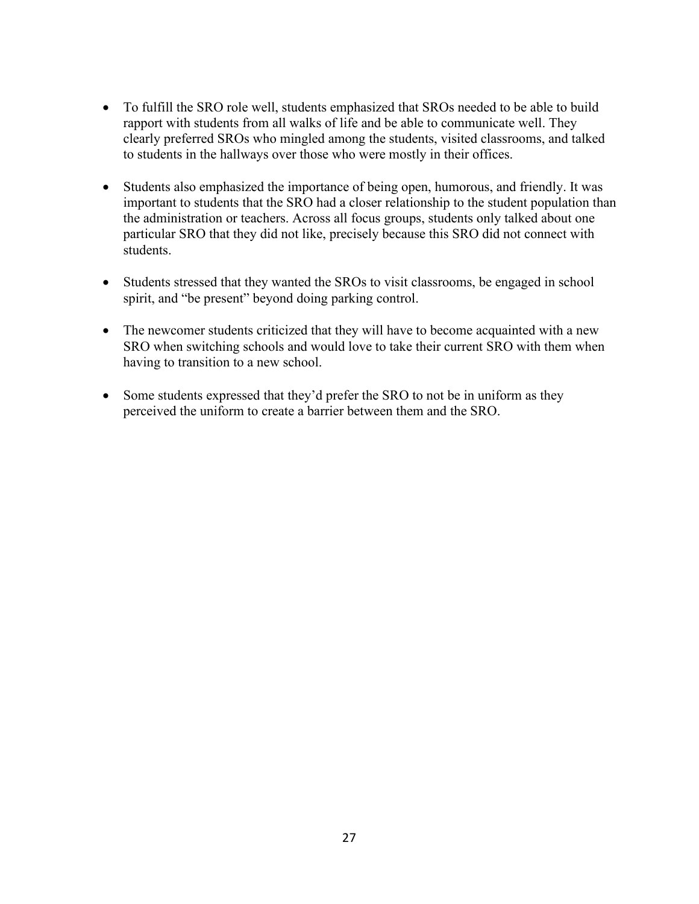- To fulfill the SRO role well, students emphasized that SROs needed to be able to build rapport with students from all walks of life and be able to communicate well. They clearly preferred SROs who mingled among the students, visited classrooms, and talked to students in the hallways over those who were mostly in their offices.

- Students also emphasized the importance of being open, humorous, and friendly. It was important to students that the SRO had a closer relationship to the student population than the administration or teachers. Across all focus groups, students only talked about one particular SRO that they did not like, precisely because this SRO did not connect with students.

- Students stressed that they wanted the SROs to visit classrooms, be engaged in school spirit, and "be present" beyond doing parking control.

- The newcomer students criticized that they will have to become acquainted with a new SRO when switching schools and would love to take their current SRO with them when having to transition to a new school.

- Some students expressed that they'd prefer the SRO to not be in uniform as they perceived the uniform to create a barrier between them and the SRO.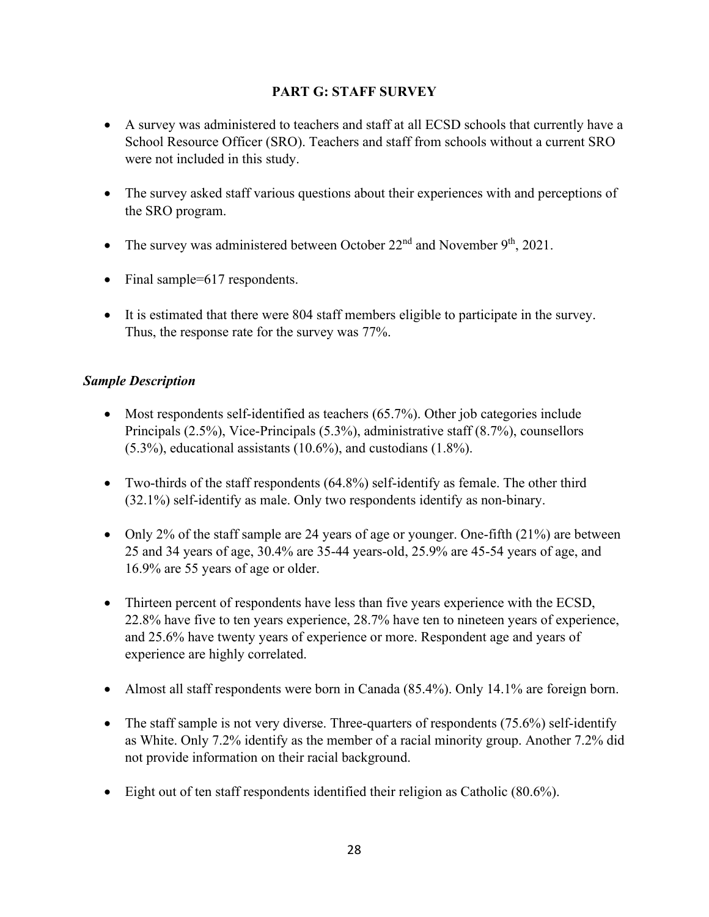## PART G: STAFF SURVEY

- A survey was administered to teachers and staff at all ECSD schools that currently have a School Resource Officer (SRO). Teachers and staff from schools without a current SRO were not included in this study.
- The survey asked staff various questions about their experiences with and perceptions of the SRO program.
- The survey was administered between October 22nd and November 9th, 2021.
- Final sample=617 respondents.
- It is estimated that there were 804 staff members eligible to participate in the survey. Thus, the response rate for the survey was 77%.

### *Sample Description*

- Most respondents self-identified as teachers (65.7%). Other job categories include Principals (2.5%), Vice-Principals (5.3%), administrative staff (8.7%), counsellors (5.3%), educational assistants (10.6%), and custodians (1.8%).
- Two-thirds of the staff respondents (64.8%) self-identify as female. The other third (32.1%) self-identify as male. Only two respondents identify as non-binary.
- Only 2% of the staff sample are 24 years of age or younger. One-fifth (21%) are between 25 and 34 years of age, 30.4% are 35-44 years-old, 25.9% are 45-54 years of age, and 16.9% are 55 years of age or older.
- Thirteen percent of respondents have less than five years experience with the ECSD, 22.8% have five to ten years experience, 28.7% have ten to nineteen years of experience, and 25.6% have twenty years of experience or more. Respondent age and years of experience are highly correlated.
- Almost all staff respondents were born in Canada (85.4%). Only 14.1% are foreign born.
- The staff sample is not very diverse. Three-quarters of respondents (75.6%) self-identify as White. Only 7.2% identify as the member of a racial minority group. Another 7.2% did not provide information on their racial background.
- Eight out of ten staff respondents identified their religion as Catholic (80.6%).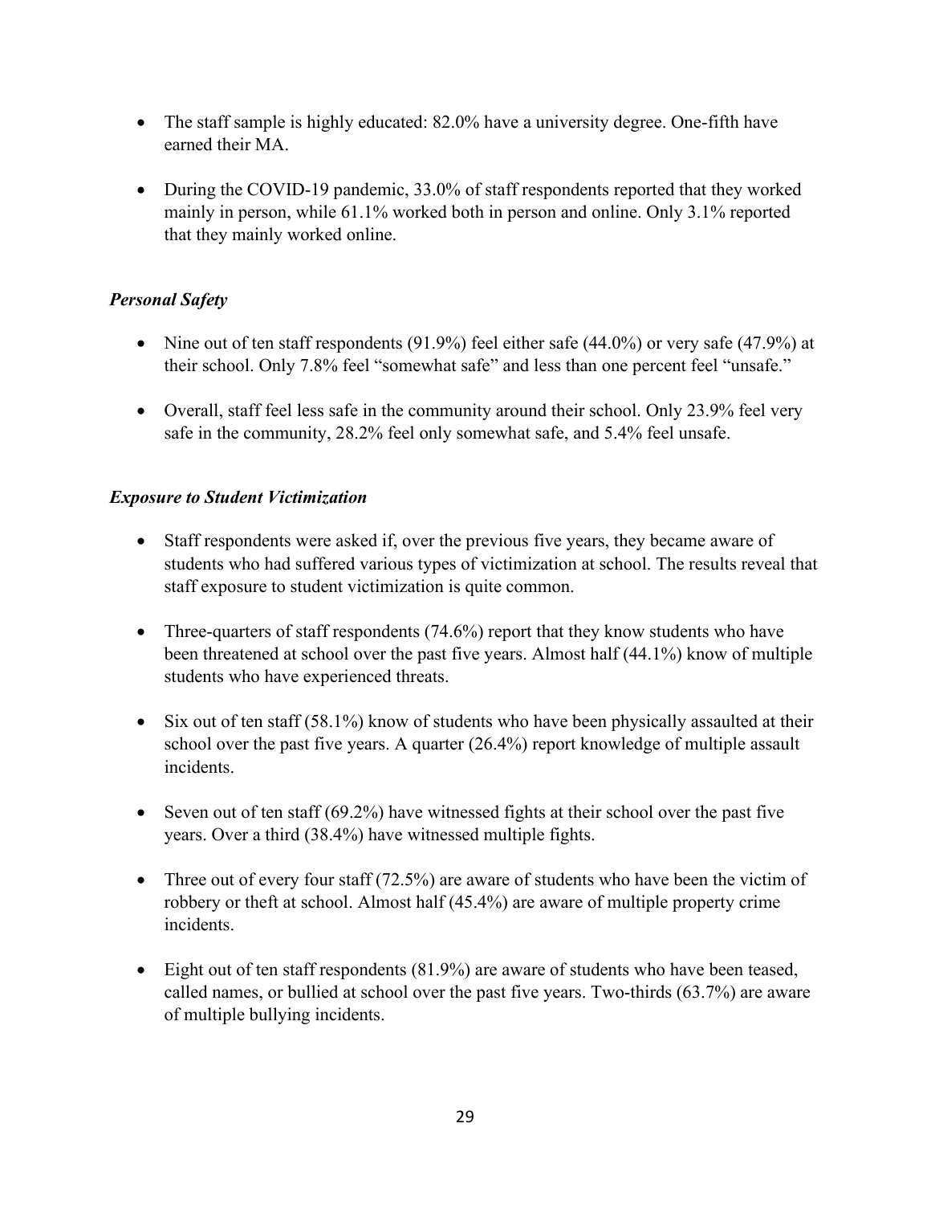- The staff sample is highly educated: 82.0% have a university degree. One-fifth have earned their MA.

- During the COVID-19 pandemic, 33.0% of staff respondents reported that they worked mainly in person, while 61.1% worked both in person and online. Only 3.1% reported that they mainly worked online.

### *Personal Safety*

- Nine out of ten staff respondents (91.9%) feel either safe (44.0%) or very safe (47.9%) at their school. Only 7.8% feel "somewhat safe" and less than one percent feel "unsafe."

- Overall, staff feel less safe in the community around their school. Only 23.9% feel very safe in the community, 28.2% feel only somewhat safe, and 5.4% feel unsafe.

### *Exposure to Student Victimization*

- Staff respondents were asked if, over the previous five years, they became aware of students who had suffered various types of victimization at school. The results reveal that staff exposure to student victimization is quite common.

- Three-quarters of staff respondents (74.6%) report that they know students who have been threatened at school over the past five years. Almost half (44.1%) know of multiple students who have experienced threats.

- Six out of ten staff (58.1%) know of students who have been physically assaulted at their school over the past five years. A quarter (26.4%) report knowledge of multiple assault incidents.

- Seven out of ten staff (69.2%) have witnessed fights at their school over the past five years. Over a third (38.4%) have witnessed multiple fights.

- Three out of every four staff (72.5%) are aware of students who have been the victim of robbery or theft at school. Almost half (45.4%) are aware of multiple property crime incidents.

- Eight out of ten staff respondents (81.9%) are aware of students who have been teased, called names, or bullied at school over the past five years. Two-thirds (63.7%) are aware of multiple bullying incidents.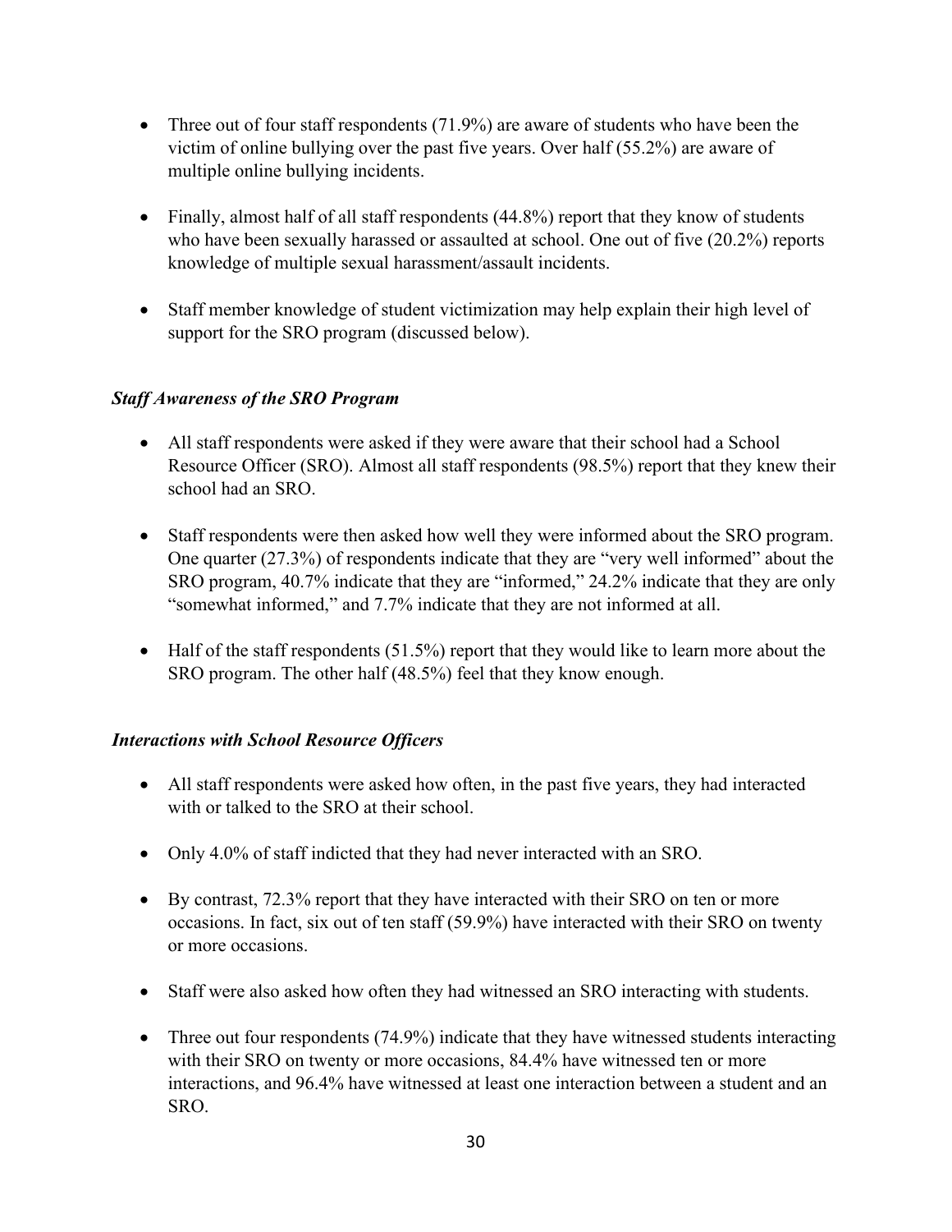- Three out of four staff respondents (71.9%) are aware of students who have been the victim of online bullying over the past five years. Over half (55.2%) are aware of multiple online bullying incidents.

- Finally, almost half of all staff respondents (44.8%) report that they know of students who have been sexually harassed or assaulted at school. One out of five (20.2%) reports knowledge of multiple sexual harassment/assault incidents.

- Staff member knowledge of student victimization may help explain their high level of support for the SRO program (discussed below).

### *Staff Awareness of the SRO Program*

- All staff respondents were asked if they were aware that their school had a School Resource Officer (SRO). Almost all staff respondents (98.5%) report that they knew their school had an SRO.

- Staff respondents were then asked how well they were informed about the SRO program. One quarter (27.3%) of respondents indicate that they are "very well informed" about the SRO program, 40.7% indicate that they are "informed," 24.2% indicate that they are only "somewhat informed," and 7.7% indicate that they are not informed at all.

- Half of the staff respondents (51.5%) report that they would like to learn more about the SRO program. The other half (48.5%) feel that they know enough.

### *Interactions with School Resource Officers*

- All staff respondents were asked how often, in the past five years, they had interacted with or talked to the SRO at their school.

- Only 4.0% of staff indicted that they had never interacted with an SRO.

- By contrast, 72.3% report that they have interacted with their SRO on ten or more occasions. In fact, six out of ten staff (59.9%) have interacted with their SRO on twenty or more occasions.

- Staff were also asked how often they had witnessed an SRO interacting with students.

- Three out four respondents (74.9%) indicate that they have witnessed students interacting with their SRO on twenty or more occasions, 84.4% have witnessed ten or more interactions, and 96.4% have witnessed at least one interaction between a student and an SRO.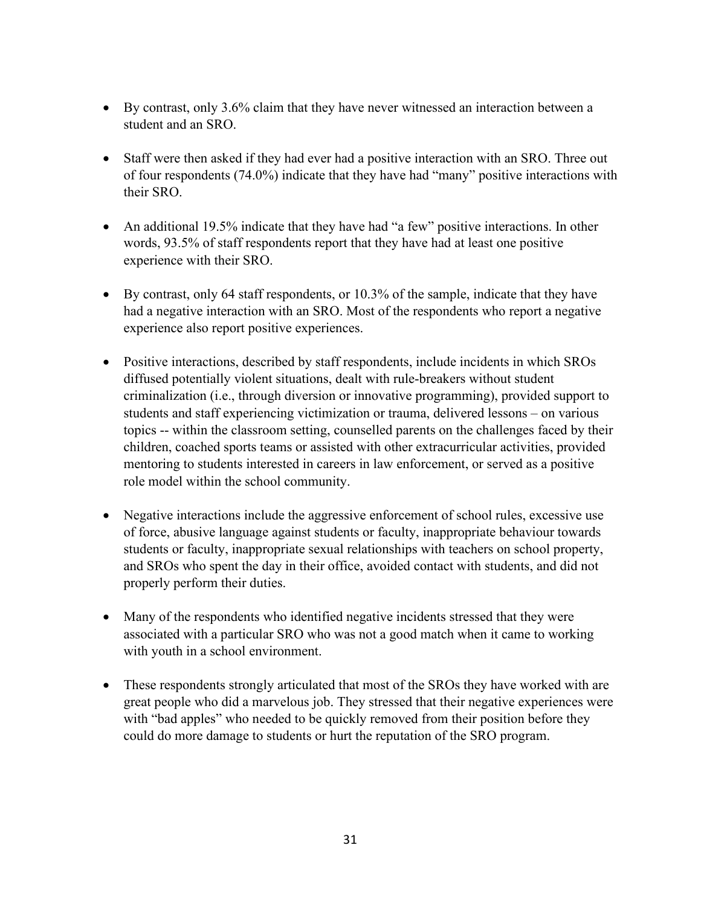- By contrast, only 3.6% claim that they have never witnessed an interaction between a student and an SRO.

- Staff were then asked if they had ever had a positive interaction with an SRO. Three out of four respondents (74.0%) indicate that they have had "many" positive interactions with their SRO.

- An additional 19.5% indicate that they have had "a few" positive interactions. In other words, 93.5% of staff respondents report that they have had at least one positive experience with their SRO.

- By contrast, only 64 staff respondents, or 10.3% of the sample, indicate that they have had a negative interaction with an SRO. Most of the respondents who report a negative experience also report positive experiences.

- Positive interactions, described by staff respondents, include incidents in which SROs diffused potentially violent situations, dealt with rule-breakers without student criminalization (i.e., through diversion or innovative programming), provided support to students and staff experiencing victimization or trauma, delivered lessons – on various topics -- within the classroom setting, counselled parents on the challenges faced by their children, coached sports teams or assisted with other extracurricular activities, provided mentoring to students interested in careers in law enforcement, or served as a positive role model within the school community.

- Negative interactions include the aggressive enforcement of school rules, excessive use of force, abusive language against students or faculty, inappropriate behaviour towards students or faculty, inappropriate sexual relationships with teachers on school property, and SROs who spent the day in their office, avoided contact with students, and did not properly perform their duties.

- Many of the respondents who identified negative incidents stressed that they were associated with a particular SRO who was not a good match when it came to working with youth in a school environment.

- These respondents strongly articulated that most of the SROs they have worked with are great people who did a marvelous job. They stressed that their negative experiences were with "bad apples" who needed to be quickly removed from their position before they could do more damage to students or hurt the reputation of the SRO program.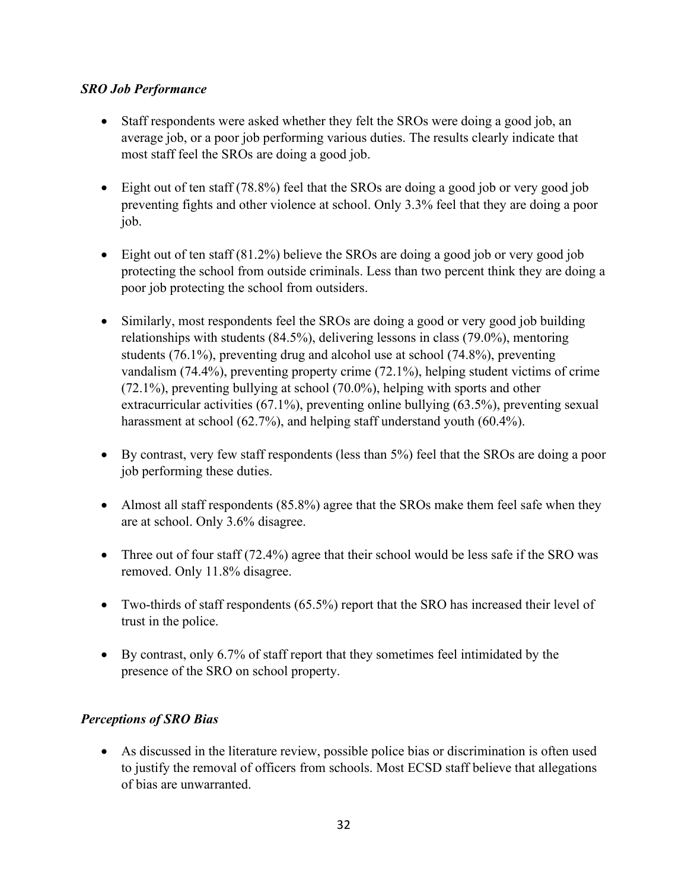### *SRO Job Performance*

- Staff respondents were asked whether they felt the SROs were doing a good job, an average job, or a poor job performing various duties. The results clearly indicate that most staff feel the SROs are doing a good job.

- Eight out of ten staff (78.8%) feel that the SROs are doing a good job or very good job preventing fights and other violence at school. Only 3.3% feel that they are doing a poor job.

- Eight out of ten staff (81.2%) believe the SROs are doing a good job or very good job protecting the school from outside criminals. Less than two percent think they are doing a poor job protecting the school from outsiders.

- Similarly, most respondents feel the SROs are doing a good or very good job building relationships with students (84.5%), delivering lessons in class (79.0%), mentoring students (76.1%), preventing drug and alcohol use at school (74.8%), preventing vandalism (74.4%), preventing property crime (72.1%), helping student victims of crime (72.1%), preventing bullying at school (70.0%), helping with sports and other extracurricular activities (67.1%), preventing online bullying (63.5%), preventing sexual harassment at school (62.7%), and helping staff understand youth (60.4%).

- By contrast, very few staff respondents (less than 5%) feel that the SROs are doing a poor job performing these duties.

- Almost all staff respondents (85.8%) agree that the SROs make them feel safe when they are at school. Only 3.6% disagree.

- Three out of four staff (72.4%) agree that their school would be less safe if the SRO was removed. Only 11.8% disagree.

- Two-thirds of staff respondents (65.5%) report that the SRO has increased their level of trust in the police.

- By contrast, only 6.7% of staff report that they sometimes feel intimidated by the presence of the SRO on school property.

### *Perceptions of SRO Bias*

- As discussed in the literature review, possible police bias or discrimination is often used to justify the removal of officers from schools. Most ECSD staff believe that allegations of bias are unwarranted.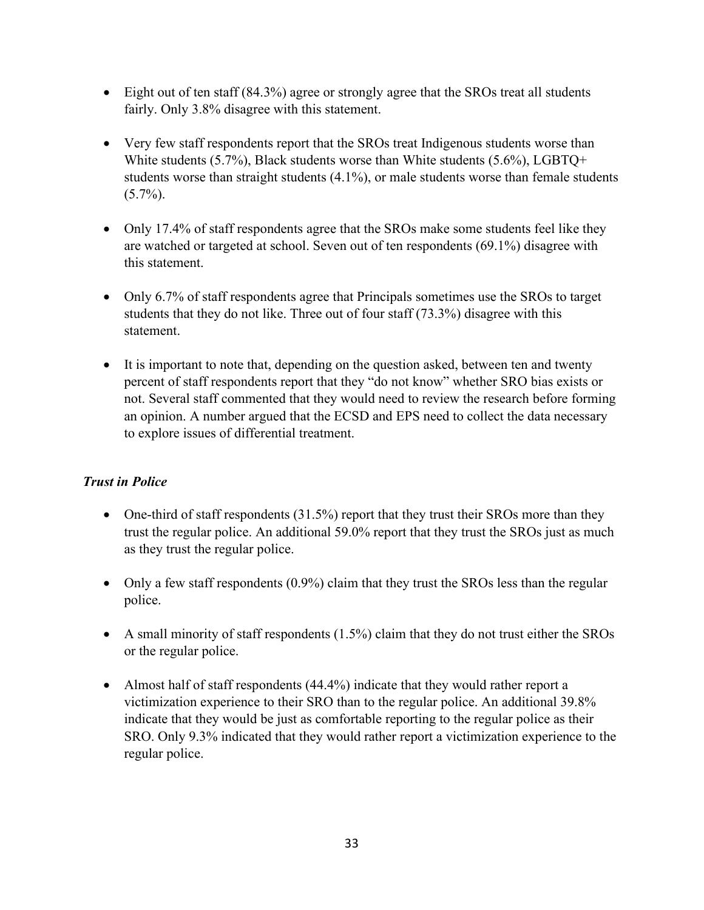- Eight out of ten staff (84.3%) agree or strongly agree that the SROs treat all students fairly. Only 3.8% disagree with this statement.

- Very few staff respondents report that the SROs treat Indigenous students worse than White students (5.7%), Black students worse than White students (5.6%), LGBTQ+ students worse than straight students (4.1%), or male students worse than female students (5.7%).

- Only 17.4% of staff respondents agree that the SROs make some students feel like they are watched or targeted at school. Seven out of ten respondents (69.1%) disagree with this statement.

- Only 6.7% of staff respondents agree that Principals sometimes use the SROs to target students that they do not like. Three out of four staff (73.3%) disagree with this statement.

- It is important to note that, depending on the question asked, between ten and twenty percent of staff respondents report that they "do not know" whether SRO bias exists or not. Several staff commented that they would need to review the research before forming an opinion. A number argued that the ECSD and EPS need to collect the data necessary to explore issues of differential treatment.

### *Trust in Police*

- One-third of staff respondents (31.5%) report that they trust their SROs more than they trust the regular police. An additional 59.0% report that they trust the SROs just as much as they trust the regular police.

- Only a few staff respondents (0.9%) claim that they trust the SROs less than the regular police.

- A small minority of staff respondents (1.5%) claim that they do not trust either the SROs or the regular police.

- Almost half of staff respondents (44.4%) indicate that they would rather report a victimization experience to their SRO than to the regular police. An additional 39.8% indicate that they would be just as comfortable reporting to the regular police as their SRO. Only 9.3% indicated that they would rather report a victimization experience to the regular police.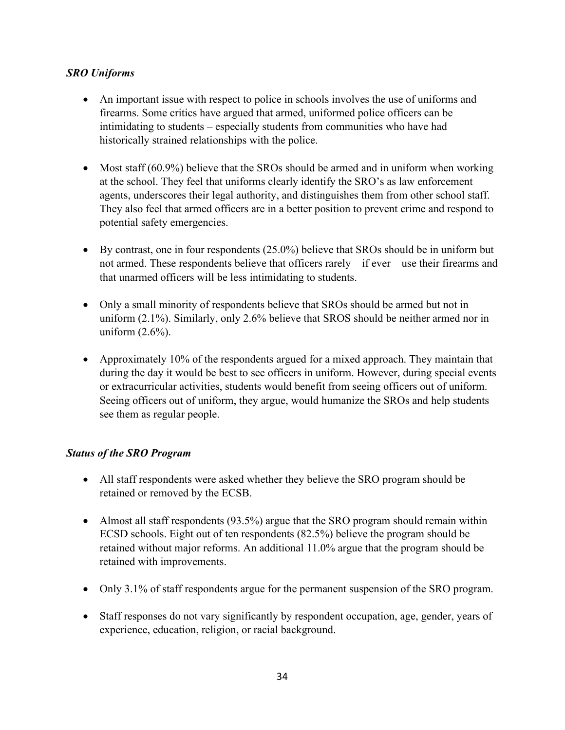### *SRO Uniforms*

- An important issue with respect to police in schools involves the use of uniforms and firearms. Some critics have argued that armed, uniformed police officers can be intimidating to students – especially students from communities who have had historically strained relationships with the police.

- Most staff (60.9%) believe that the SROs should be armed and in uniform when working at the school. They feel that uniforms clearly identify the SRO's as law enforcement agents, underscores their legal authority, and distinguishes them from other school staff. They also feel that armed officers are in a better position to prevent crime and respond to potential safety emergencies.

- By contrast, one in four respondents (25.0%) believe that SROs should be in uniform but not armed. These respondents believe that officers rarely – if ever – use their firearms and that unarmed officers will be less intimidating to students.

- Only a small minority of respondents believe that SROs should be armed but not in uniform (2.1%). Similarly, only 2.6% believe that SROS should be neither armed nor in uniform (2.6%).

- Approximately 10% of the respondents argued for a mixed approach. They maintain that during the day it would be best to see officers in uniform. However, during special events or extracurricular activities, students would benefit from seeing officers out of uniform. Seeing officers out of uniform, they argue, would humanize the SROs and help students see them as regular people.

### *Status of the SRO Program*

- All staff respondents were asked whether they believe the SRO program should be retained or removed by the ECSB.

- Almost all staff respondents (93.5%) argue that the SRO program should remain within ECSD schools. Eight out of ten respondents (82.5%) believe the program should be retained without major reforms. An additional 11.0% argue that the program should be retained with improvements.

- Only 3.1% of staff respondents argue for the permanent suspension of the SRO program.

- Staff responses do not vary significantly by respondent occupation, age, gender, years of experience, education, religion, or racial background.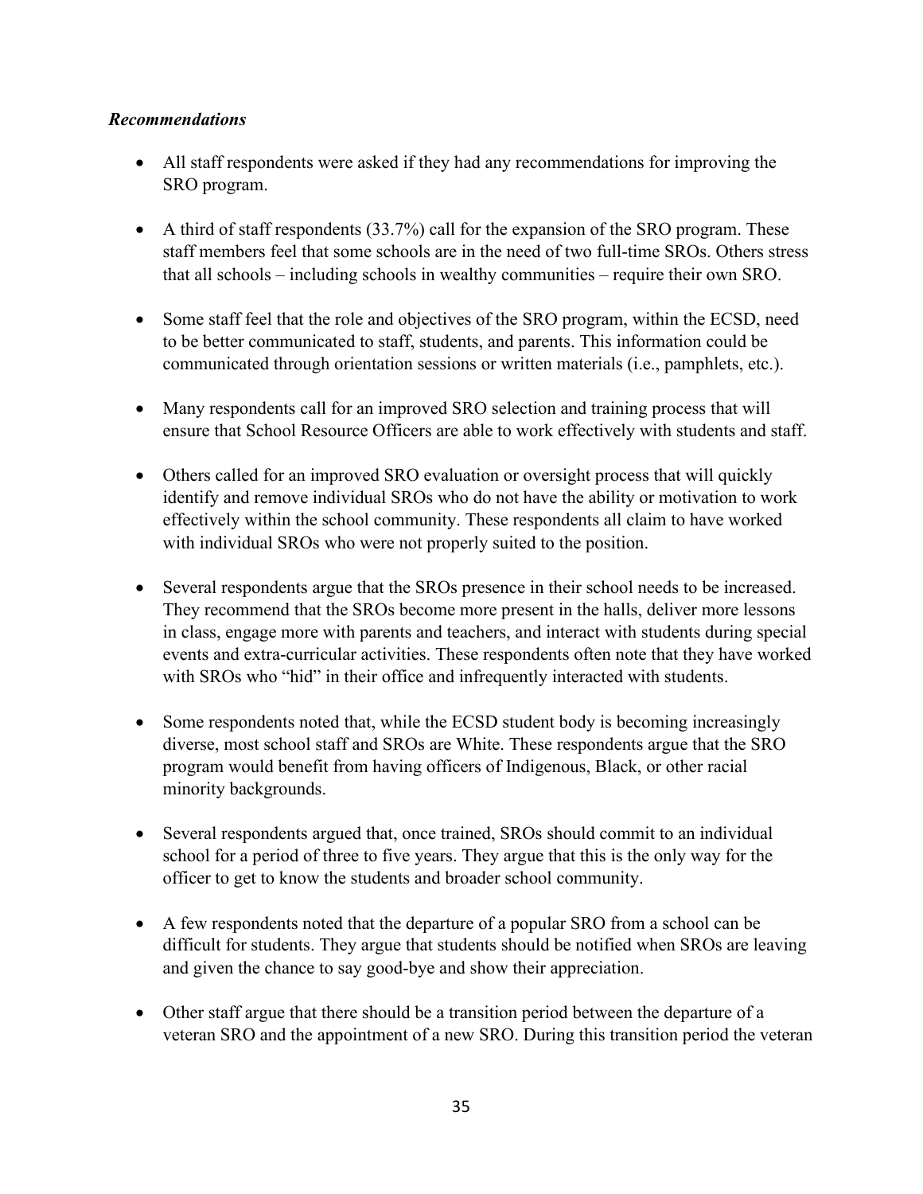***Recommendations***

- All staff respondents were asked if they had any recommendations for improving the SRO program.

- A third of staff respondents (33.7%) call for the expansion of the SRO program. These staff members feel that some schools are in the need of two full-time SROs. Others stress that all schools – including schools in wealthy communities – require their own SRO.

- Some staff feel that the role and objectives of the SRO program, within the ECSD, need to be better communicated to staff, students, and parents. This information could be communicated through orientation sessions or written materials (i.e., pamphlets, etc.).

- Many respondents call for an improved SRO selection and training process that will ensure that School Resource Officers are able to work effectively with students and staff.

- Others called for an improved SRO evaluation or oversight process that will quickly identify and remove individual SROs who do not have the ability or motivation to work effectively within the school community. These respondents all claim to have worked with individual SROs who were not properly suited to the position.

- Several respondents argue that the SROs presence in their school needs to be increased. They recommend that the SROs become more present in the halls, deliver more lessons in class, engage more with parents and teachers, and interact with students during special events and extra-curricular activities. These respondents often note that they have worked with SROs who "hid" in their office and infrequently interacted with students.

- Some respondents noted that, while the ECSD student body is becoming increasingly diverse, most school staff and SROs are White. These respondents argue that the SRO program would benefit from having officers of Indigenous, Black, or other racial minority backgrounds.

- Several respondents argued that, once trained, SROs should commit to an individual school for a period of three to five years. They argue that this is the only way for the officer to get to know the students and broader school community.

- A few respondents noted that the departure of a popular SRO from a school can be difficult for students. They argue that students should be notified when SROs are leaving and given the chance to say good-bye and show their appreciation.

- Other staff argue that there should be a transition period between the departure of a veteran SRO and the appointment of a new SRO. During this transition period the veteran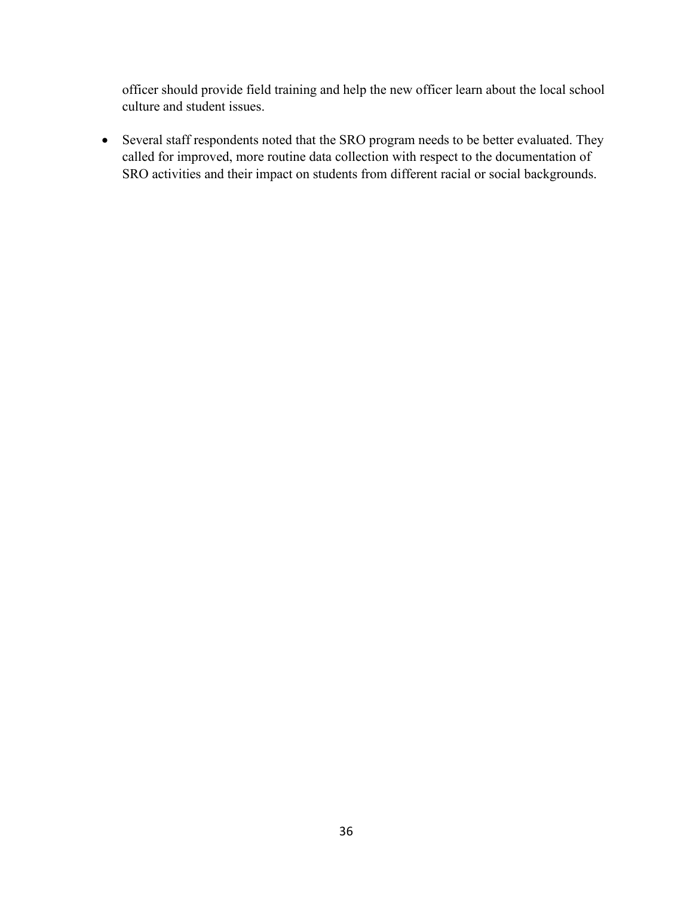officer should provide field training and help the new officer learn about the local school culture and student issues.

- Several staff respondents noted that the SRO program needs to be better evaluated. They called for improved, more routine data collection with respect to the documentation of SRO activities and their impact on students from different racial or social backgrounds.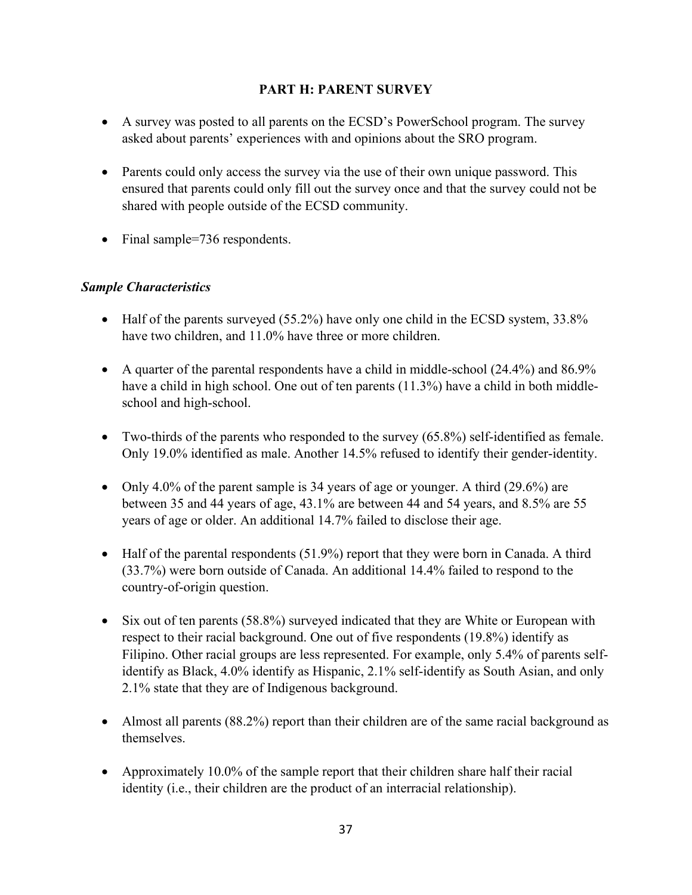## PART H: PARENT SURVEY

- A survey was posted to all parents on the ECSD's PowerSchool program. The survey asked about parents' experiences with and opinions about the SRO program.
- Parents could only access the survey via the use of their own unique password. This ensured that parents could only fill out the survey once and that the survey could not be shared with people outside of the ECSD community.
- Final sample=736 respondents.

### *Sample Characteristics*

- Half of the parents surveyed (55.2%) have only one child in the ECSD system, 33.8% have two children, and 11.0% have three or more children.
- A quarter of the parental respondents have a child in middle-school (24.4%) and 86.9% have a child in high school. One out of ten parents (11.3%) have a child in both middle-school and high-school.
- Two-thirds of the parents who responded to the survey (65.8%) self-identified as female. Only 19.0% identified as male. Another 14.5% refused to identify their gender-identity.
- Only 4.0% of the parent sample is 34 years of age or younger. A third (29.6%) are between 35 and 44 years of age, 43.1% are between 44 and 54 years, and 8.5% are 55 years of age or older. An additional 14.7% failed to disclose their age.
- Half of the parental respondents (51.9%) report that they were born in Canada. A third (33.7%) were born outside of Canada. An additional 14.4% failed to respond to the country-of-origin question.
- Six out of ten parents (58.8%) surveyed indicated that they are White or European with respect to their racial background. One out of five respondents (19.8%) identify as Filipino. Other racial groups are less represented. For example, only 5.4% of parents self-identify as Black, 4.0% identify as Hispanic, 2.1% self-identify as South Asian, and only 2.1% state that they are of Indigenous background.
- Almost all parents (88.2%) report than their children are of the same racial background as themselves.
- Approximately 10.0% of the sample report that their children share half their racial identity (i.e., their children are the product of an interracial relationship).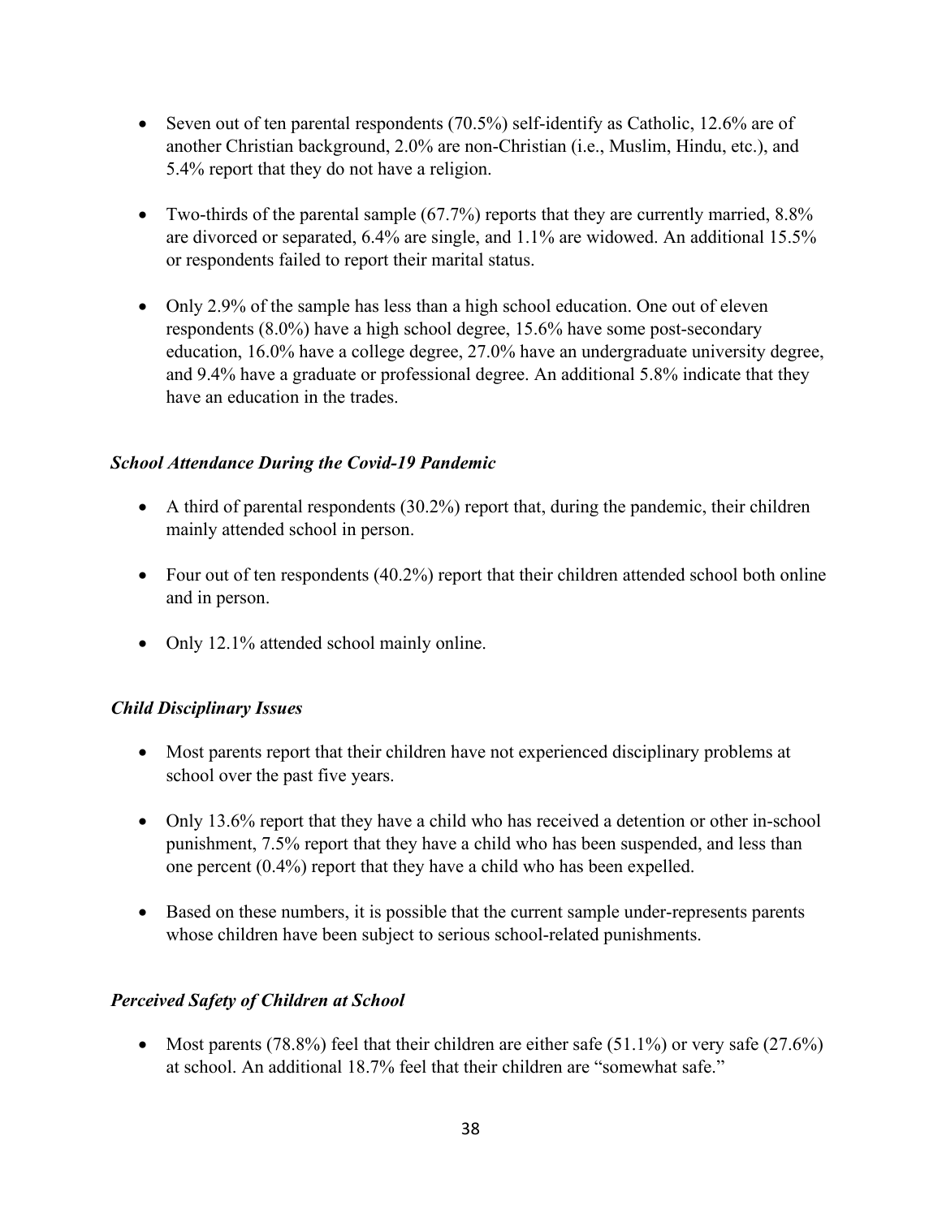- Seven out of ten parental respondents (70.5%) self-identify as Catholic, 12.6% are of another Christian background, 2.0% are non-Christian (i.e., Muslim, Hindu, etc.), and 5.4% report that they do not have a religion.

- Two-thirds of the parental sample (67.7%) reports that they are currently married, 8.8% are divorced or separated, 6.4% are single, and 1.1% are widowed. An additional 15.5% or respondents failed to report their marital status.

- Only 2.9% of the sample has less than a high school education. One out of eleven respondents (8.0%) have a high school degree, 15.6% have some post-secondary education, 16.0% have a college degree, 27.0% have an undergraduate university degree, and 9.4% have a graduate or professional degree. An additional 5.8% indicate that they have an education in the trades.

### *School Attendance During the Covid-19 Pandemic*

- A third of parental respondents (30.2%) report that, during the pandemic, their children mainly attended school in person.

- Four out of ten respondents (40.2%) report that their children attended school both online and in person.

- Only 12.1% attended school mainly online.

### *Child Disciplinary Issues*

- Most parents report that their children have not experienced disciplinary problems at school over the past five years.

- Only 13.6% report that they have a child who has received a detention or other in-school punishment, 7.5% report that they have a child who has been suspended, and less than one percent (0.4%) report that they have a child who has been expelled.

- Based on these numbers, it is possible that the current sample under-represents parents whose children have been subject to serious school-related punishments.

### *Perceived Safety of Children at School*

- Most parents (78.8%) feel that their children are either safe (51.1%) or very safe (27.6%) at school. An additional 18.7% feel that their children are "somewhat safe."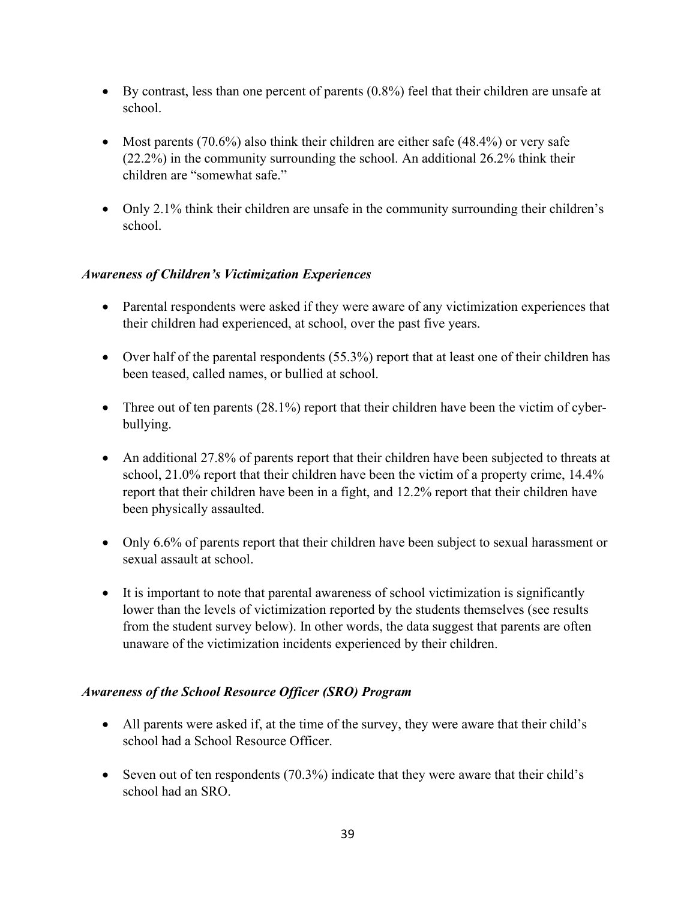- By contrast, less than one percent of parents (0.8%) feel that their children are unsafe at school.

- Most parents (70.6%) also think their children are either safe (48.4%) or very safe (22.2%) in the community surrounding the school. An additional 26.2% think their children are "somewhat safe."

- Only 2.1% think their children are unsafe in the community surrounding their children's school.

### *Awareness of Children's Victimization Experiences*

- Parental respondents were asked if they were aware of any victimization experiences that their children had experienced, at school, over the past five years.

- Over half of the parental respondents (55.3%) report that at least one of their children has been teased, called names, or bullied at school.

- Three out of ten parents (28.1%) report that their children have been the victim of cyber-bullying.

- An additional 27.8% of parents report that their children have been subjected to threats at school, 21.0% report that their children have been the victim of a property crime, 14.4% report that their children have been in a fight, and 12.2% report that their children have been physically assaulted.

- Only 6.6% of parents report that their children have been subject to sexual harassment or sexual assault at school.

- It is important to note that parental awareness of school victimization is significantly lower than the levels of victimization reported by the students themselves (see results from the student survey below). In other words, the data suggest that parents are often unaware of the victimization incidents experienced by their children.

### *Awareness of the School Resource Officer (SRO) Program*

- All parents were asked if, at the time of the survey, they were aware that their child's school had a School Resource Officer.

- Seven out of ten respondents (70.3%) indicate that they were aware that their child's school had an SRO.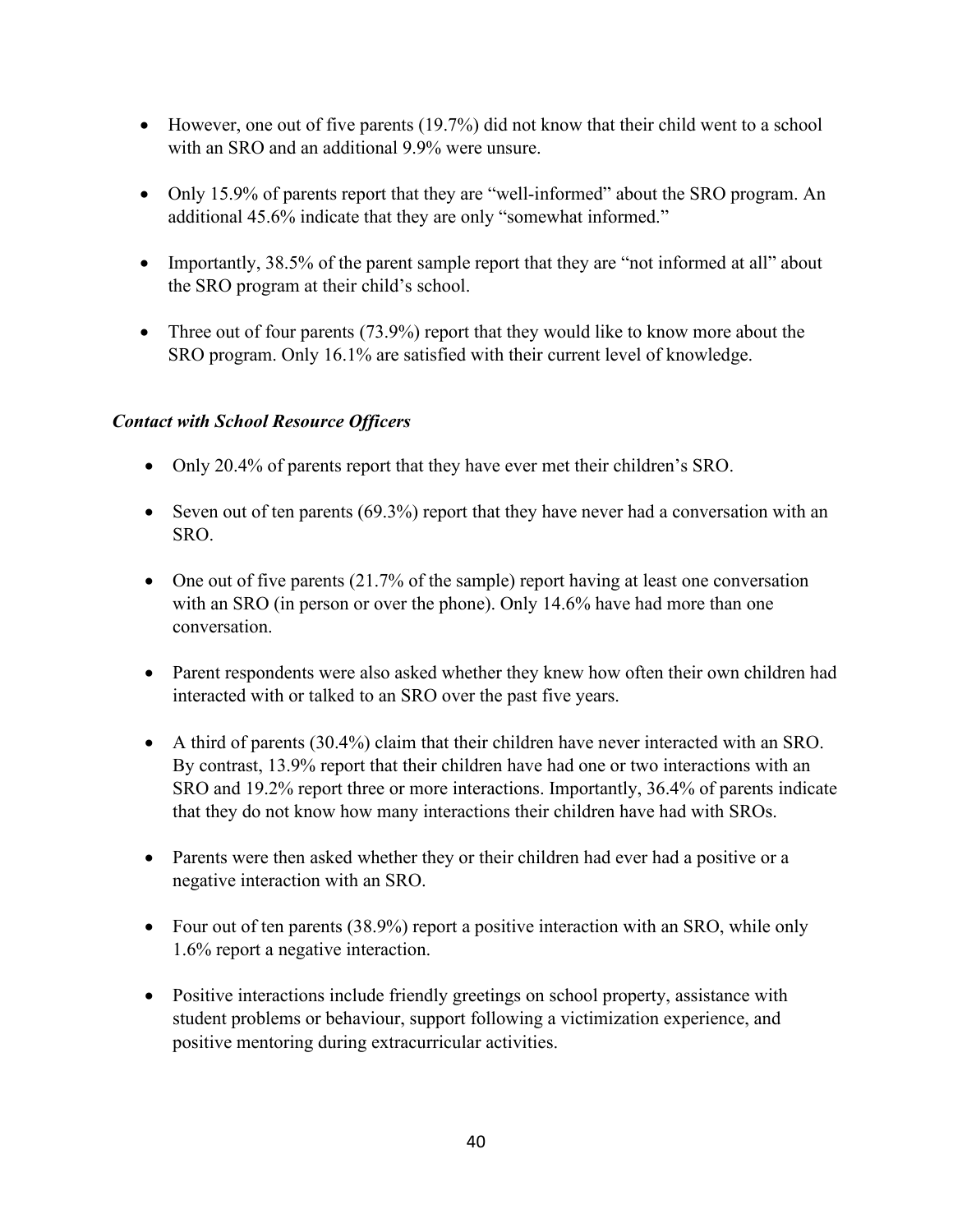- However, one out of five parents (19.7%) did not know that their child went to a school with an SRO and an additional 9.9% were unsure.
- Only 15.9% of parents report that they are "well-informed" about the SRO program. An additional 45.6% indicate that they are only "somewhat informed."
- Importantly, 38.5% of the parent sample report that they are "not informed at all" about the SRO program at their child's school.
- Three out of four parents (73.9%) report that they would like to know more about the SRO program. Only 16.1% are satisfied with their current level of knowledge.

### *Contact with School Resource Officers*

- Only 20.4% of parents report that they have ever met their children's SRO.
- Seven out of ten parents (69.3%) report that they have never had a conversation with an SRO.
- One out of five parents (21.7% of the sample) report having at least one conversation with an SRO (in person or over the phone). Only 14.6% have had more than one conversation.
- Parent respondents were also asked whether they knew how often their own children had interacted with or talked to an SRO over the past five years.
- A third of parents (30.4%) claim that their children have never interacted with an SRO. By contrast, 13.9% report that their children have had one or two interactions with an SRO and 19.2% report three or more interactions. Importantly, 36.4% of parents indicate that they do not know how many interactions their children have had with SROs.
- Parents were then asked whether they or their children had ever had a positive or a negative interaction with an SRO.
- Four out of ten parents (38.9%) report a positive interaction with an SRO, while only 1.6% report a negative interaction.
- Positive interactions include friendly greetings on school property, assistance with student problems or behaviour, support following a victimization experience, and positive mentoring during extracurricular activities.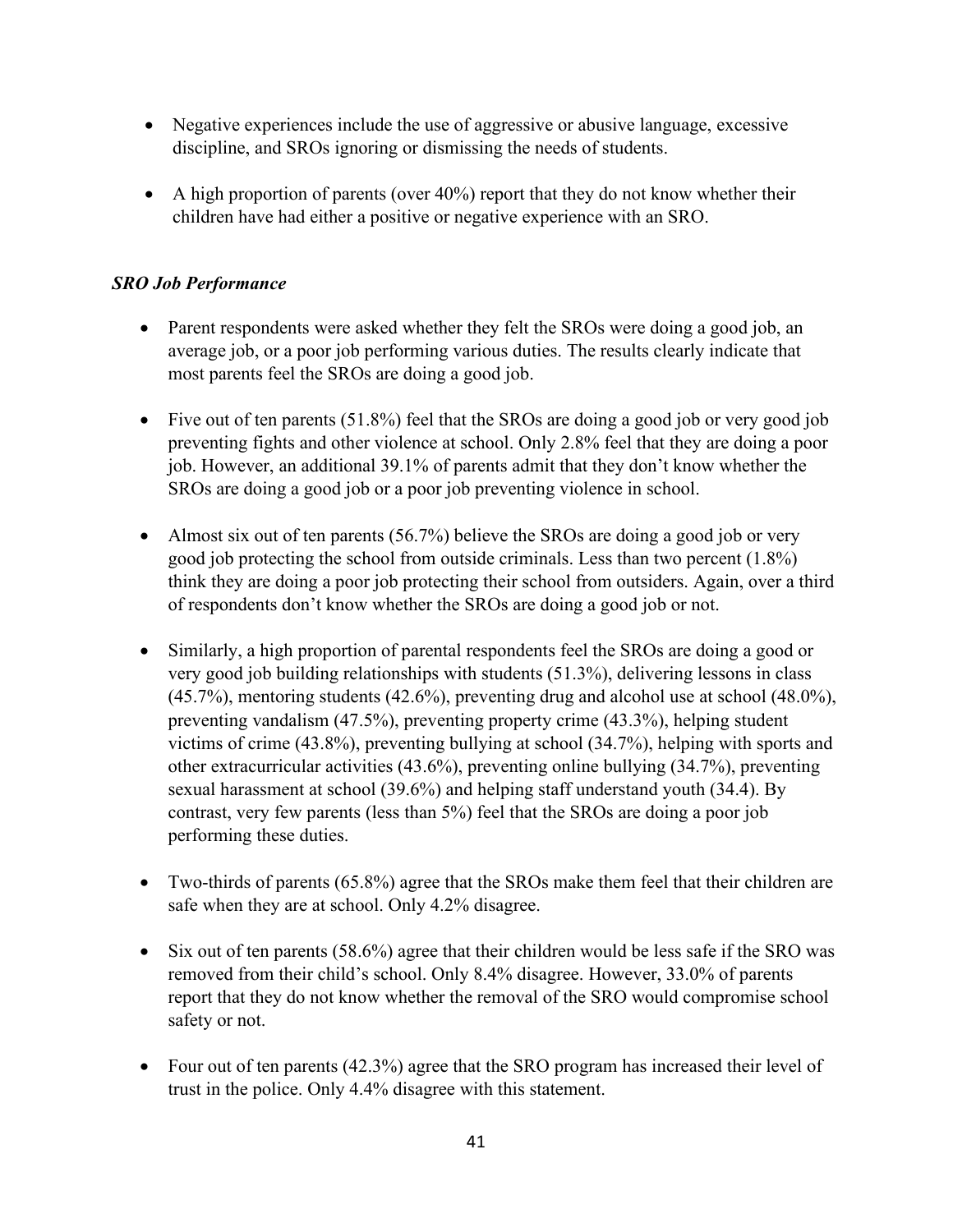- Negative experiences include the use of aggressive or abusive language, excessive discipline, and SROs ignoring or dismissing the needs of students.

- A high proportion of parents (over 40%) report that they do not know whether their children have had either a positive or negative experience with an SRO.

***SRO Job Performance***

- Parent respondents were asked whether they felt the SROs were doing a good job, an average job, or a poor job performing various duties. The results clearly indicate that most parents feel the SROs are doing a good job.

- Five out of ten parents (51.8%) feel that the SROs are doing a good job or very good job preventing fights and other violence at school. Only 2.8% feel that they are doing a poor job. However, an additional 39.1% of parents admit that they don't know whether the SROs are doing a good job or a poor job preventing violence in school.

- Almost six out of ten parents (56.7%) believe the SROs are doing a good job or very good job protecting the school from outside criminals. Less than two percent (1.8%) think they are doing a poor job protecting their school from outsiders. Again, over a third of respondents don't know whether the SROs are doing a good job or not.

- Similarly, a high proportion of parental respondents feel the SROs are doing a good or very good job building relationships with students (51.3%), delivering lessons in class (45.7%), mentoring students (42.6%), preventing drug and alcohol use at school (48.0%), preventing vandalism (47.5%), preventing property crime (43.3%), helping student victims of crime (43.8%), preventing bullying at school (34.7%), helping with sports and other extracurricular activities (43.6%), preventing online bullying (34.7%), preventing sexual harassment at school (39.6%) and helping staff understand youth (34.4). By contrast, very few parents (less than 5%) feel that the SROs are doing a poor job performing these duties.

- Two-thirds of parents (65.8%) agree that the SROs make them feel that their children are safe when they are at school. Only 4.2% disagree.

- Six out of ten parents (58.6%) agree that their children would be less safe if the SRO was removed from their child's school. Only 8.4% disagree. However, 33.0% of parents report that they do not know whether the removal of the SRO would compromise school safety or not.

- Four out of ten parents (42.3%) agree that the SRO program has increased their level of trust in the police. Only 4.4% disagree with this statement.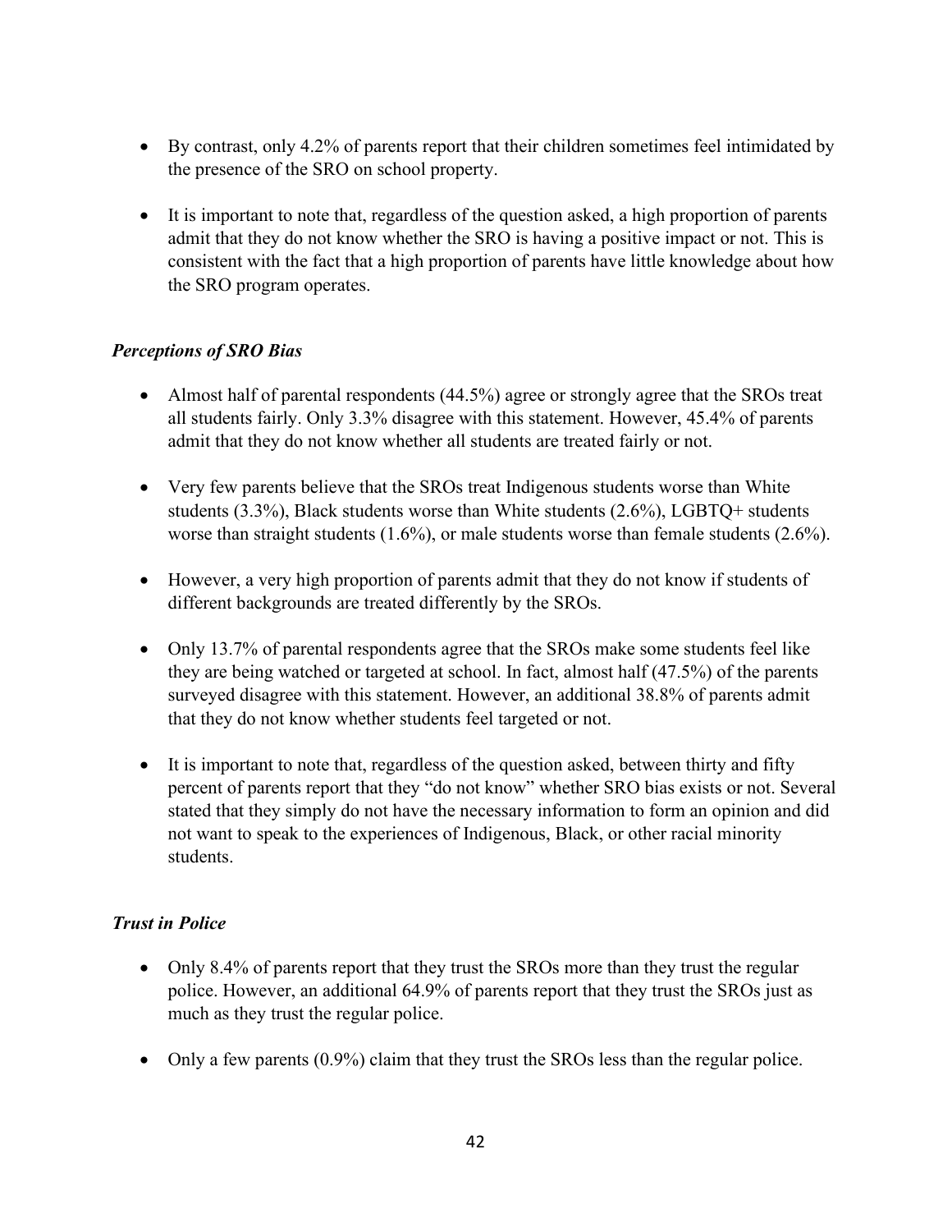- By contrast, only 4.2% of parents report that their children sometimes feel intimidated by the presence of the SRO on school property.

- It is important to note that, regardless of the question asked, a high proportion of parents admit that they do not know whether the SRO is having a positive impact or not. This is consistent with the fact that a high proportion of parents have little knowledge about how the SRO program operates.

### *Perceptions of SRO Bias*

- Almost half of parental respondents (44.5%) agree or strongly agree that the SROs treat all students fairly. Only 3.3% disagree with this statement. However, 45.4% of parents admit that they do not know whether all students are treated fairly or not.

- Very few parents believe that the SROs treat Indigenous students worse than White students (3.3%), Black students worse than White students (2.6%), LGBTQ+ students worse than straight students (1.6%), or male students worse than female students (2.6%).

- However, a very high proportion of parents admit that they do not know if students of different backgrounds are treated differently by the SROs.

- Only 13.7% of parental respondents agree that the SROs make some students feel like they are being watched or targeted at school. In fact, almost half (47.5%) of the parents surveyed disagree with this statement. However, an additional 38.8% of parents admit that they do not know whether students feel targeted or not.

- It is important to note that, regardless of the question asked, between thirty and fifty percent of parents report that they "do not know" whether SRO bias exists or not. Several stated that they simply do not have the necessary information to form an opinion and did not want to speak to the experiences of Indigenous, Black, or other racial minority students.

### *Trust in Police*

- Only 8.4% of parents report that they trust the SROs more than they trust the regular police. However, an additional 64.9% of parents report that they trust the SROs just as much as they trust the regular police.

- Only a few parents (0.9%) claim that they trust the SROs less than the regular police.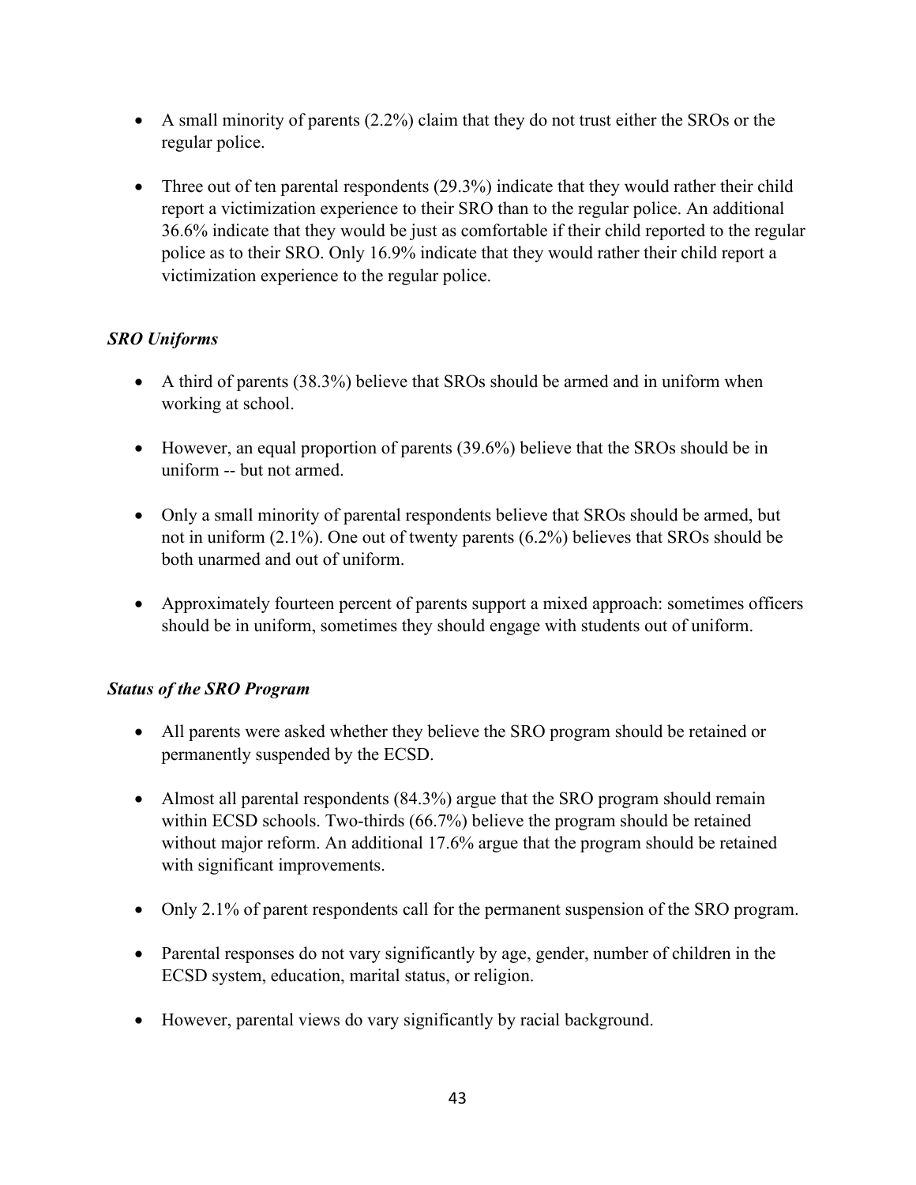- A small minority of parents (2.2%) claim that they do not trust either the SROs or the regular police.

- Three out of ten parental respondents (29.3%) indicate that they would rather their child report a victimization experience to their SRO than to the regular police. An additional 36.6% indicate that they would be just as comfortable if their child reported to the regular police as to their SRO. Only 16.9% indicate that they would rather their child report a victimization experience to the regular police.

***SRO Uniforms***

- A third of parents (38.3%) believe that SROs should be armed and in uniform when working at school.

- However, an equal proportion of parents (39.6%) believe that the SROs should be in uniform -- but not armed.

- Only a small minority of parental respondents believe that SROs should be armed, but not in uniform (2.1%). One out of twenty parents (6.2%) believes that SROs should be both unarmed and out of uniform.

- Approximately fourteen percent of parents support a mixed approach: sometimes officers should be in uniform, sometimes they should engage with students out of uniform.

***Status of the SRO Program***

- All parents were asked whether they believe the SRO program should be retained or permanently suspended by the ECSD.

- Almost all parental respondents (84.3%) argue that the SRO program should remain within ECSD schools. Two-thirds (66.7%) believe the program should be retained without major reform. An additional 17.6% argue that the program should be retained with significant improvements.

- Only 2.1% of parent respondents call for the permanent suspension of the SRO program.

- Parental responses do not vary significantly by age, gender, number of children in the ECSD system, education, marital status, or religion.

- However, parental views do vary significantly by racial background.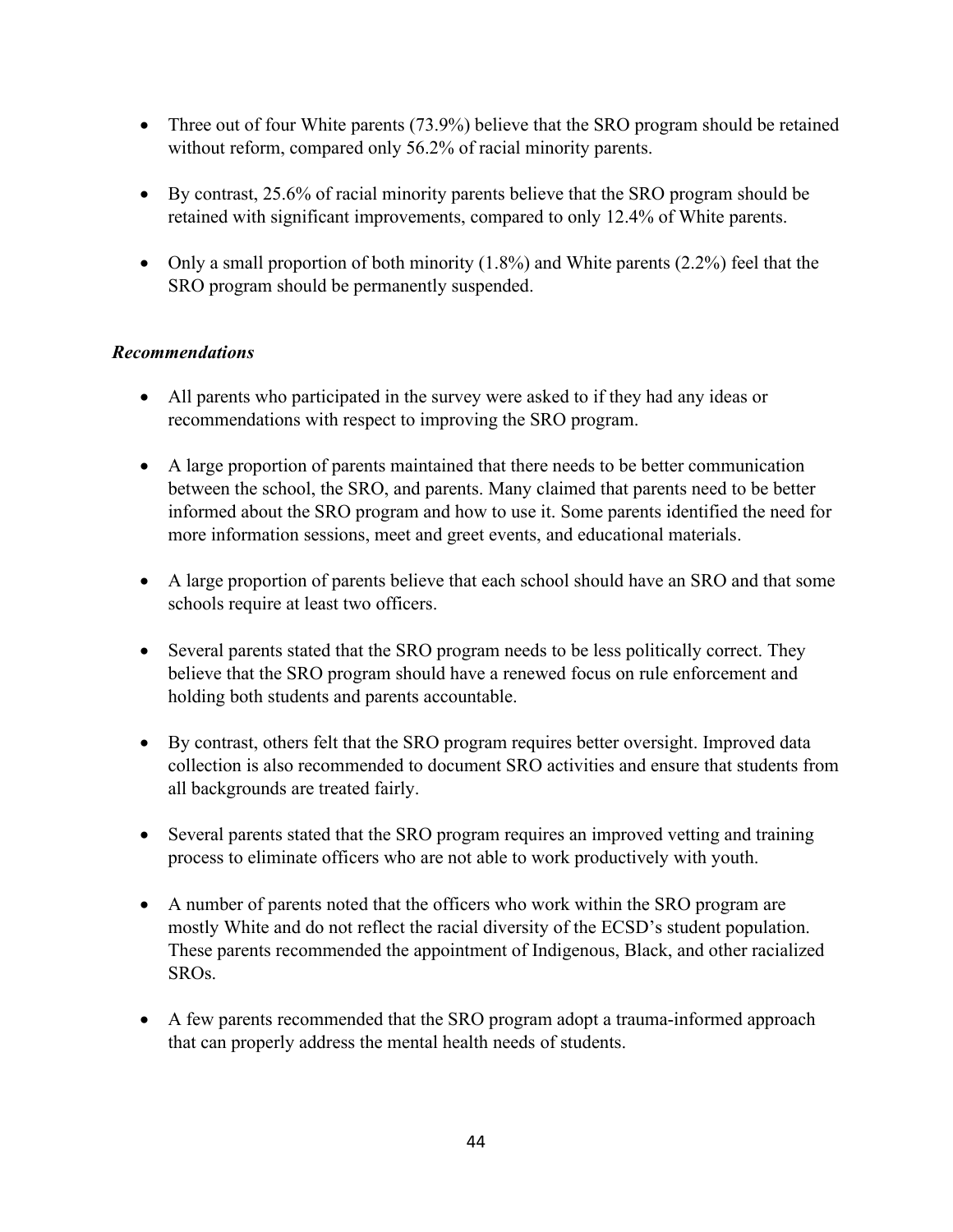- Three out of four White parents (73.9%) believe that the SRO program should be retained without reform, compared only 56.2% of racial minority parents.

- By contrast, 25.6% of racial minority parents believe that the SRO program should be retained with significant improvements, compared to only 12.4% of White parents.

- Only a small proportion of both minority (1.8%) and White parents (2.2%) feel that the SRO program should be permanently suspended.

***Recommendations***

- All parents who participated in the survey were asked to if they had any ideas or recommendations with respect to improving the SRO program.

- A large proportion of parents maintained that there needs to be better communication between the school, the SRO, and parents. Many claimed that parents need to be better informed about the SRO program and how to use it. Some parents identified the need for more information sessions, meet and greet events, and educational materials.

- A large proportion of parents believe that each school should have an SRO and that some schools require at least two officers.

- Several parents stated that the SRO program needs to be less politically correct. They believe that the SRO program should have a renewed focus on rule enforcement and holding both students and parents accountable.

- By contrast, others felt that the SRO program requires better oversight. Improved data collection is also recommended to document SRO activities and ensure that students from all backgrounds are treated fairly.

- Several parents stated that the SRO program requires an improved vetting and training process to eliminate officers who are not able to work productively with youth.

- A number of parents noted that the officers who work within the SRO program are mostly White and do not reflect the racial diversity of the ECSD's student population. These parents recommended the appointment of Indigenous, Black, and other racialized SROs.

- A few parents recommended that the SRO program adopt a trauma-informed approach that can properly address the mental health needs of students.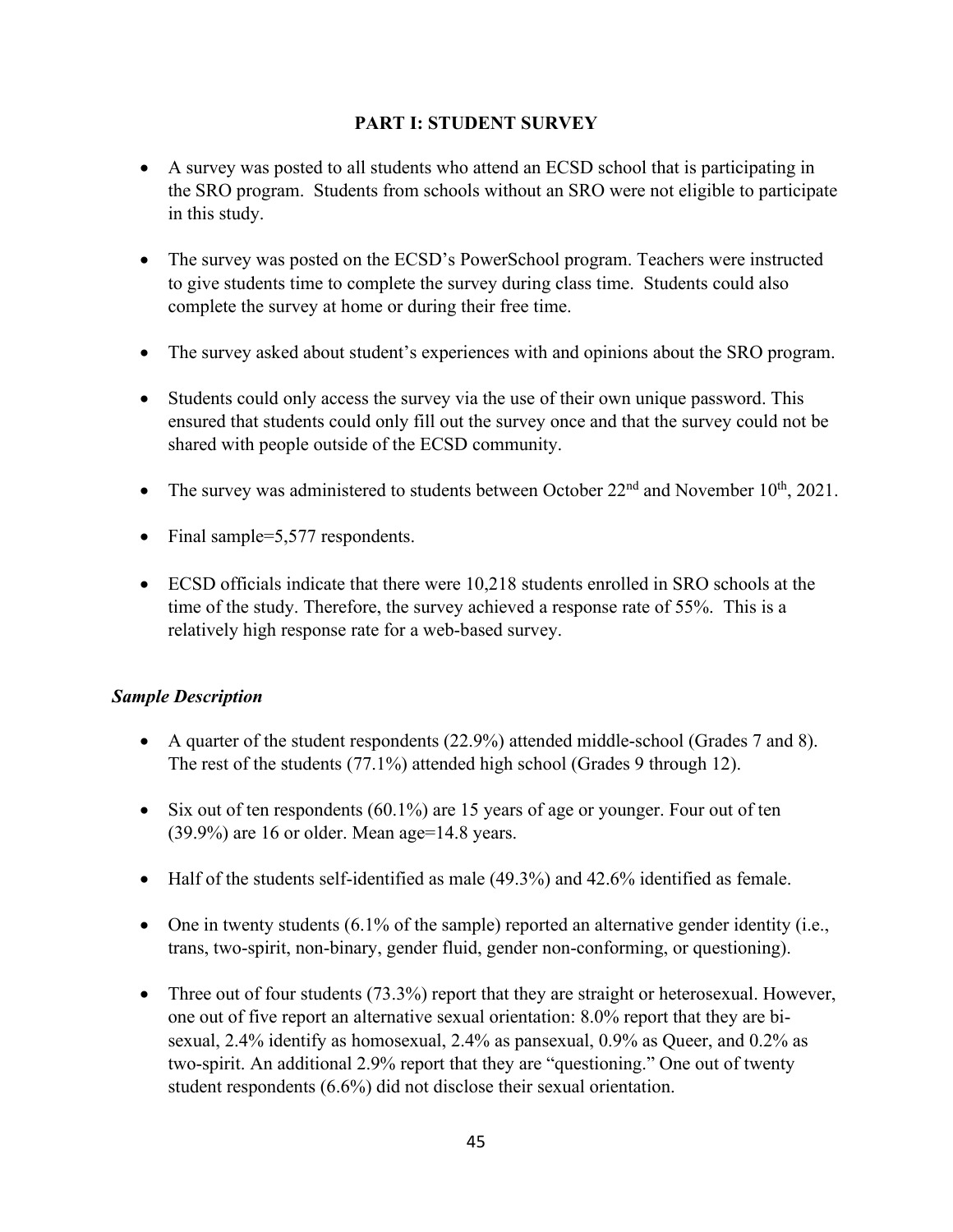## PART I: STUDENT SURVEY

- A survey was posted to all students who attend an ECSD school that is participating in the SRO program. Students from schools without an SRO were not eligible to participate in this study.
- The survey was posted on the ECSD's PowerSchool program. Teachers were instructed to give students time to complete the survey during class time. Students could also complete the survey at home or during their free time.
- The survey asked about student's experiences with and opinions about the SRO program.
- Students could only access the survey via the use of their own unique password. This ensured that students could only fill out the survey once and that the survey could not be shared with people outside of the ECSD community.
- The survey was administered to students between October 22nd and November 10th, 2021.
- Final sample=5,577 respondents.
- ECSD officials indicate that there were 10,218 students enrolled in SRO schools at the time of the study. Therefore, the survey achieved a response rate of 55%. This is a relatively high response rate for a web-based survey.

### *Sample Description*

- A quarter of the student respondents (22.9%) attended middle-school (Grades 7 and 8). The rest of the students (77.1%) attended high school (Grades 9 through 12).
- Six out of ten respondents (60.1%) are 15 years of age or younger. Four out of ten (39.9%) are 16 or older. Mean age=14.8 years.
- Half of the students self-identified as male (49.3%) and 42.6% identified as female.
- One in twenty students (6.1% of the sample) reported an alternative gender identity (i.e., trans, two-spirit, non-binary, gender fluid, gender non-conforming, or questioning).
- Three out of four students (73.3%) report that they are straight or heterosexual. However, one out of five report an alternative sexual orientation: 8.0% report that they are bi-sexual, 2.4% identify as homosexual, 2.4% as pansexual, 0.9% as Queer, and 0.2% as two-spirit. An additional 2.9% report that they are "questioning." One out of twenty student respondents (6.6%) did not disclose their sexual orientation.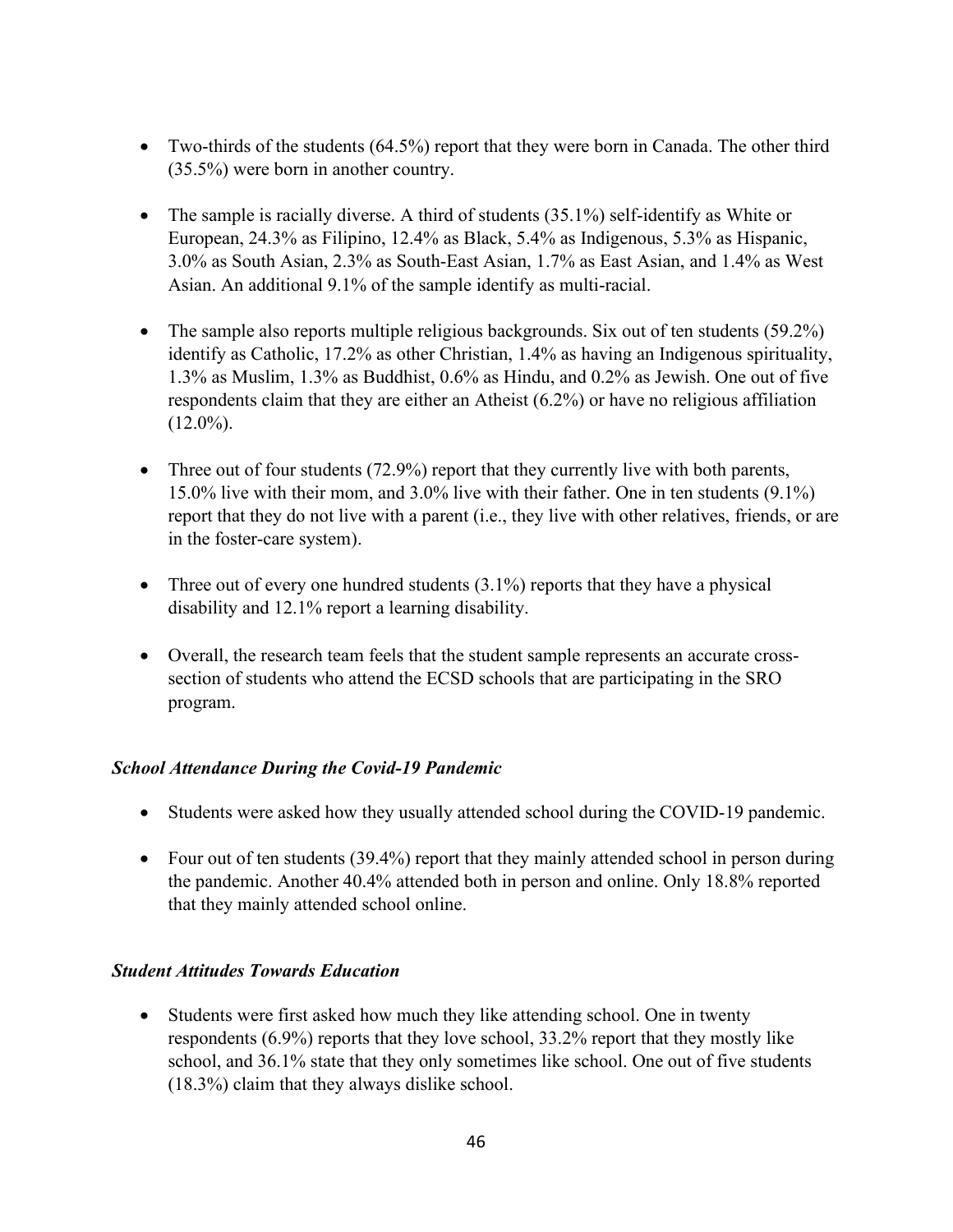- Two-thirds of the students (64.5%) report that they were born in Canada. The other third (35.5%) were born in another country.

- The sample is racially diverse. A third of students (35.1%) self-identify as White or European, 24.3% as Filipino, 12.4% as Black, 5.4% as Indigenous, 5.3% as Hispanic, 3.0% as South Asian, 2.3% as South-East Asian, 1.7% as East Asian, and 1.4% as West Asian. An additional 9.1% of the sample identify as multi-racial.

- The sample also reports multiple religious backgrounds. Six out of ten students (59.2%) identify as Catholic, 17.2% as other Christian, 1.4% as having an Indigenous spirituality, 1.3% as Muslim, 1.3% as Buddhist, 0.6% as Hindu, and 0.2% as Jewish. One out of five respondents claim that they are either an Atheist (6.2%) or have no religious affiliation (12.0%).

- Three out of four students (72.9%) report that they currently live with both parents, 15.0% live with their mom, and 3.0% live with their father. One in ten students (9.1%) report that they do not live with a parent (i.e., they live with other relatives, friends, or are in the foster-care system).

- Three out of every one hundred students (3.1%) reports that they have a physical disability and 12.1% report a learning disability.

- Overall, the research team feels that the student sample represents an accurate cross-section of students who attend the ECSD schools that are participating in the SRO program.

### *School Attendance During the Covid-19 Pandemic*

- Students were asked how they usually attended school during the COVID-19 pandemic.

- Four out of ten students (39.4%) report that they mainly attended school in person during the pandemic. Another 40.4% attended both in person and online. Only 18.8% reported that they mainly attended school online.

### *Student Attitudes Towards Education*

- Students were first asked how much they like attending school. One in twenty respondents (6.9%) reports that they love school, 33.2% report that they mostly like school, and 36.1% state that they only sometimes like school. One out of five students (18.3%) claim that they always dislike school.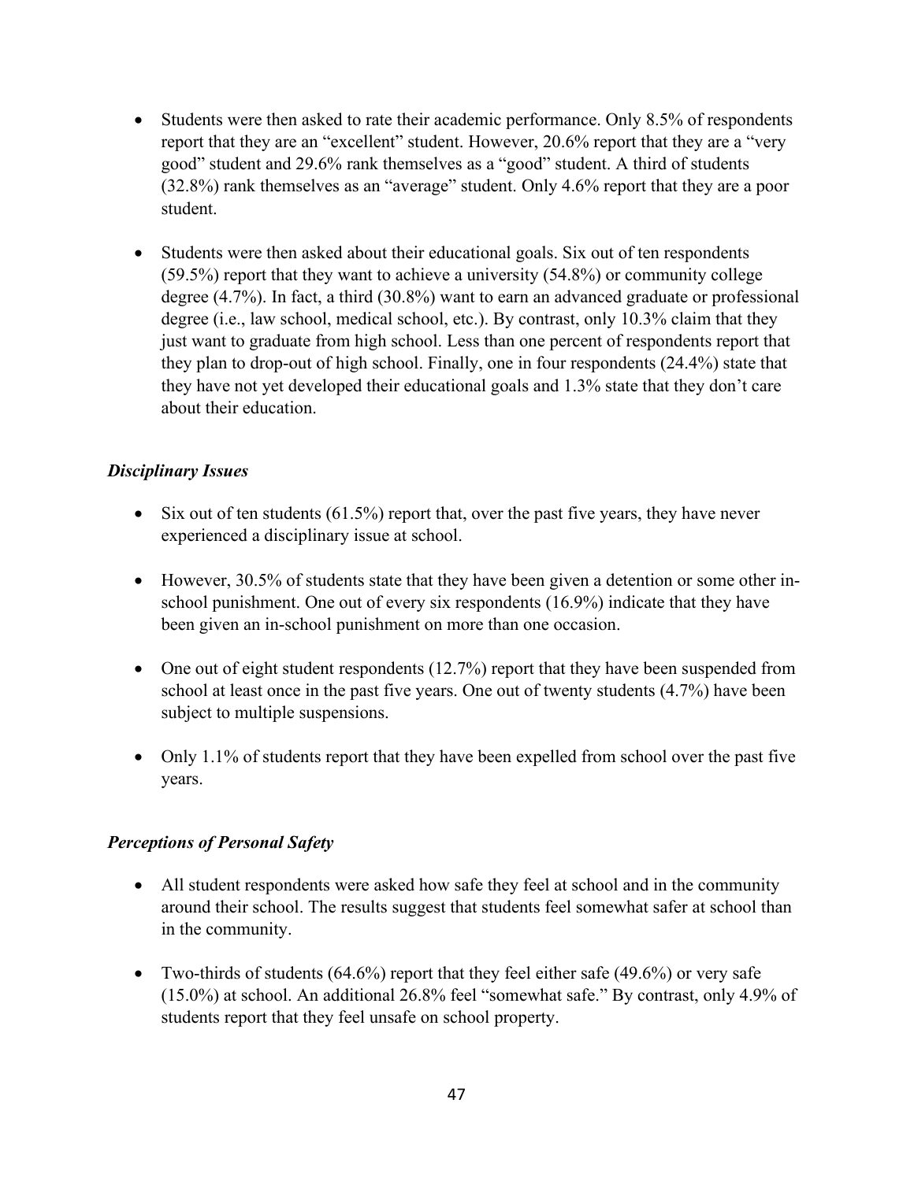- Students were then asked to rate their academic performance. Only 8.5% of respondents report that they are an "excellent" student. However, 20.6% report that they are a "very good" student and 29.6% rank themselves as a "good" student. A third of students (32.8%) rank themselves as an "average" student. Only 4.6% report that they are a poor student.

- Students were then asked about their educational goals. Six out of ten respondents (59.5%) report that they want to achieve a university (54.8%) or community college degree (4.7%). In fact, a third (30.8%) want to earn an advanced graduate or professional degree (i.e., law school, medical school, etc.). By contrast, only 10.3% claim that they just want to graduate from high school. Less than one percent of respondents report that they plan to drop-out of high school. Finally, one in four respondents (24.4%) state that they have not yet developed their educational goals and 1.3% state that they don't care about their education.

### *Disciplinary Issues*

- Six out of ten students (61.5%) report that, over the past five years, they have never experienced a disciplinary issue at school.

- However, 30.5% of students state that they have been given a detention or some other in-school punishment. One out of every six respondents (16.9%) indicate that they have been given an in-school punishment on more than one occasion.

- One out of eight student respondents (12.7%) report that they have been suspended from school at least once in the past five years. One out of twenty students (4.7%) have been subject to multiple suspensions.

- Only 1.1% of students report that they have been expelled from school over the past five years.

### *Perceptions of Personal Safety*

- All student respondents were asked how safe they feel at school and in the community around their school. The results suggest that students feel somewhat safer at school than in the community.

- Two-thirds of students (64.6%) report that they feel either safe (49.6%) or very safe (15.0%) at school. An additional 26.8% feel "somewhat safe." By contrast, only 4.9% of students report that they feel unsafe on school property.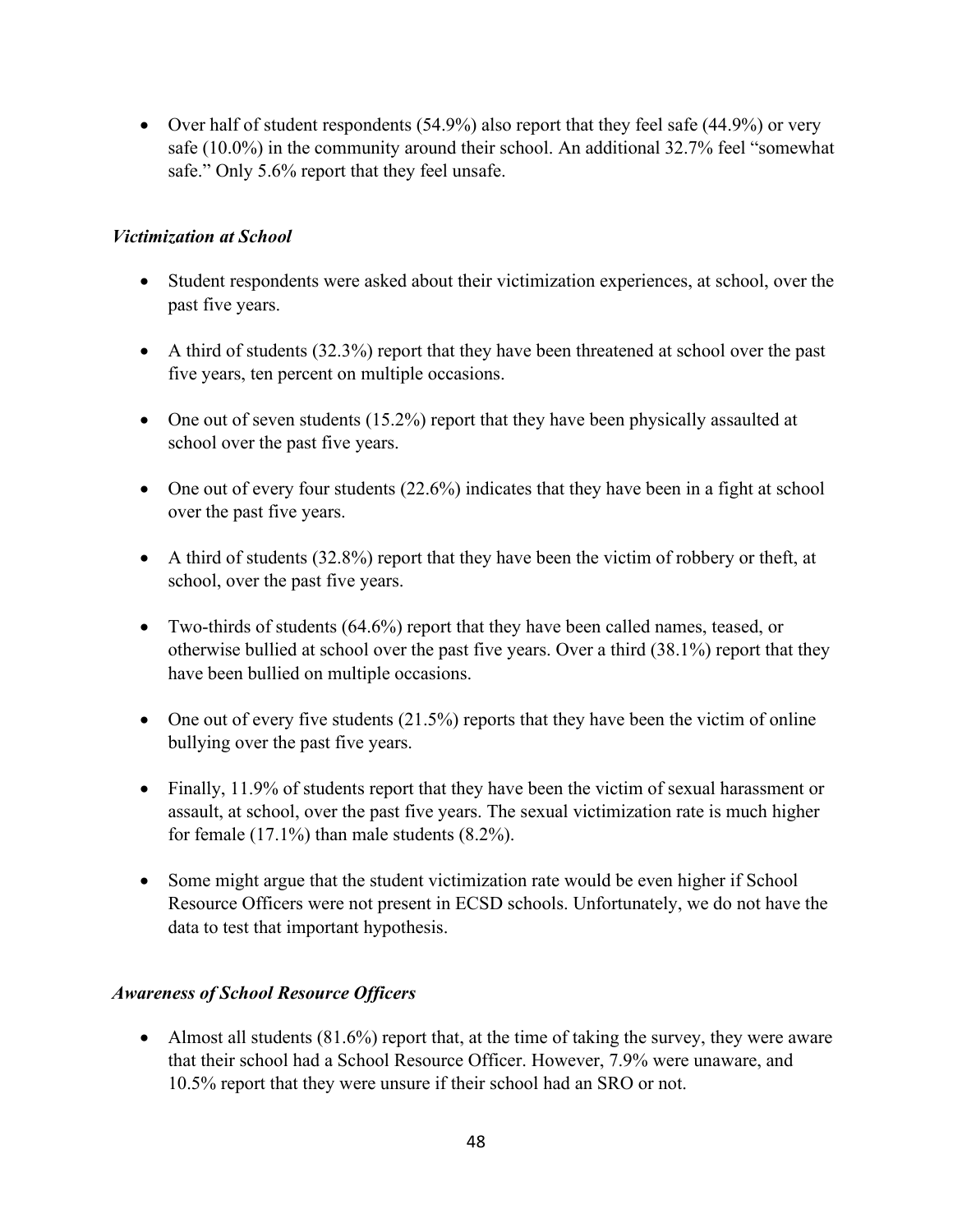- Over half of student respondents (54.9%) also report that they feel safe (44.9%) or very safe (10.0%) in the community around their school. An additional 32.7% feel "somewhat safe." Only 5.6% report that they feel unsafe.

### *Victimization at School*

- Student respondents were asked about their victimization experiences, at school, over the past five years.
- A third of students (32.3%) report that they have been threatened at school over the past five years, ten percent on multiple occasions.
- One out of seven students (15.2%) report that they have been physically assaulted at school over the past five years.
- One out of every four students (22.6%) indicates that they have been in a fight at school over the past five years.
- A third of students (32.8%) report that they have been the victim of robbery or theft, at school, over the past five years.
- Two-thirds of students (64.6%) report that they have been called names, teased, or otherwise bullied at school over the past five years. Over a third (38.1%) report that they have been bullied on multiple occasions.
- One out of every five students (21.5%) reports that they have been the victim of online bullying over the past five years.
- Finally, 11.9% of students report that they have been the victim of sexual harassment or assault, at school, over the past five years. The sexual victimization rate is much higher for female (17.1%) than male students (8.2%).
- Some might argue that the student victimization rate would be even higher if School Resource Officers were not present in ECSD schools. Unfortunately, we do not have the data to test that important hypothesis.

### *Awareness of School Resource Officers*

- Almost all students (81.6%) report that, at the time of taking the survey, they were aware that their school had a School Resource Officer. However, 7.9% were unaware, and 10.5% report that they were unsure if their school had an SRO or not.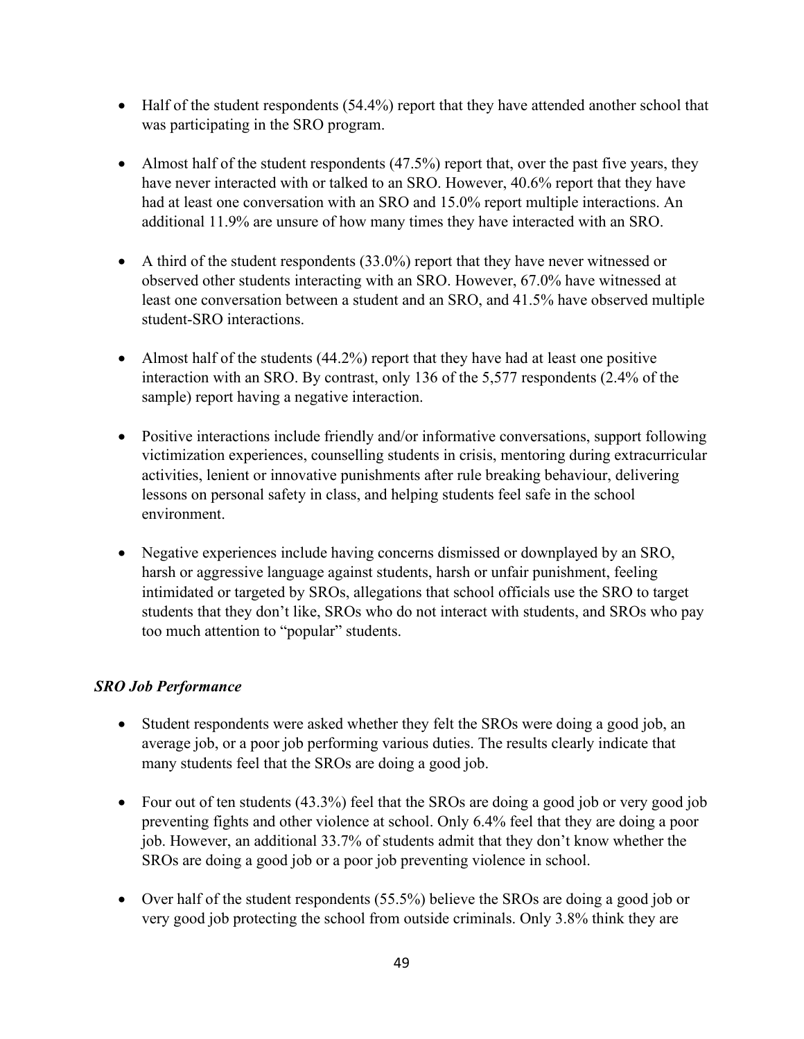- Half of the student respondents (54.4%) report that they have attended another school that was participating in the SRO program.

- Almost half of the student respondents (47.5%) report that, over the past five years, they have never interacted with or talked to an SRO. However, 40.6% report that they have had at least one conversation with an SRO and 15.0% report multiple interactions. An additional 11.9% are unsure of how many times they have interacted with an SRO.

- A third of the student respondents (33.0%) report that they have never witnessed or observed other students interacting with an SRO. However, 67.0% have witnessed at least one conversation between a student and an SRO, and 41.5% have observed multiple student-SRO interactions.

- Almost half of the students (44.2%) report that they have had at least one positive interaction with an SRO. By contrast, only 136 of the 5,577 respondents (2.4% of the sample) report having a negative interaction.

- Positive interactions include friendly and/or informative conversations, support following victimization experiences, counselling students in crisis, mentoring during extracurricular activities, lenient or innovative punishments after rule breaking behaviour, delivering lessons on personal safety in class, and helping students feel safe in the school environment.

- Negative experiences include having concerns dismissed or downplayed by an SRO, harsh or aggressive language against students, harsh or unfair punishment, feeling intimidated or targeted by SROs, allegations that school officials use the SRO to target students that they don't like, SROs who do not interact with students, and SROs who pay too much attention to "popular" students.

### *SRO Job Performance*

- Student respondents were asked whether they felt the SROs were doing a good job, an average job, or a poor job performing various duties. The results clearly indicate that many students feel that the SROs are doing a good job.

- Four out of ten students (43.3%) feel that the SROs are doing a good job or very good job preventing fights and other violence at school. Only 6.4% feel that they are doing a poor job. However, an additional 33.7% of students admit that they don't know whether the SROs are doing a good job or a poor job preventing violence in school.

- Over half of the student respondents (55.5%) believe the SROs are doing a good job or very good job protecting the school from outside criminals. Only 3.8% think they are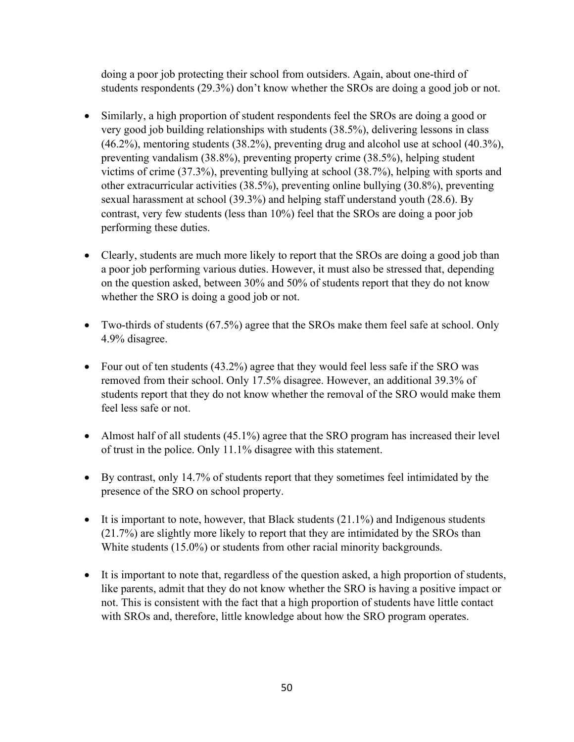doing a poor job protecting their school from outsiders. Again, about one-third of students respondents (29.3%) don't know whether the SROs are doing a good job or not.

- Similarly, a high proportion of student respondents feel the SROs are doing a good or very good job building relationships with students (38.5%), delivering lessons in class (46.2%), mentoring students (38.2%), preventing drug and alcohol use at school (40.3%), preventing vandalism (38.8%), preventing property crime (38.5%), helping student victims of crime (37.3%), preventing bullying at school (38.7%), helping with sports and other extracurricular activities (38.5%), preventing online bullying (30.8%), preventing sexual harassment at school (39.3%) and helping staff understand youth (28.6). By contrast, very few students (less than 10%) feel that the SROs are doing a poor job performing these duties.

- Clearly, students are much more likely to report that the SROs are doing a good job than a poor job performing various duties. However, it must also be stressed that, depending on the question asked, between 30% and 50% of students report that they do not know whether the SRO is doing a good job or not.

- Two-thirds of students (67.5%) agree that the SROs make them feel safe at school. Only 4.9% disagree.

- Four out of ten students (43.2%) agree that they would feel less safe if the SRO was removed from their school. Only 17.5% disagree. However, an additional 39.3% of students report that they do not know whether the removal of the SRO would make them feel less safe or not.

- Almost half of all students (45.1%) agree that the SRO program has increased their level of trust in the police. Only 11.1% disagree with this statement.

- By contrast, only 14.7% of students report that they sometimes feel intimidated by the presence of the SRO on school property.

- It is important to note, however, that Black students (21.1%) and Indigenous students (21.7%) are slightly more likely to report that they are intimidated by the SROs than White students (15.0%) or students from other racial minority backgrounds.

- It is important to note that, regardless of the question asked, a high proportion of students, like parents, admit that they do not know whether the SRO is having a positive impact or not. This is consistent with the fact that a high proportion of students have little contact with SROs and, therefore, little knowledge about how the SRO program operates.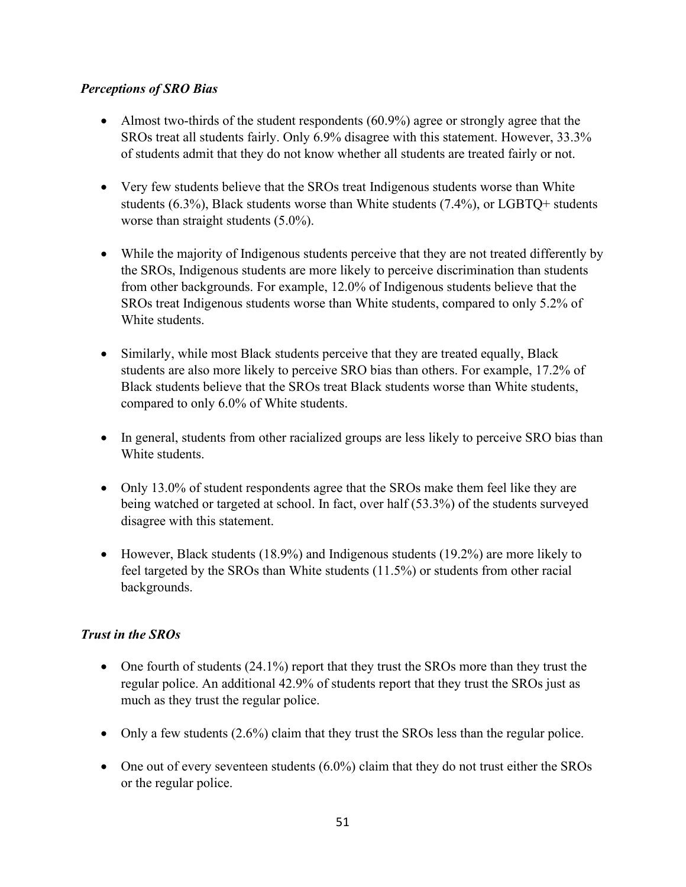*Perceptions of SRO Bias*

- Almost two-thirds of the student respondents (60.9%) agree or strongly agree that the SROs treat all students fairly. Only 6.9% disagree with this statement. However, 33.3% of students admit that they do not know whether all students are treated fairly or not.

- Very few students believe that the SROs treat Indigenous students worse than White students (6.3%), Black students worse than White students (7.4%), or LGBTQ+ students worse than straight students (5.0%).

- While the majority of Indigenous students perceive that they are not treated differently by the SROs, Indigenous students are more likely to perceive discrimination than students from other backgrounds. For example, 12.0% of Indigenous students believe that the SROs treat Indigenous students worse than White students, compared to only 5.2% of White students.

- Similarly, while most Black students perceive that they are treated equally, Black students are also more likely to perceive SRO bias than others. For example, 17.2% of Black students believe that the SROs treat Black students worse than White students, compared to only 6.0% of White students.

- In general, students from other racialized groups are less likely to perceive SRO bias than White students.

- Only 13.0% of student respondents agree that the SROs make them feel like they are being watched or targeted at school. In fact, over half (53.3%) of the students surveyed disagree with this statement.

- However, Black students (18.9%) and Indigenous students (19.2%) are more likely to feel targeted by the SROs than White students (11.5%) or students from other racial backgrounds.

*Trust in the SROs*

- One fourth of students (24.1%) report that they trust the SROs more than they trust the regular police. An additional 42.9% of students report that they trust the SROs just as much as they trust the regular police.

- Only a few students (2.6%) claim that they trust the SROs less than the regular police.

- One out of every seventeen students (6.0%) claim that they do not trust either the SROs or the regular police.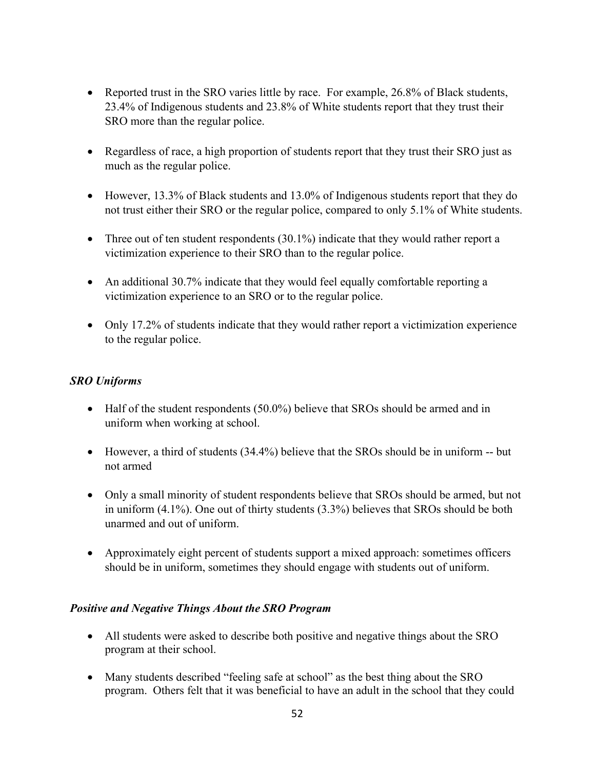- Reported trust in the SRO varies little by race. For example, 26.8% of Black students, 23.4% of Indigenous students and 23.8% of White students report that they trust their SRO more than the regular police.

- Regardless of race, a high proportion of students report that they trust their SRO just as much as the regular police.

- However, 13.3% of Black students and 13.0% of Indigenous students report that they do not trust either their SRO or the regular police, compared to only 5.1% of White students.

- Three out of ten student respondents (30.1%) indicate that they would rather report a victimization experience to their SRO than to the regular police.

- An additional 30.7% indicate that they would feel equally comfortable reporting a victimization experience to an SRO or to the regular police.

- Only 17.2% of students indicate that they would rather report a victimization experience to the regular police.

### *SRO Uniforms*

- Half of the student respondents (50.0%) believe that SROs should be armed and in uniform when working at school.

- However, a third of students (34.4%) believe that the SROs should be in uniform -- but not armed

- Only a small minority of student respondents believe that SROs should be armed, but not in uniform (4.1%). One out of thirty students (3.3%) believes that SROs should be both unarmed and out of uniform.

- Approximately eight percent of students support a mixed approach: sometimes officers should be in uniform, sometimes they should engage with students out of uniform.

### *Positive and Negative Things About the SRO Program*

- All students were asked to describe both positive and negative things about the SRO program at their school.

- Many students described "feeling safe at school" as the best thing about the SRO program. Others felt that it was beneficial to have an adult in the school that they could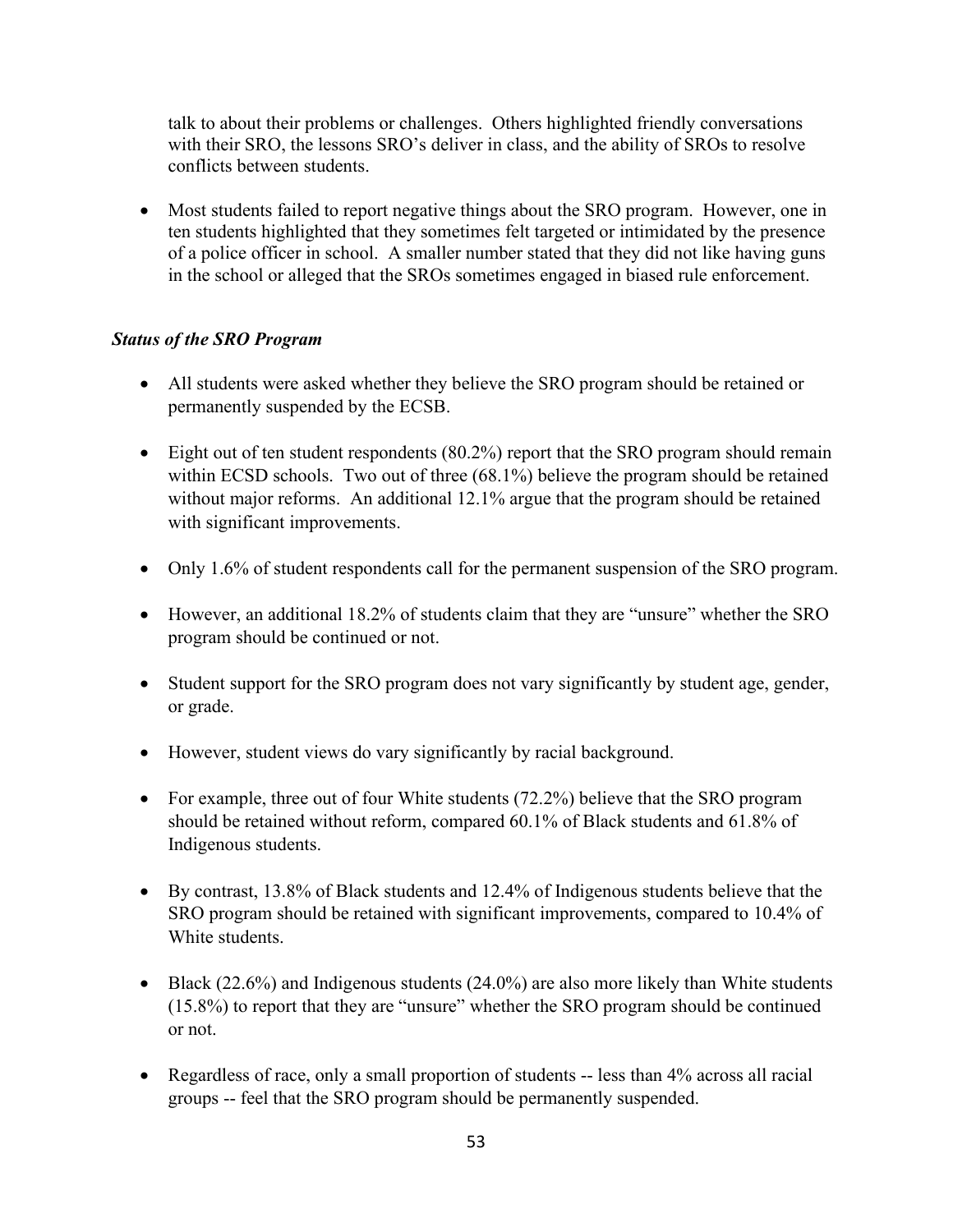talk to about their problems or challenges. Others highlighted friendly conversations with their SRO, the lessons SRO's deliver in class, and the ability of SROs to resolve conflicts between students.

- Most students failed to report negative things about the SRO program. However, one in ten students highlighted that they sometimes felt targeted or intimidated by the presence of a police officer in school. A smaller number stated that they did not like having guns in the school or alleged that the SROs sometimes engaged in biased rule enforcement.

### *Status of the SRO Program*

- All students were asked whether they believe the SRO program should be retained or permanently suspended by the ECSB.

- Eight out of ten student respondents (80.2%) report that the SRO program should remain within ECSD schools. Two out of three (68.1%) believe the program should be retained without major reforms. An additional 12.1% argue that the program should be retained with significant improvements.

- Only 1.6% of student respondents call for the permanent suspension of the SRO program.

- However, an additional 18.2% of students claim that they are "unsure" whether the SRO program should be continued or not.

- Student support for the SRO program does not vary significantly by student age, gender, or grade.

- However, student views do vary significantly by racial background.

- For example, three out of four White students (72.2%) believe that the SRO program should be retained without reform, compared 60.1% of Black students and 61.8% of Indigenous students.

- By contrast, 13.8% of Black students and 12.4% of Indigenous students believe that the SRO program should be retained with significant improvements, compared to 10.4% of White students.

- Black (22.6%) and Indigenous students (24.0%) are also more likely than White students (15.8%) to report that they are "unsure" whether the SRO program should be continued or not.

- Regardless of race, only a small proportion of students -- less than 4% across all racial groups -- feel that the SRO program should be permanently suspended.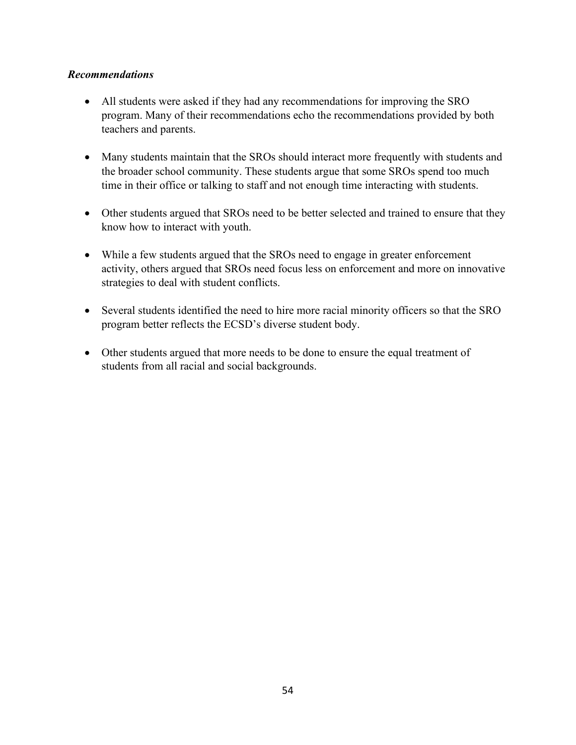***Recommendations***

- All students were asked if they had any recommendations for improving the SRO program. Many of their recommendations echo the recommendations provided by both teachers and parents.

- Many students maintain that the SROs should interact more frequently with students and the broader school community. These students argue that some SROs spend too much time in their office or talking to staff and not enough time interacting with students.

- Other students argued that SROs need to be better selected and trained to ensure that they know how to interact with youth.

- While a few students argued that the SROs need to engage in greater enforcement activity, others argued that SROs need focus less on enforcement and more on innovative strategies to deal with student conflicts.

- Several students identified the need to hire more racial minority officers so that the SRO program better reflects the ECSD's diverse student body.

- Other students argued that more needs to be done to ensure the equal treatment of students from all racial and social backgrounds.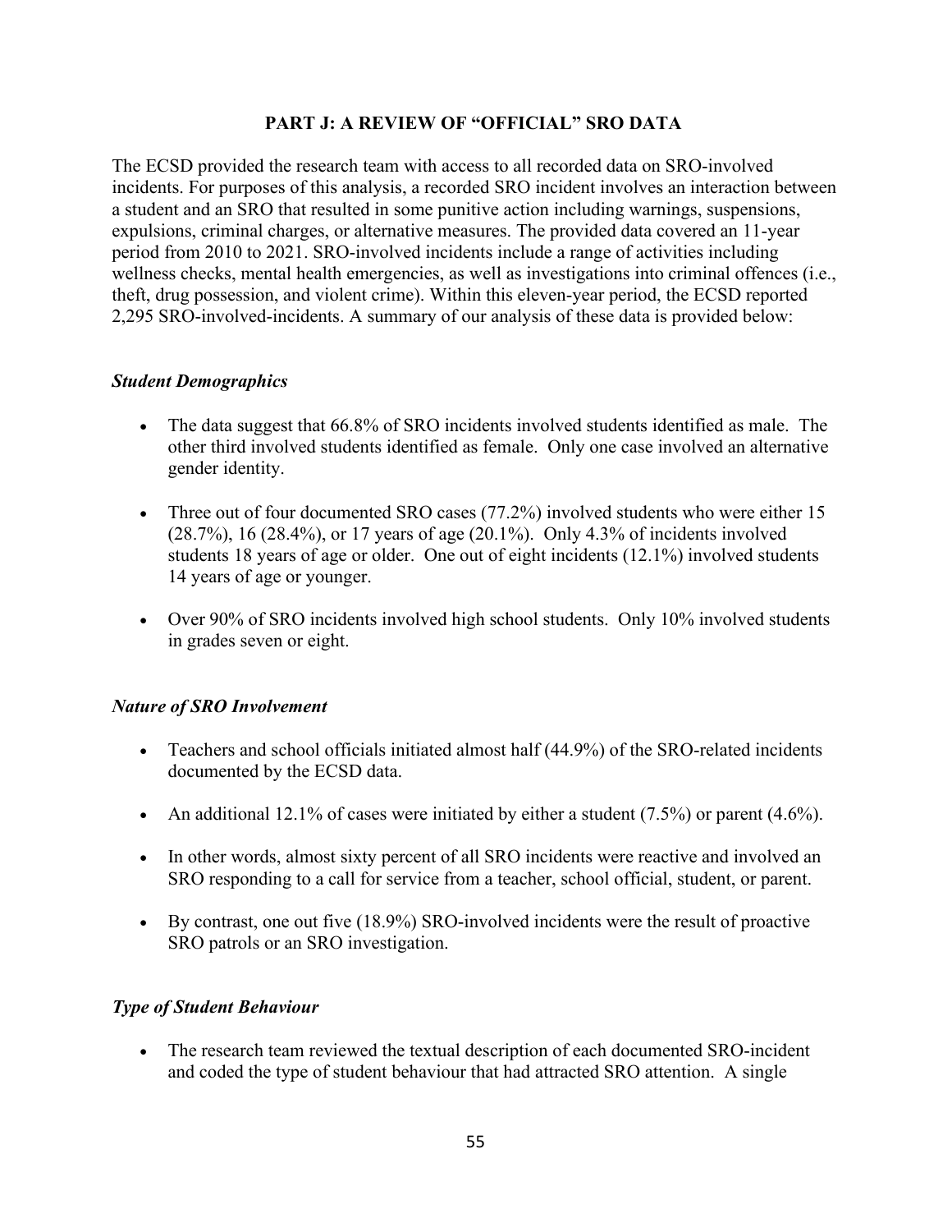## PART J: A REVIEW OF "OFFICIAL" SRO DATA

The ECSD provided the research team with access to all recorded data on SRO-involved incidents. For purposes of this analysis, a recorded SRO incident involves an interaction between a student and an SRO that resulted in some punitive action including warnings, suspensions, expulsions, criminal charges, or alternative measures. The provided data covered an 11-year period from 2010 to 2021. SRO-involved incidents include a range of activities including wellness checks, mental health emergencies, as well as investigations into criminal offences (i.e., theft, drug possession, and violent crime). Within this eleven-year period, the ECSD reported 2,295 SRO-involved-incidents. A summary of our analysis of these data is provided below:

### *Student Demographics*

- The data suggest that 66.8% of SRO incidents involved students identified as male. The other third involved students identified as female. Only one case involved an alternative gender identity.
- Three out of four documented SRO cases (77.2%) involved students who were either 15 (28.7%), 16 (28.4%), or 17 years of age (20.1%). Only 4.3% of incidents involved students 18 years of age or older. One out of eight incidents (12.1%) involved students 14 years of age or younger.
- Over 90% of SRO incidents involved high school students. Only 10% involved students in grades seven or eight.

### *Nature of SRO Involvement*

- Teachers and school officials initiated almost half (44.9%) of the SRO-related incidents documented by the ECSD data.
- An additional 12.1% of cases were initiated by either a student (7.5%) or parent (4.6%).
- In other words, almost sixty percent of all SRO incidents were reactive and involved an SRO responding to a call for service from a teacher, school official, student, or parent.
- By contrast, one out five (18.9%) SRO-involved incidents were the result of proactive SRO patrols or an SRO investigation.

### *Type of Student Behaviour*

- The research team reviewed the textual description of each documented SRO-incident and coded the type of student behaviour that had attracted SRO attention. A single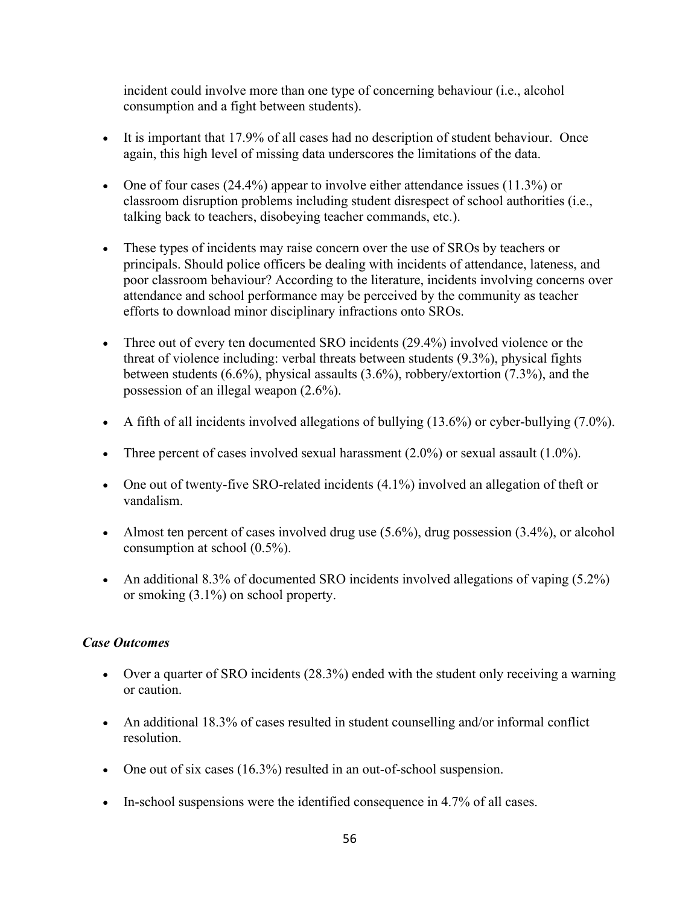incident could involve more than one type of concerning behaviour (i.e., alcohol consumption and a fight between students).

- It is important that 17.9% of all cases had no description of student behaviour. Once again, this high level of missing data underscores the limitations of the data.
- One of four cases (24.4%) appear to involve either attendance issues (11.3%) or classroom disruption problems including student disrespect of school authorities (i.e., talking back to teachers, disobeying teacher commands, etc.).
- These types of incidents may raise concern over the use of SROs by teachers or principals. Should police officers be dealing with incidents of attendance, lateness, and poor classroom behaviour? According to the literature, incidents involving concerns over attendance and school performance may be perceived by the community as teacher efforts to download minor disciplinary infractions onto SROs.
- Three out of every ten documented SRO incidents (29.4%) involved violence or the threat of violence including: verbal threats between students (9.3%), physical fights between students (6.6%), physical assaults (3.6%), robbery/extortion (7.3%), and the possession of an illegal weapon (2.6%).
- A fifth of all incidents involved allegations of bullying (13.6%) or cyber-bullying (7.0%).
- Three percent of cases involved sexual harassment (2.0%) or sexual assault (1.0%).
- One out of twenty-five SRO-related incidents (4.1%) involved an allegation of theft or vandalism.
- Almost ten percent of cases involved drug use (5.6%), drug possession (3.4%), or alcohol consumption at school (0.5%).
- An additional 8.3% of documented SRO incidents involved allegations of vaping (5.2%) or smoking (3.1%) on school property.

*Case Outcomes*

- Over a quarter of SRO incidents (28.3%) ended with the student only receiving a warning or caution.
- An additional 18.3% of cases resulted in student counselling and/or informal conflict resolution.
- One out of six cases (16.3%) resulted in an out-of-school suspension.
- In-school suspensions were the identified consequence in 4.7% of all cases.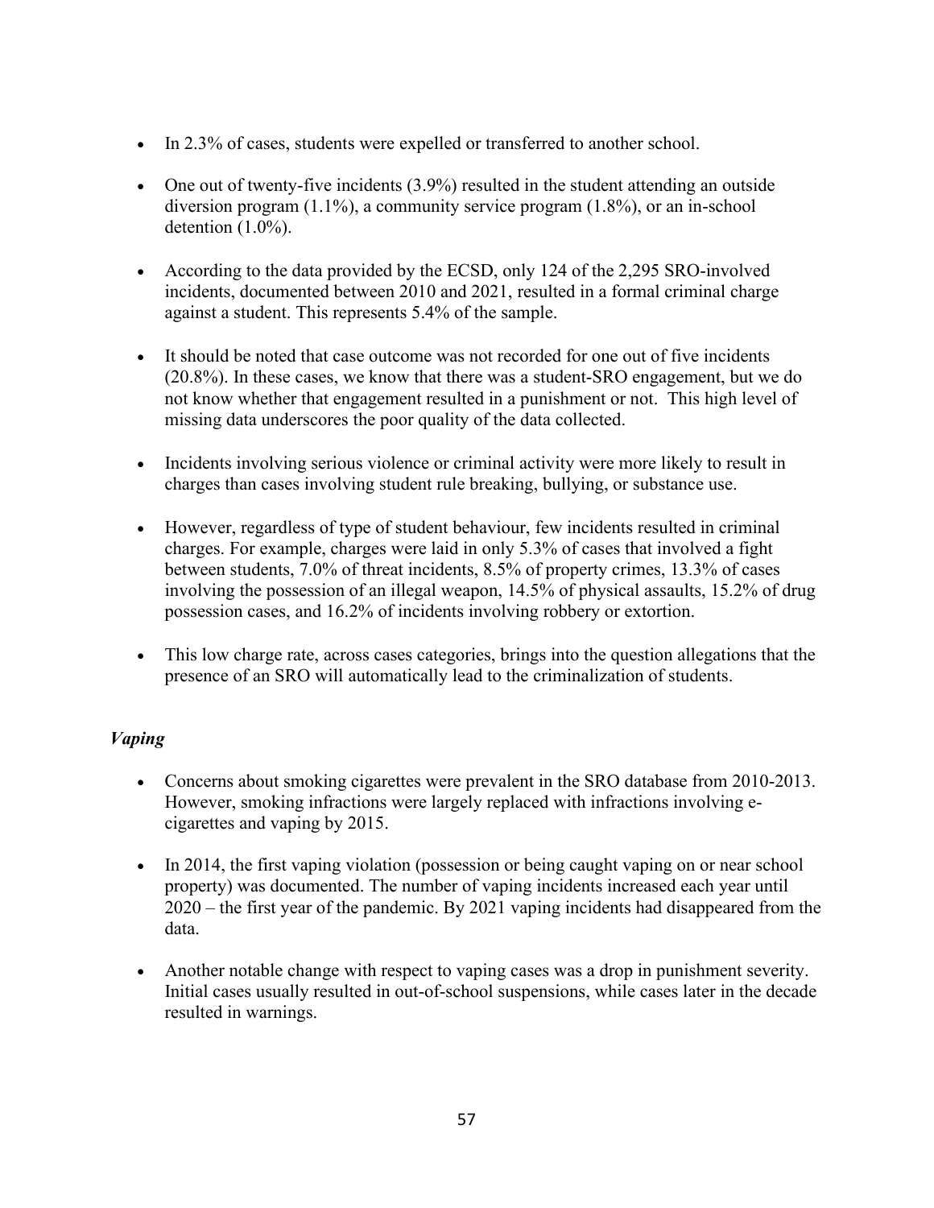- In 2.3% of cases, students were expelled or transferred to another school.

- One out of twenty-five incidents (3.9%) resulted in the student attending an outside diversion program (1.1%), a community service program (1.8%), or an in-school detention (1.0%).

- According to the data provided by the ECSD, only 124 of the 2,295 SRO-involved incidents, documented between 2010 and 2021, resulted in a formal criminal charge against a student. This represents 5.4% of the sample.

- It should be noted that case outcome was not recorded for one out of five incidents (20.8%). In these cases, we know that there was a student-SRO engagement, but we do not know whether that engagement resulted in a punishment or not. This high level of missing data underscores the poor quality of the data collected.

- Incidents involving serious violence or criminal activity were more likely to result in charges than cases involving student rule breaking, bullying, or substance use.

- However, regardless of type of student behaviour, few incidents resulted in criminal charges. For example, charges were laid in only 5.3% of cases that involved a fight between students, 7.0% of threat incidents, 8.5% of property crimes, 13.3% of cases involving the possession of an illegal weapon, 14.5% of physical assaults, 15.2% of drug possession cases, and 16.2% of incidents involving robbery or extortion.

- This low charge rate, across cases categories, brings into the question allegations that the presence of an SRO will automatically lead to the criminalization of students.

### *Vaping*

- Concerns about smoking cigarettes were prevalent in the SRO database from 2010-2013. However, smoking infractions were largely replaced with infractions involving e-cigarettes and vaping by 2015.

- In 2014, the first vaping violation (possession or being caught vaping on or near school property) was documented. The number of vaping incidents increased each year until 2020 – the first year of the pandemic. By 2021 vaping incidents had disappeared from the data.

- Another notable change with respect to vaping cases was a drop in punishment severity. Initial cases usually resulted in out-of-school suspensions, while cases later in the decade resulted in warnings.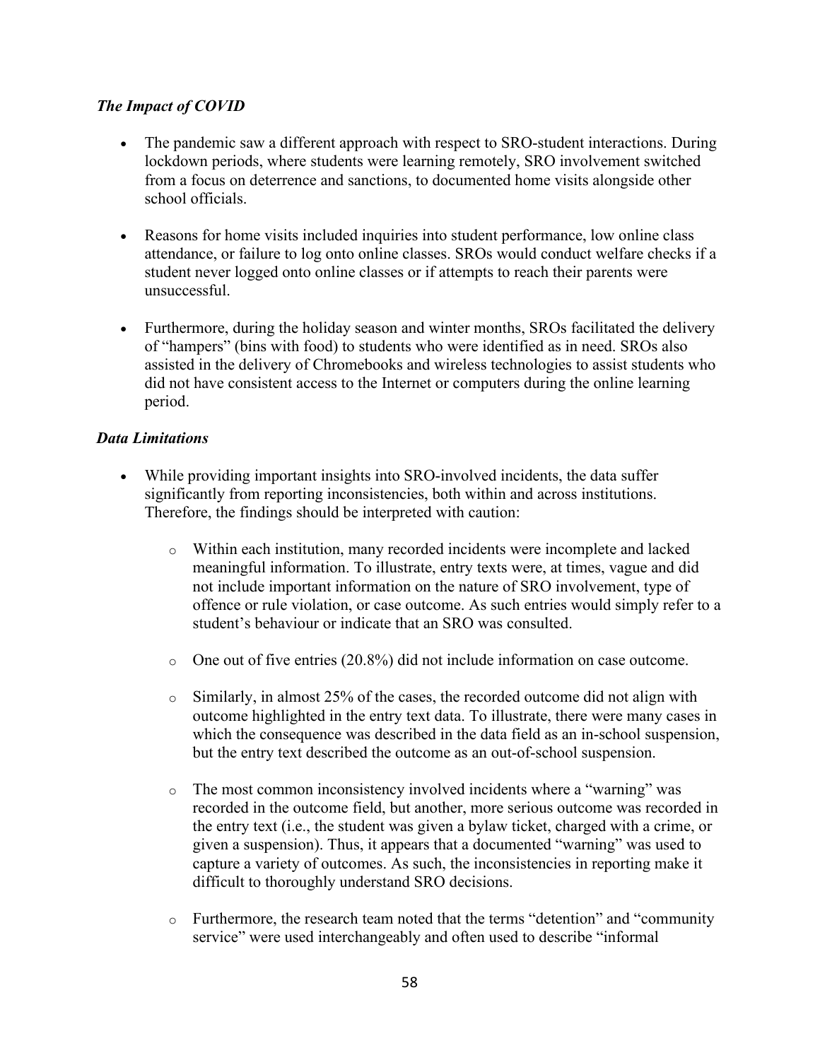### *The Impact of COVID*

- The pandemic saw a different approach with respect to SRO-student interactions. During lockdown periods, where students were learning remotely, SRO involvement switched from a focus on deterrence and sanctions, to documented home visits alongside other school officials.

- Reasons for home visits included inquiries into student performance, low online class attendance, or failure to log onto online classes. SROs would conduct welfare checks if a student never logged onto online classes or if attempts to reach their parents were unsuccessful.

- Furthermore, during the holiday season and winter months, SROs facilitated the delivery of "hampers" (bins with food) to students who were identified as in need. SROs also assisted in the delivery of Chromebooks and wireless technologies to assist students who did not have consistent access to the Internet or computers during the online learning period.

### *Data Limitations*

- While providing important insights into SRO-involved incidents, the data suffer significantly from reporting inconsistencies, both within and across institutions. Therefore, the findings should be interpreted with caution:

  - Within each institution, many recorded incidents were incomplete and lacked meaningful information. To illustrate, entry texts were, at times, vague and did not include important information on the nature of SRO involvement, type of offence or rule violation, or case outcome. As such entries would simply refer to a student's behaviour or indicate that an SRO was consulted.

  - One out of five entries (20.8%) did not include information on case outcome.

  - Similarly, in almost 25% of the cases, the recorded outcome did not align with outcome highlighted in the entry text data. To illustrate, there were many cases in which the consequence was described in the data field as an in-school suspension, but the entry text described the outcome as an out-of-school suspension.

  - The most common inconsistency involved incidents where a "warning" was recorded in the outcome field, but another, more serious outcome was recorded in the entry text (i.e., the student was given a bylaw ticket, charged with a crime, or given a suspension). Thus, it appears that a documented "warning" was used to capture a variety of outcomes. As such, the inconsistencies in reporting make it difficult to thoroughly understand SRO decisions.

  - Furthermore, the research team noted that the terms "detention" and "community service" were used interchangeably and often used to describe "informal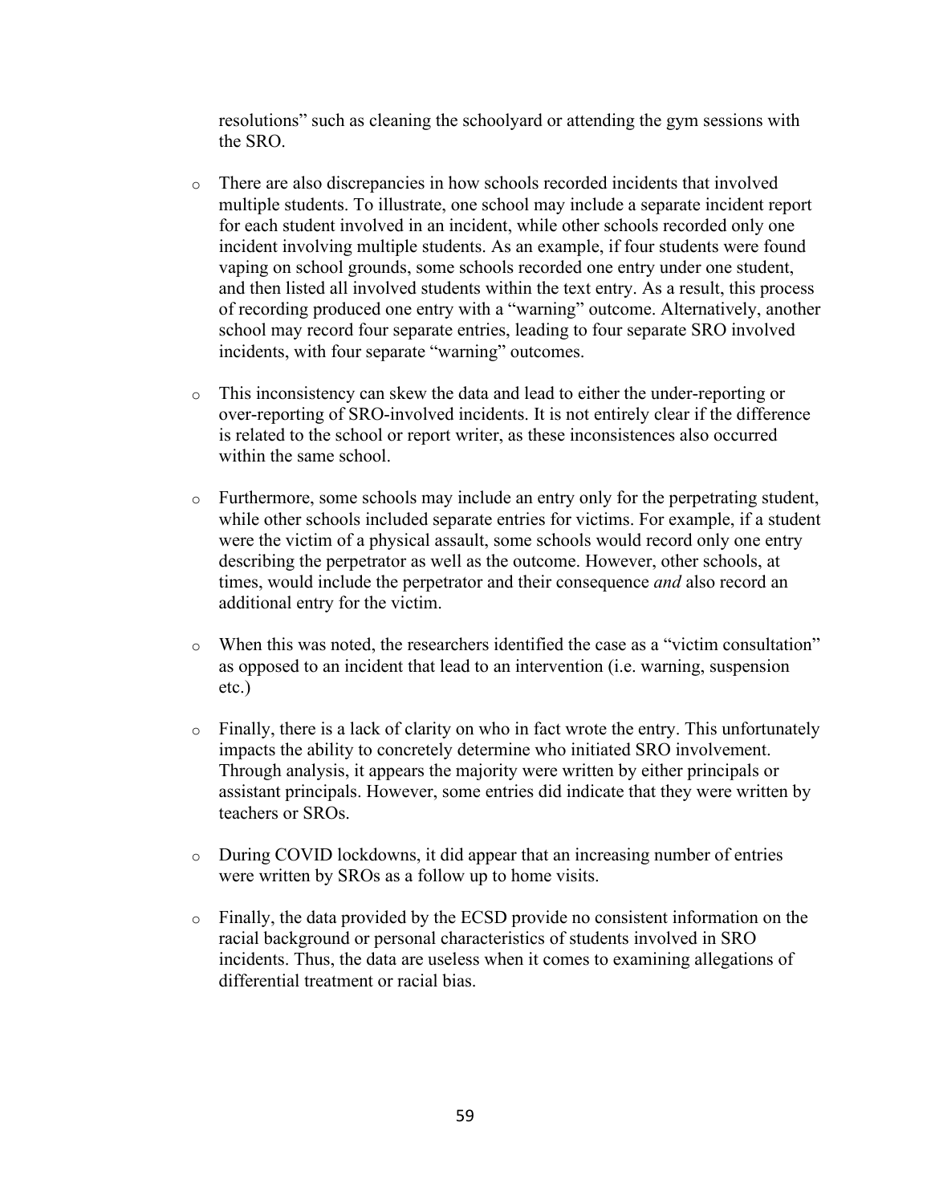resolutions" such as cleaning the schoolyard or attending the gym sessions with the SRO.

- There are also discrepancies in how schools recorded incidents that involved multiple students. To illustrate, one school may include a separate incident report for each student involved in an incident, while other schools recorded only one incident involving multiple students. As an example, if four students were found vaping on school grounds, some schools recorded one entry under one student, and then listed all involved students within the text entry. As a result, this process of recording produced one entry with a "warning" outcome. Alternatively, another school may record four separate entries, leading to four separate SRO involved incidents, with four separate "warning" outcomes.

- This inconsistency can skew the data and lead to either the under-reporting or over-reporting of SRO-involved incidents. It is not entirely clear if the difference is related to the school or report writer, as these inconsistences also occurred within the same school.

- Furthermore, some schools may include an entry only for the perpetrating student, while other schools included separate entries for victims. For example, if a student were the victim of a physical assault, some schools would record only one entry describing the perpetrator as well as the outcome. However, other schools, at times, would include the perpetrator and their consequence *and* also record an additional entry for the victim.

- When this was noted, the researchers identified the case as a "victim consultation" as opposed to an incident that lead to an intervention (i.e. warning, suspension etc.)

- Finally, there is a lack of clarity on who in fact wrote the entry. This unfortunately impacts the ability to concretely determine who initiated SRO involvement. Through analysis, it appears the majority were written by either principals or assistant principals. However, some entries did indicate that they were written by teachers or SROs.

- During COVID lockdowns, it did appear that an increasing number of entries were written by SROs as a follow up to home visits.

- Finally, the data provided by the ECSD provide no consistent information on the racial background or personal characteristics of students involved in SRO incidents. Thus, the data are useless when it comes to examining allegations of differential treatment or racial bias.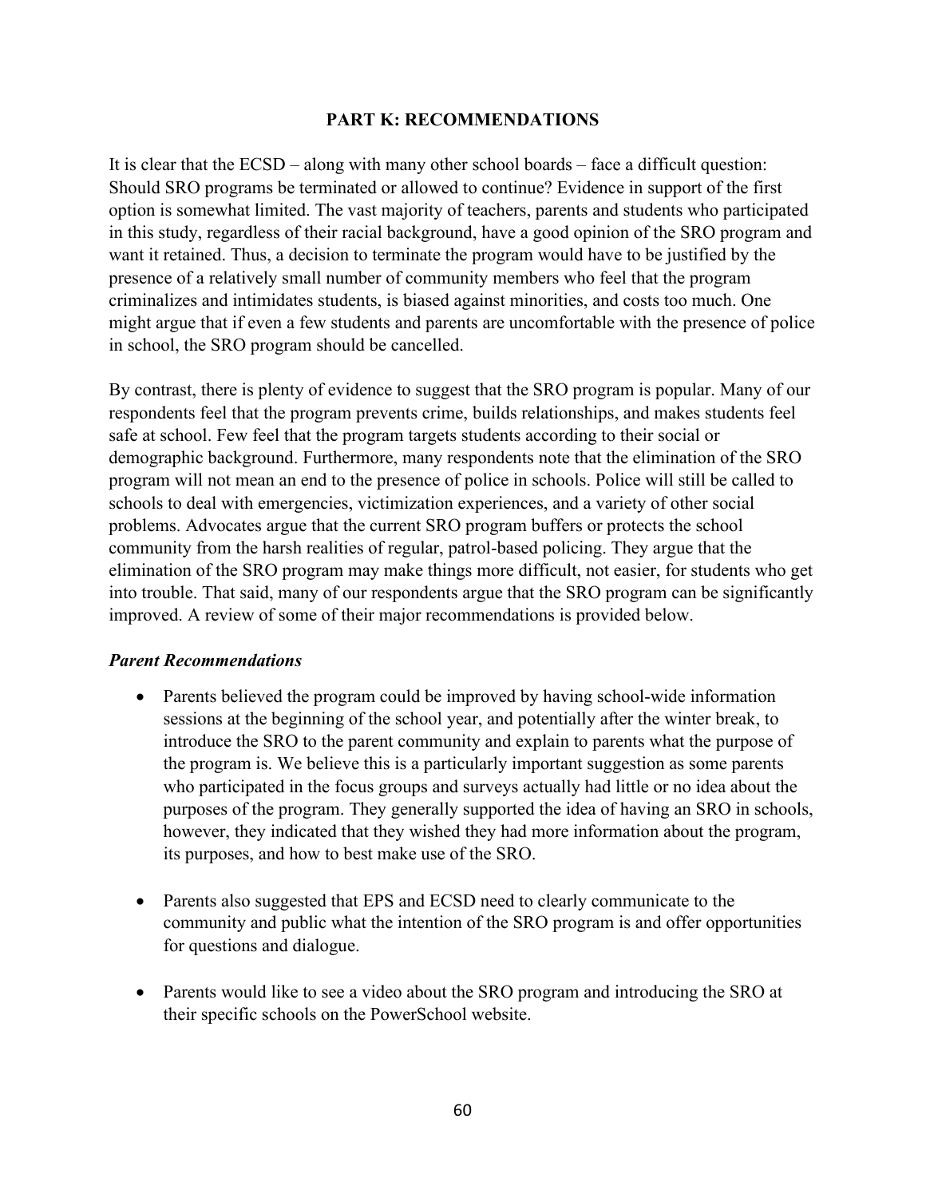## PART K: RECOMMENDATIONS

It is clear that the ECSD – along with many other school boards – face a difficult question: Should SRO programs be terminated or allowed to continue? Evidence in support of the first option is somewhat limited. The vast majority of teachers, parents and students who participated in this study, regardless of their racial background, have a good opinion of the SRO program and want it retained. Thus, a decision to terminate the program would have to be justified by the presence of a relatively small number of community members who feel that the program criminalizes and intimidates students, is biased against minorities, and costs too much. One might argue that if even a few students and parents are uncomfortable with the presence of police in school, the SRO program should be cancelled.

By contrast, there is plenty of evidence to suggest that the SRO program is popular. Many of our respondents feel that the program prevents crime, builds relationships, and makes students feel safe at school. Few feel that the program targets students according to their social or demographic background. Furthermore, many respondents note that the elimination of the SRO program will not mean an end to the presence of police in schools. Police will still be called to schools to deal with emergencies, victimization experiences, and a variety of other social problems. Advocates argue that the current SRO program buffers or protects the school community from the harsh realities of regular, patrol-based policing. They argue that the elimination of the SRO program may make things more difficult, not easier, for students who get into trouble. That said, many of our respondents argue that the SRO program can be significantly improved. A review of some of their major recommendations is provided below.

### *Parent Recommendations*

- Parents believed the program could be improved by having school-wide information sessions at the beginning of the school year, and potentially after the winter break, to introduce the SRO to the parent community and explain to parents what the purpose of the program is. We believe this is a particularly important suggestion as some parents who participated in the focus groups and surveys actually had little or no idea about the purposes of the program. They generally supported the idea of having an SRO in schools, however, they indicated that they wished they had more information about the program, its purposes, and how to best make use of the SRO.

- Parents also suggested that EPS and ECSD need to clearly communicate to the community and public what the intention of the SRO program is and offer opportunities for questions and dialogue.

- Parents would like to see a video about the SRO program and introducing the SRO at their specific schools on the PowerSchool website.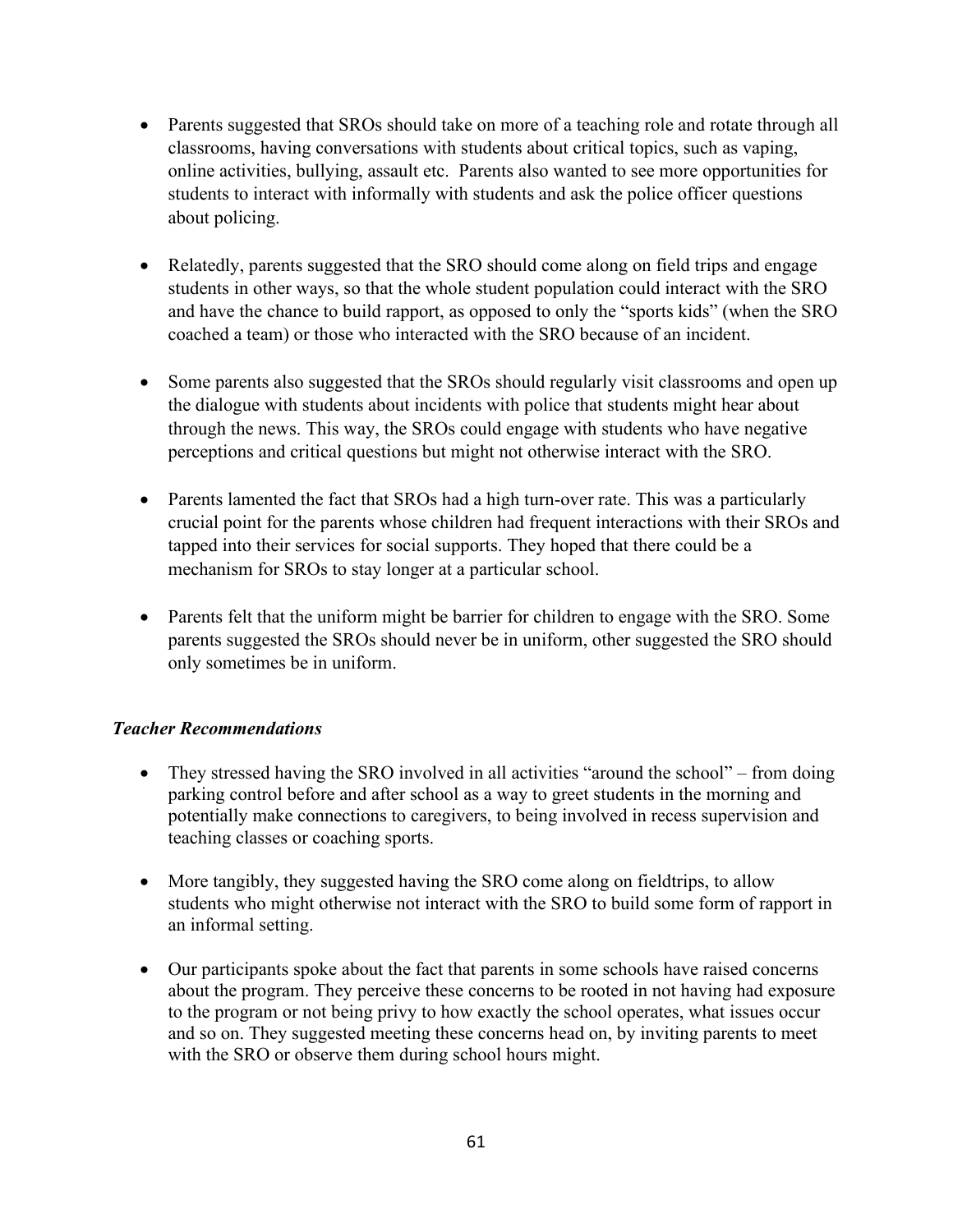- Parents suggested that SROs should take on more of a teaching role and rotate through all classrooms, having conversations with students about critical topics, such as vaping, online activities, bullying, assault etc. Parents also wanted to see more opportunities for students to interact with informally with students and ask the police officer questions about policing.

- Relatedly, parents suggested that the SRO should come along on field trips and engage students in other ways, so that the whole student population could interact with the SRO and have the chance to build rapport, as opposed to only the "sports kids" (when the SRO coached a team) or those who interacted with the SRO because of an incident.

- Some parents also suggested that the SROs should regularly visit classrooms and open up the dialogue with students about incidents with police that students might hear about through the news. This way, the SROs could engage with students who have negative perceptions and critical questions but might not otherwise interact with the SRO.

- Parents lamented the fact that SROs had a high turn-over rate. This was a particularly crucial point for the parents whose children had frequent interactions with their SROs and tapped into their services for social supports. They hoped that there could be a mechanism for SROs to stay longer at a particular school.

- Parents felt that the uniform might be barrier for children to engage with the SRO. Some parents suggested the SROs should never be in uniform, other suggested the SRO should only sometimes be in uniform.

***Teacher Recommendations***

- They stressed having the SRO involved in all activities "around the school" – from doing parking control before and after school as a way to greet students in the morning and potentially make connections to caregivers, to being involved in recess supervision and teaching classes or coaching sports.

- More tangibly, they suggested having the SRO come along on fieldtrips, to allow students who might otherwise not interact with the SRO to build some form of rapport in an informal setting.

- Our participants spoke about the fact that parents in some schools have raised concerns about the program. They perceive these concerns to be rooted in not having had exposure to the program or not being privy to how exactly the school operates, what issues occur and so on. They suggested meeting these concerns head on, by inviting parents to meet with the SRO or observe them during school hours might.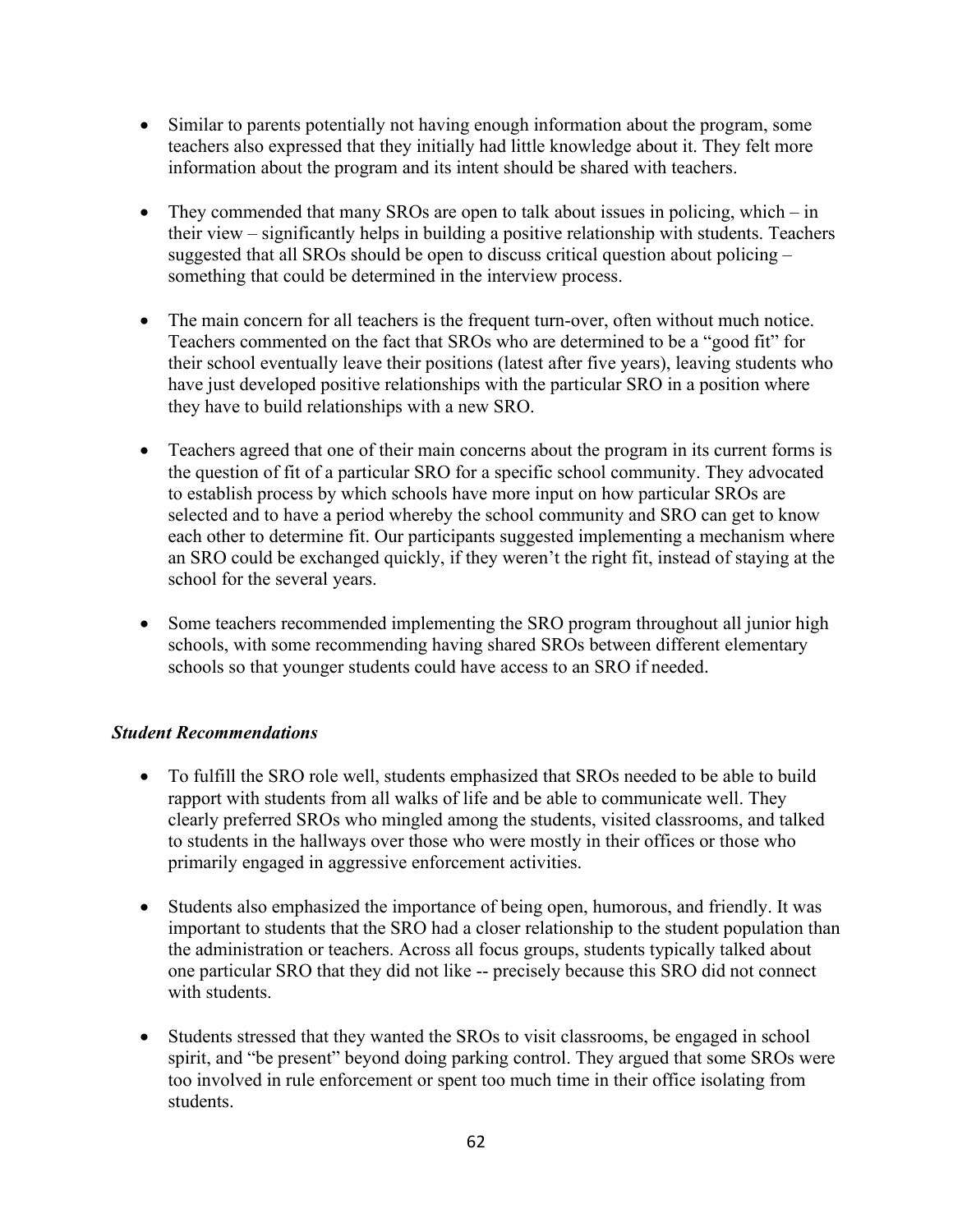- Similar to parents potentially not having enough information about the program, some teachers also expressed that they initially had little knowledge about it. They felt more information about the program and its intent should be shared with teachers.

- They commended that many SROs are open to talk about issues in policing, which – in their view – significantly helps in building a positive relationship with students. Teachers suggested that all SROs should be open to discuss critical question about policing – something that could be determined in the interview process.

- The main concern for all teachers is the frequent turn-over, often without much notice. Teachers commented on the fact that SROs who are determined to be a "good fit" for their school eventually leave their positions (latest after five years), leaving students who have just developed positive relationships with the particular SRO in a position where they have to build relationships with a new SRO.

- Teachers agreed that one of their main concerns about the program in its current forms is the question of fit of a particular SRO for a specific school community. They advocated to establish process by which schools have more input on how particular SROs are selected and to have a period whereby the school community and SRO can get to know each other to determine fit. Our participants suggested implementing a mechanism where an SRO could be exchanged quickly, if they weren't the right fit, instead of staying at the school for the several years.

- Some teachers recommended implementing the SRO program throughout all junior high schools, with some recommending having shared SROs between different elementary schools so that younger students could have access to an SRO if needed.

***Student Recommendations***

- To fulfill the SRO role well, students emphasized that SROs needed to be able to build rapport with students from all walks of life and be able to communicate well. They clearly preferred SROs who mingled among the students, visited classrooms, and talked to students in the hallways over those who were mostly in their offices or those who primarily engaged in aggressive enforcement activities.

- Students also emphasized the importance of being open, humorous, and friendly. It was important to students that the SRO had a closer relationship to the student population than the administration or teachers. Across all focus groups, students typically talked about one particular SRO that they did not like -- precisely because this SRO did not connect with students.

- Students stressed that they wanted the SROs to visit classrooms, be engaged in school spirit, and "be present" beyond doing parking control. They argued that some SROs were too involved in rule enforcement or spent too much time in their office isolating from students.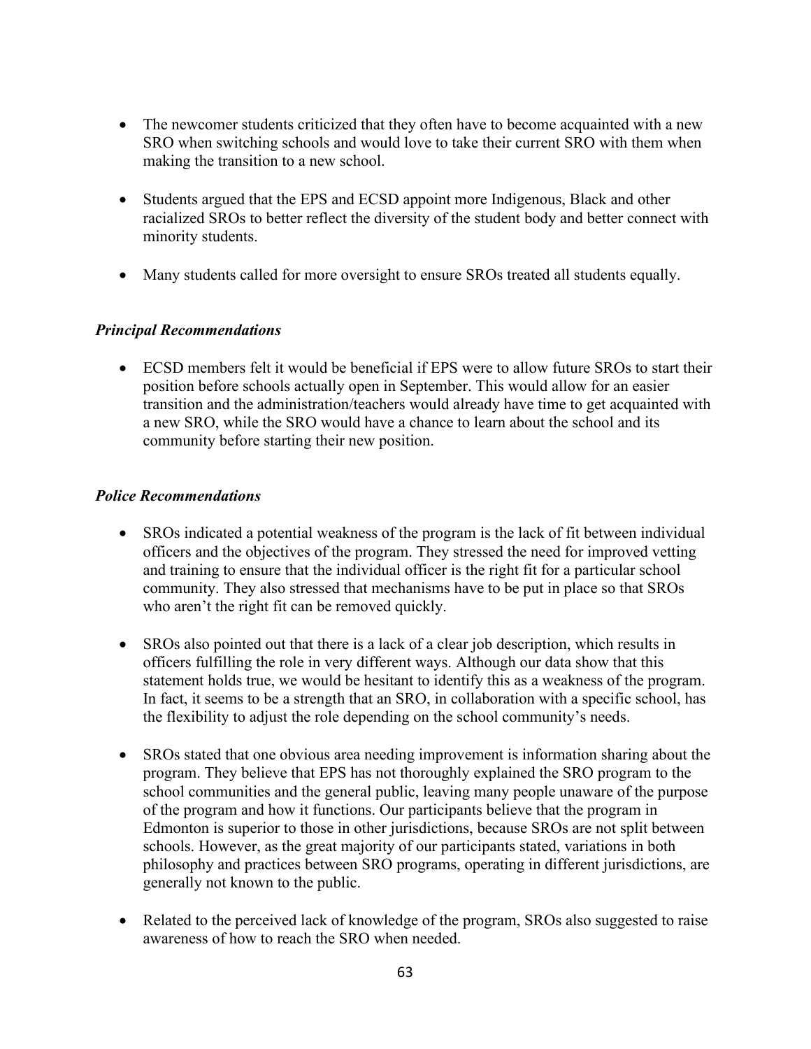- The newcomer students criticized that they often have to become acquainted with a new SRO when switching schools and would love to take their current SRO with them when making the transition to a new school.

- Students argued that the EPS and ECSD appoint more Indigenous, Black and other racialized SROs to better reflect the diversity of the student body and better connect with minority students.

- Many students called for more oversight to ensure SROs treated all students equally.

### *Principal Recommendations*

- ECSD members felt it would be beneficial if EPS were to allow future SROs to start their position before schools actually open in September. This would allow for an easier transition and the administration/teachers would already have time to get acquainted with a new SRO, while the SRO would have a chance to learn about the school and its community before starting their new position.

### *Police Recommendations*

- SROs indicated a potential weakness of the program is the lack of fit between individual officers and the objectives of the program. They stressed the need for improved vetting and training to ensure that the individual officer is the right fit for a particular school community. They also stressed that mechanisms have to be put in place so that SROs who aren't the right fit can be removed quickly.

- SROs also pointed out that there is a lack of a clear job description, which results in officers fulfilling the role in very different ways. Although our data show that this statement holds true, we would be hesitant to identify this as a weakness of the program. In fact, it seems to be a strength that an SRO, in collaboration with a specific school, has the flexibility to adjust the role depending on the school community's needs.

- SROs stated that one obvious area needing improvement is information sharing about the program. They believe that EPS has not thoroughly explained the SRO program to the school communities and the general public, leaving many people unaware of the purpose of the program and how it functions. Our participants believe that the program in Edmonton is superior to those in other jurisdictions, because SROs are not split between schools. However, as the great majority of our participants stated, variations in both philosophy and practices between SRO programs, operating in different jurisdictions, are generally not known to the public.

- Related to the perceived lack of knowledge of the program, SROs also suggested to raise awareness of how to reach the SRO when needed.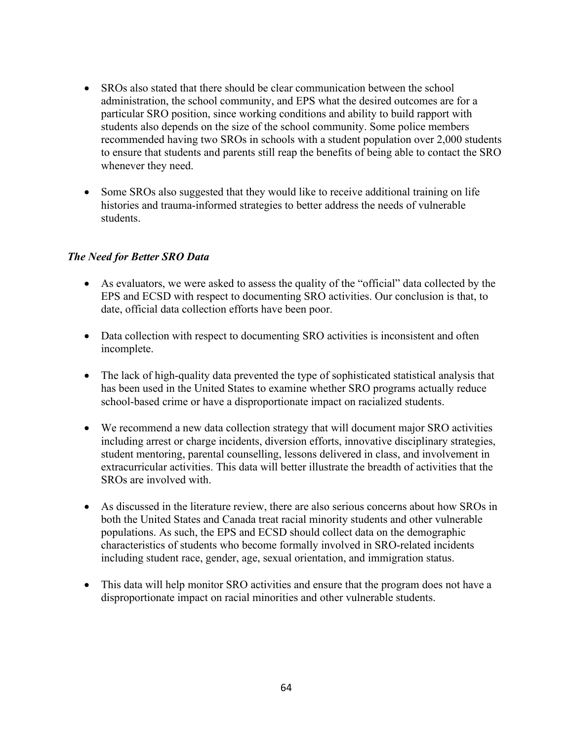- SROs also stated that there should be clear communication between the school administration, the school community, and EPS what the desired outcomes are for a particular SRO position, since working conditions and ability to build rapport with students also depends on the size of the school community. Some police members recommended having two SROs in schools with a student population over 2,000 students to ensure that students and parents still reap the benefits of being able to contact the SRO whenever they need.

- Some SROs also suggested that they would like to receive additional training on life histories and trauma-informed strategies to better address the needs of vulnerable students.

### *The Need for Better SRO Data*

- As evaluators, we were asked to assess the quality of the "official" data collected by the EPS and ECSD with respect to documenting SRO activities. Our conclusion is that, to date, official data collection efforts have been poor.

- Data collection with respect to documenting SRO activities is inconsistent and often incomplete.

- The lack of high-quality data prevented the type of sophisticated statistical analysis that has been used in the United States to examine whether SRO programs actually reduce school-based crime or have a disproportionate impact on racialized students.

- We recommend a new data collection strategy that will document major SRO activities including arrest or charge incidents, diversion efforts, innovative disciplinary strategies, student mentoring, parental counselling, lessons delivered in class, and involvement in extracurricular activities. This data will better illustrate the breadth of activities that the SROs are involved with.

- As discussed in the literature review, there are also serious concerns about how SROs in both the United States and Canada treat racial minority students and other vulnerable populations. As such, the EPS and ECSD should collect data on the demographic characteristics of students who become formally involved in SRO-related incidents including student race, gender, age, sexual orientation, and immigration status.

- This data will help monitor SRO activities and ensure that the program does not have a disproportionate impact on racial minorities and other vulnerable students.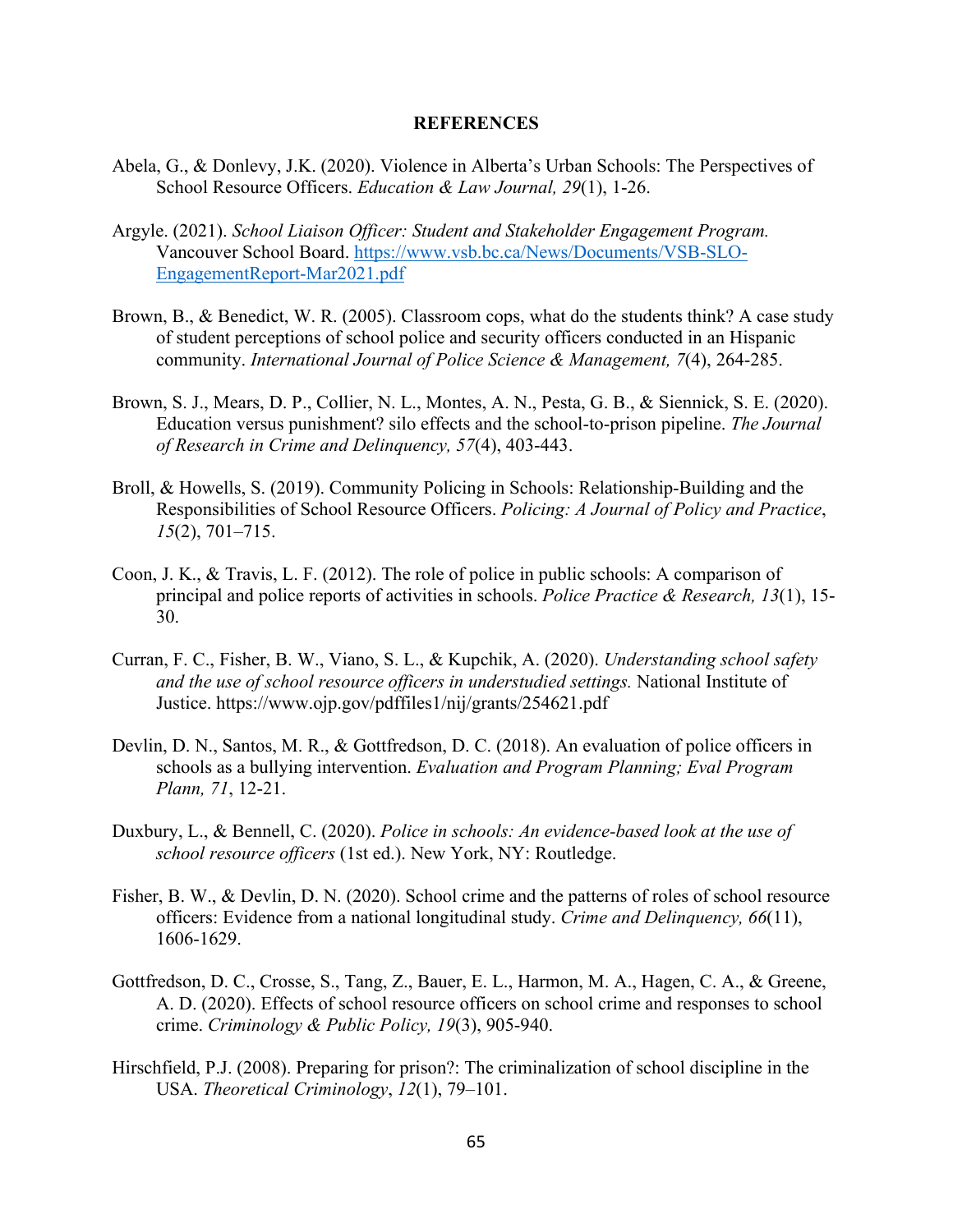# REFERENCES

Abela, G., & Donlevy, J.K. (2020). Violence in Alberta's Urban Schools: The Perspectives of School Resource Officers. *Education & Law Journal, 29*(1), 1-26.

Argyle. (2021). *School Liaison Officer: Student and Stakeholder Engagement Program.* Vancouver School Board. [https://www.vsb.bc.ca/News/Documents/VSB-SLO-EngagementReport-Mar2021.pdf](https://www.vsb.bc.ca/News/Documents/VSB-SLO-EngagementReport-Mar2021.pdf)

Brown, B., & Benedict, W. R. (2005). Classroom cops, what do the students think? A case study of student perceptions of school police and security officers conducted in an Hispanic community. *International Journal of Police Science & Management, 7*(4), 264-285.

Brown, S. J., Mears, D. P., Collier, N. L., Montes, A. N., Pesta, G. B., & Siennick, S. E. (2020). Education versus punishment? silo effects and the school-to-prison pipeline. *The Journal of Research in Crime and Delinquency, 57*(4), 403-443.

Broll, & Howells, S. (2019). Community Policing in Schools: Relationship-Building and the Responsibilities of School Resource Officers. *Policing: A Journal of Policy and Practice*, *15*(2), 701–715.

Coon, J. K., & Travis, L. F. (2012). The role of police in public schools: A comparison of principal and police reports of activities in schools. *Police Practice & Research, 13*(1), 15-30.

Curran, F. C., Fisher, B. W., Viano, S. L., & Kupchik, A. (2020). *Understanding school safety and the use of school resource officers in understudied settings.* National Institute of Justice. https://www.ojp.gov/pdffiles1/nij/grants/254621.pdf

Devlin, D. N., Santos, M. R., & Gottfredson, D. C. (2018). An evaluation of police officers in schools as a bullying intervention. *Evaluation and Program Planning; Eval Program Plann, 71*, 12-21.

Duxbury, L., & Bennell, C. (2020). *Police in schools: An evidence-based look at the use of school resource officers* (1st ed.). New York, NY: Routledge.

Fisher, B. W., & Devlin, D. N. (2020). School crime and the patterns of roles of school resource officers: Evidence from a national longitudinal study. *Crime and Delinquency, 66*(11), 1606-1629.

Gottfredson, D. C., Crosse, S., Tang, Z., Bauer, E. L., Harmon, M. A., Hagen, C. A., & Greene, A. D. (2020). Effects of school resource officers on school crime and responses to school crime. *Criminology & Public Policy, 19*(3), 905-940.

Hirschfield, P.J. (2008). Preparing for prison?: The criminalization of school discipline in the USA. *Theoretical Criminology*, *12*(1), 79–101.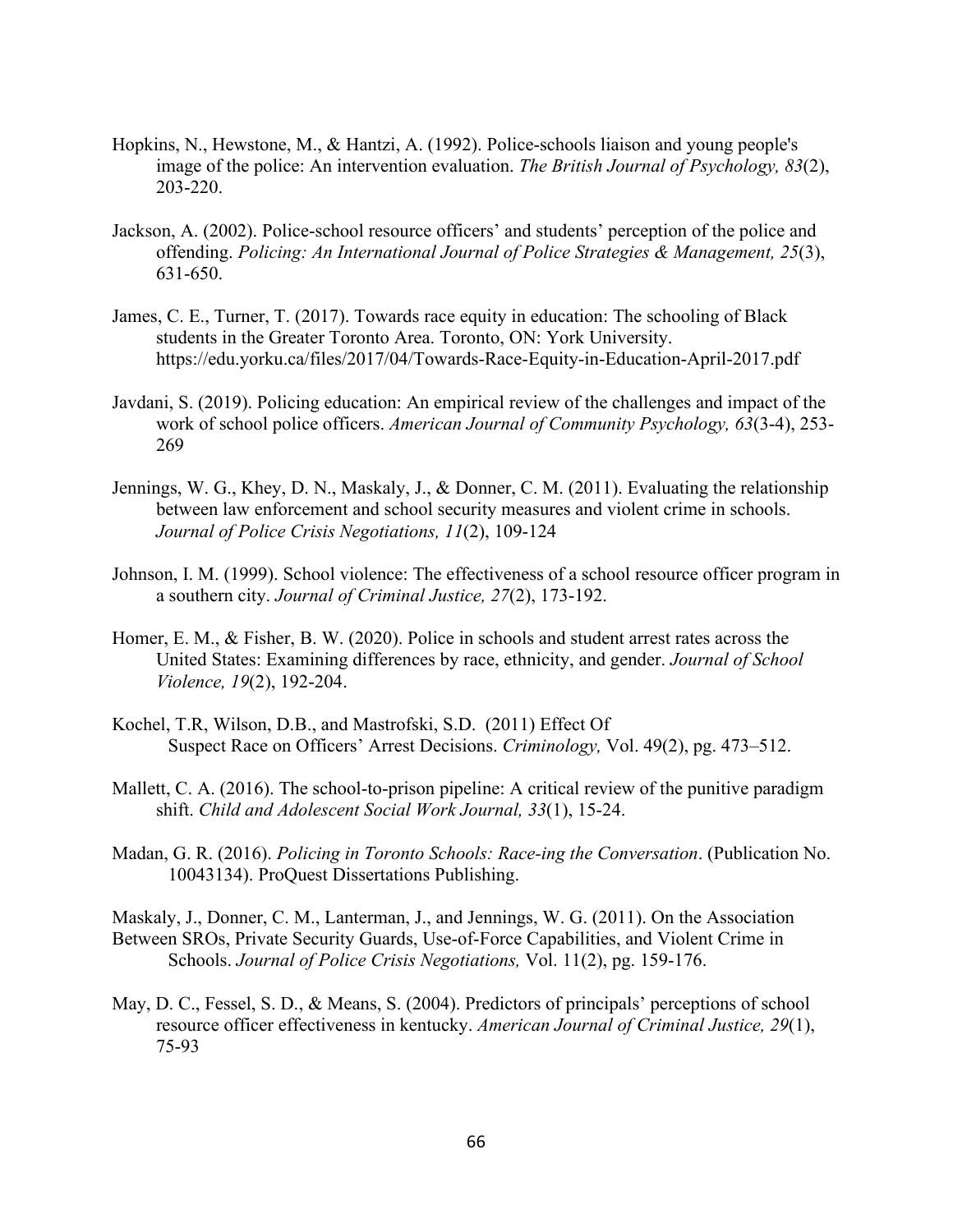Hopkins, N., Hewstone, M., & Hantzi, A. (1992). Police-schools liaison and young people's image of the police: An intervention evaluation. *The British Journal of Psychology, 83*(2), 203-220.

Jackson, A. (2002). Police-school resource officers' and students' perception of the police and offending. *Policing: An International Journal of Police Strategies & Management, 25*(3), 631-650.

James, C. E., Turner, T. (2017). Towards race equity in education: The schooling of Black students in the Greater Toronto Area. Toronto, ON: York University. https://edu.yorku.ca/files/2017/04/Towards-Race-Equity-in-Education-April-2017.pdf

Javdani, S. (2019). Policing education: An empirical review of the challenges and impact of the work of school police officers. *American Journal of Community Psychology, 63*(3-4), 253-269

Jennings, W. G., Khey, D. N., Maskaly, J., & Donner, C. M. (2011). Evaluating the relationship between law enforcement and school security measures and violent crime in schools. *Journal of Police Crisis Negotiations, 11*(2), 109-124

Johnson, I. M. (1999). School violence: The effectiveness of a school resource officer program in a southern city. *Journal of Criminal Justice, 27*(2), 173-192.

Homer, E. M., & Fisher, B. W. (2020). Police in schools and student arrest rates across the United States: Examining differences by race, ethnicity, and gender. *Journal of School Violence, 19*(2), 192-204.

Kochel, T.R, Wilson, D.B., and Mastrofski, S.D. (2011) Effect Of Suspect Race on Officers' Arrest Decisions. *Criminology,* Vol. 49(2), pg. 473–512.

Mallett, C. A. (2016). The school-to-prison pipeline: A critical review of the punitive paradigm shift. *Child and Adolescent Social Work Journal, 33*(1), 15-24.

Madan, G. R. (2016). *Policing in Toronto Schools: Race-ing the Conversation*. (Publication No. 10043134). ProQuest Dissertations Publishing.

Maskaly, J., Donner, C. M., Lanterman, J., and Jennings, W. G. (2011). On the Association Between SROs, Private Security Guards, Use-of-Force Capabilities, and Violent Crime in Schools. *Journal of Police Crisis Negotiations,* Vol. 11(2), pg. 159-176.

May, D. C., Fessel, S. D., & Means, S. (2004). Predictors of principals' perceptions of school resource officer effectiveness in kentucky. *American Journal of Criminal Justice, 29*(1), 75-93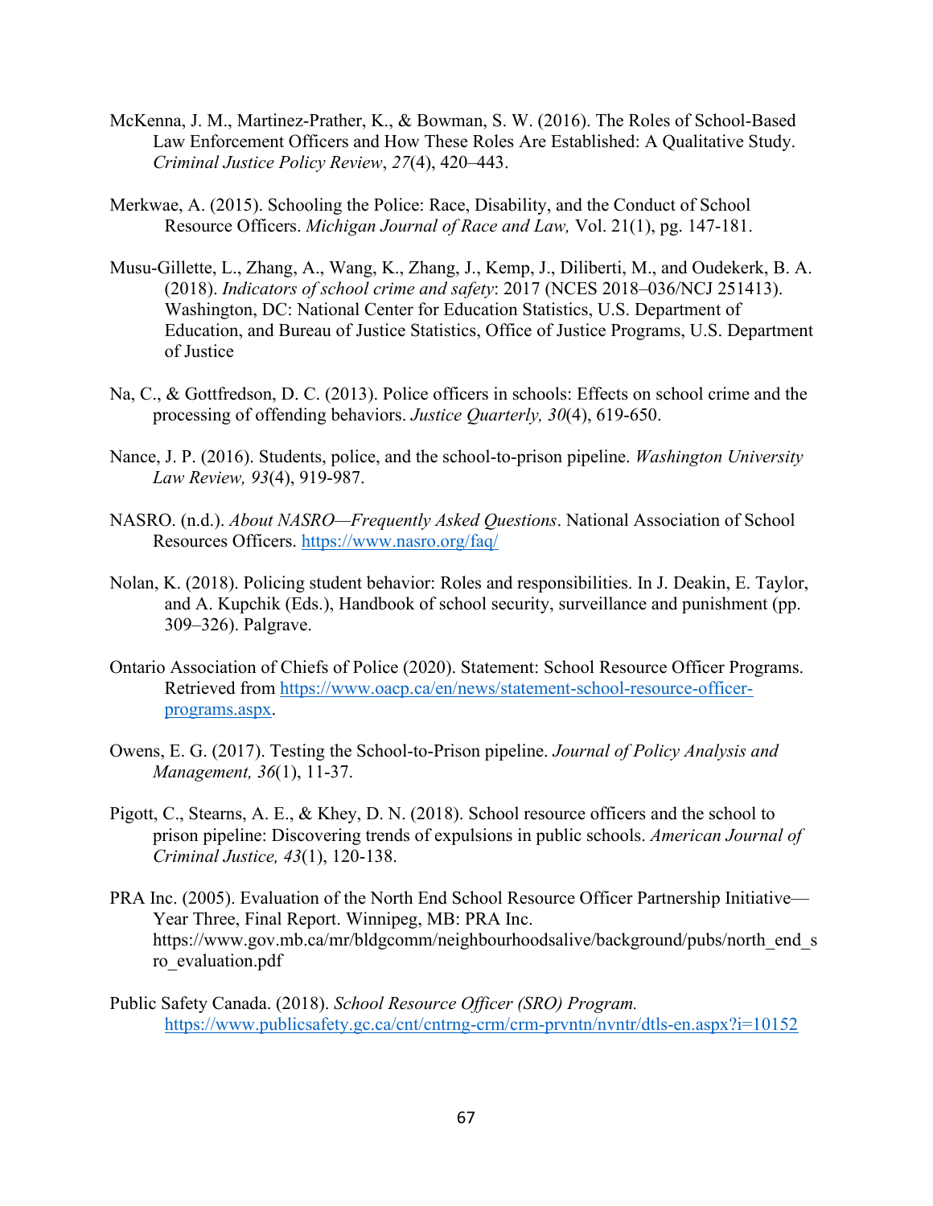McKenna, J. M., Martinez-Prather, K., & Bowman, S. W. (2016). The Roles of School-Based Law Enforcement Officers and How These Roles Are Established: A Qualitative Study. *Criminal Justice Policy Review*, *27*(4), 420–443.

Merkwae, A. (2015). Schooling the Police: Race, Disability, and the Conduct of School Resource Officers. *Michigan Journal of Race and Law,* Vol. 21(1), pg. 147-181.

Musu-Gillette, L., Zhang, A., Wang, K., Zhang, J., Kemp, J., Diliberti, M., and Oudekerk, B. A. (2018). *Indicators of school crime and safety*: 2017 (NCES 2018–036/NCJ 251413). Washington, DC: National Center for Education Statistics, U.S. Department of Education, and Bureau of Justice Statistics, Office of Justice Programs, U.S. Department of Justice

Na, C., & Gottfredson, D. C. (2013). Police officers in schools: Effects on school crime and the processing of offending behaviors. *Justice Quarterly, 30*(4), 619-650.

Nance, J. P. (2016). Students, police, and the school-to-prison pipeline. *Washington University Law Review, 93*(4), 919-987.

NASRO. (n.d.). *About NASRO—Frequently Asked Questions*. National Association of School Resources Officers. https://www.nasro.org/faq/

Nolan, K. (2018). Policing student behavior: Roles and responsibilities. In J. Deakin, E. Taylor, and A. Kupchik (Eds.), Handbook of school security, surveillance and punishment (pp. 309–326). Palgrave.

Ontario Association of Chiefs of Police (2020). Statement: School Resource Officer Programs. Retrieved from https://www.oacp.ca/en/news/statement-school-resource-officer-programs.aspx.

Owens, E. G. (2017). Testing the School-to-Prison pipeline. *Journal of Policy Analysis and Management, 36*(1), 11-37.

Pigott, C., Stearns, A. E., & Khey, D. N. (2018). School resource officers and the school to prison pipeline: Discovering trends of expulsions in public schools. *American Journal of Criminal Justice, 43*(1), 120-138.

PRA Inc. (2005). Evaluation of the North End School Resource Officer Partnership Initiative—Year Three, Final Report. Winnipeg, MB: PRA Inc. https://www.gov.mb.ca/mr/bldgcomm/neighbourhoodsalive/background/pubs/north_end_sro_evaluation.pdf

Public Safety Canada. (2018). *School Resource Officer (SRO) Program.* https://www.publicsafety.gc.ca/cnt/cntrng-crm/crm-prvntn/nvntr/dtls-en.aspx?i=10152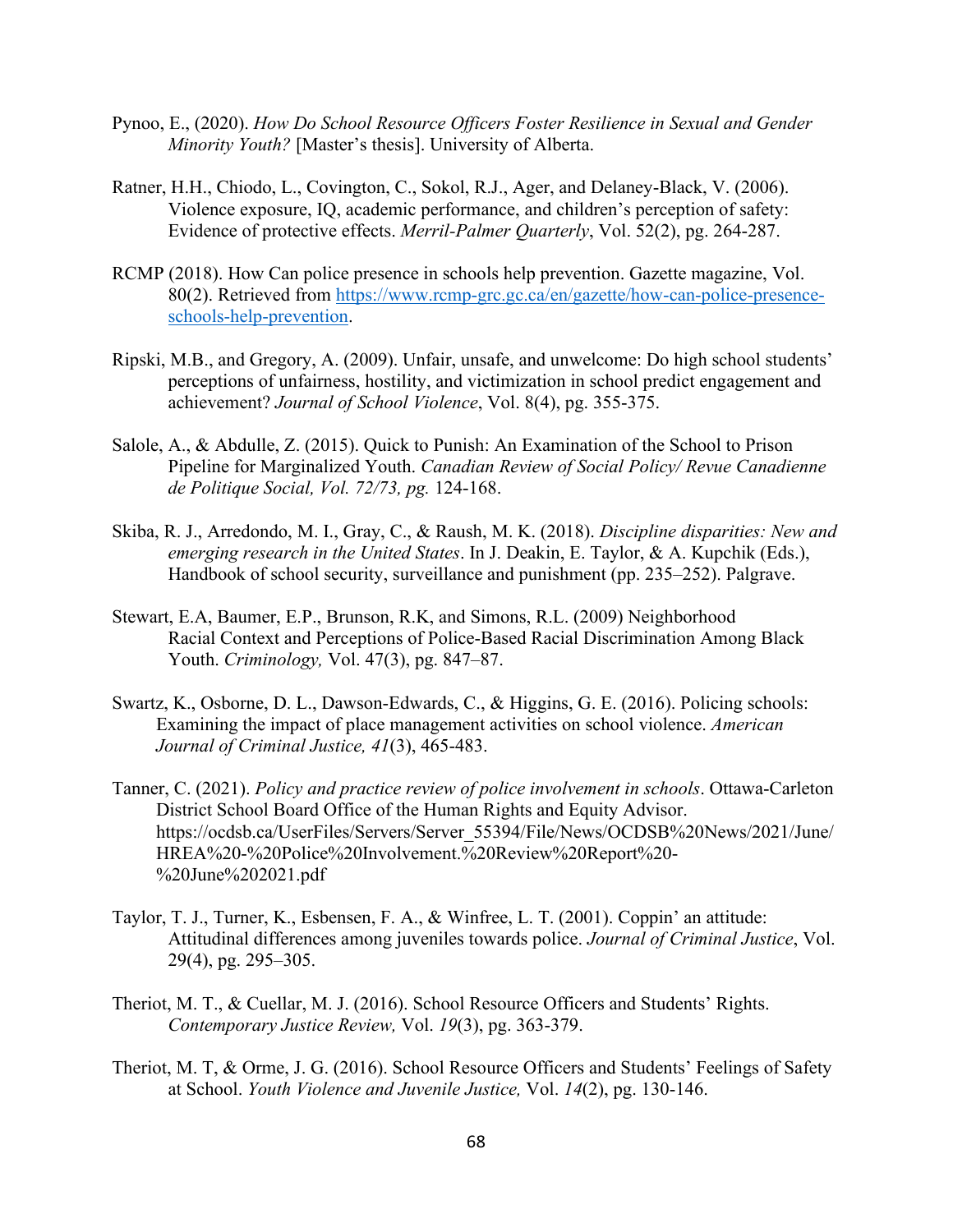Pynoo, E., (2020). *How Do School Resource Officers Foster Resilience in Sexual and Gender Minority Youth?* [Master's thesis]. University of Alberta.

Ratner, H.H., Chiodo, L., Covington, C., Sokol, R.J., Ager, and Delaney-Black, V. (2006). Violence exposure, IQ, academic performance, and children's perception of safety: Evidence of protective effects. *Merril-Palmer Quarterly*, Vol. 52(2), pg. 264-287.

RCMP (2018). How Can police presence in schools help prevention. Gazette magazine, Vol. 80(2). Retrieved from [https://www.rcmp-grc.gc.ca/en/gazette/how-can-police-presence-schools-help-prevention](https://www.rcmp-grc.gc.ca/en/gazette/how-can-police-presence-schools-help-prevention).

Ripski, M.B., and Gregory, A. (2009). Unfair, unsafe, and unwelcome: Do high school students' perceptions of unfairness, hostility, and victimization in school predict engagement and achievement? *Journal of School Violence*, Vol. 8(4), pg. 355-375.

Salole, A., & Abdulle, Z. (2015). Quick to Punish: An Examination of the School to Prison Pipeline for Marginalized Youth. *Canadian Review of Social Policy/ Revue Canadienne de Politique Social, Vol. 72/73, pg.* 124-168.

Skiba, R. J., Arredondo, M. I., Gray, C., & Raush, M. K. (2018). *Discipline disparities: New and emerging research in the United States*. In J. Deakin, E. Taylor, & A. Kupchik (Eds.), Handbook of school security, surveillance and punishment (pp. 235–252). Palgrave.

Stewart, E.A, Baumer, E.P., Brunson, R.K, and Simons, R.L. (2009) Neighborhood Racial Context and Perceptions of Police-Based Racial Discrimination Among Black Youth. *Criminology,* Vol. 47(3), pg. 847–87.

Swartz, K., Osborne, D. L., Dawson-Edwards, C., & Higgins, G. E. (2016). Policing schools: Examining the impact of place management activities on school violence. *American Journal of Criminal Justice, 41*(3), 465-483.

Tanner, C. (2021). *Policy and practice review of police involvement in schools*. Ottawa-Carleton District School Board Office of the Human Rights and Equity Advisor. https://ocdsb.ca/UserFiles/Servers/Server_55394/File/News/OCDSB%20News/2021/June/HREA%20-%20Police%20Involvement.%20Review%20Report%20-%20June%202021.pdf

Taylor, T. J., Turner, K., Esbensen, F. A., & Winfree, L. T. (2001). Coppin' an attitude: Attitudinal differences among juveniles towards police. *Journal of Criminal Justice*, Vol. 29(4), pg. 295–305.

Theriot, M. T., & Cuellar, M. J. (2016). School Resource Officers and Students' Rights. *Contemporary Justice Review,* Vol. *19*(3), pg. 363-379.

Theriot, M. T, & Orme, J. G. (2016). School Resource Officers and Students' Feelings of Safety at School. *Youth Violence and Juvenile Justice,* Vol. *14*(2), pg. 130-146.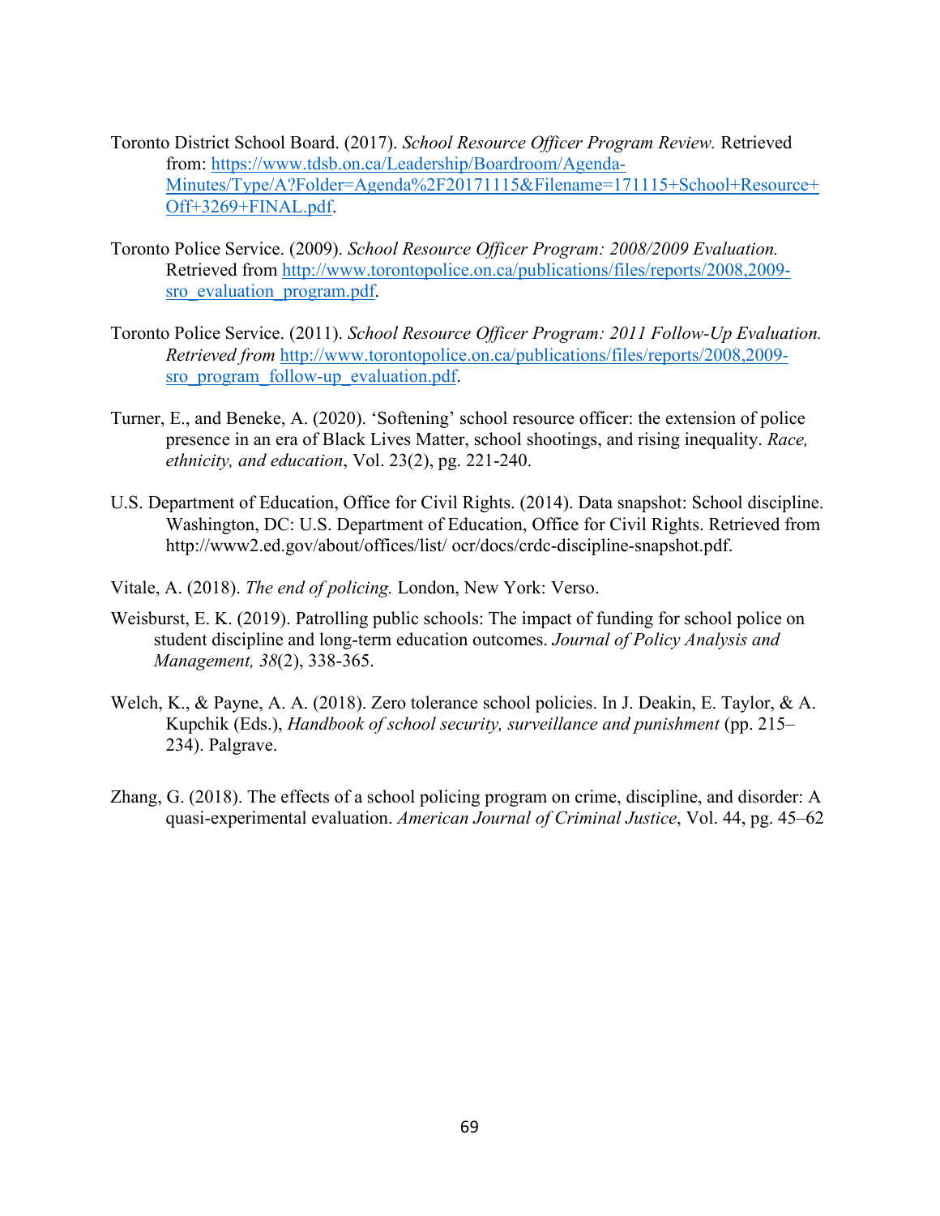Toronto District School Board. (2017). *School Resource Officer Program Review.* Retrieved from: https://www.tdsb.on.ca/Leadership/Boardroom/Agenda-Minutes/Type/A?Folder=Agenda%2F20171115&Filename=171115+School+Resource+Off+3269+FINAL.pdf.

Toronto Police Service. (2009). *School Resource Officer Program: 2008/2009 Evaluation.* Retrieved from http://www.torontopolice.on.ca/publications/files/reports/2008,2009-sro_evaluation_program.pdf.

Toronto Police Service. (2011). *School Resource Officer Program: 2011 Follow-Up Evaluation. Retrieved from* http://www.torontopolice.on.ca/publications/files/reports/2008,2009-sro_program_follow-up_evaluation.pdf.

Turner, E., and Beneke, A. (2020). 'Softening' school resource officer: the extension of police presence in an era of Black Lives Matter, school shootings, and rising inequality. *Race, ethnicity, and education*, Vol. 23(2), pg. 221-240.

U.S. Department of Education, Office for Civil Rights. (2014). Data snapshot: School discipline. Washington, DC: U.S. Department of Education, Office for Civil Rights. Retrieved from http://www2.ed.gov/about/offices/list/ ocr/docs/crdc-discipline-snapshot.pdf.

Vitale, A. (2018). *The end of policing.* London, New York: Verso.

Weisburst, E. K. (2019). Patrolling public schools: The impact of funding for school police on student discipline and long-term education outcomes. *Journal of Policy Analysis and Management, 38*(2), 338-365.

Welch, K., & Payne, A. A. (2018). Zero tolerance school policies. In J. Deakin, E. Taylor, & A. Kupchik (Eds.), *Handbook of school security, surveillance and punishment* (pp. 215–234). Palgrave.

Zhang, G. (2018). The effects of a school policing program on crime, discipline, and disorder: A quasi-experimental evaluation. *American Journal of Criminal Justice*, Vol. 44, pg. 45–62